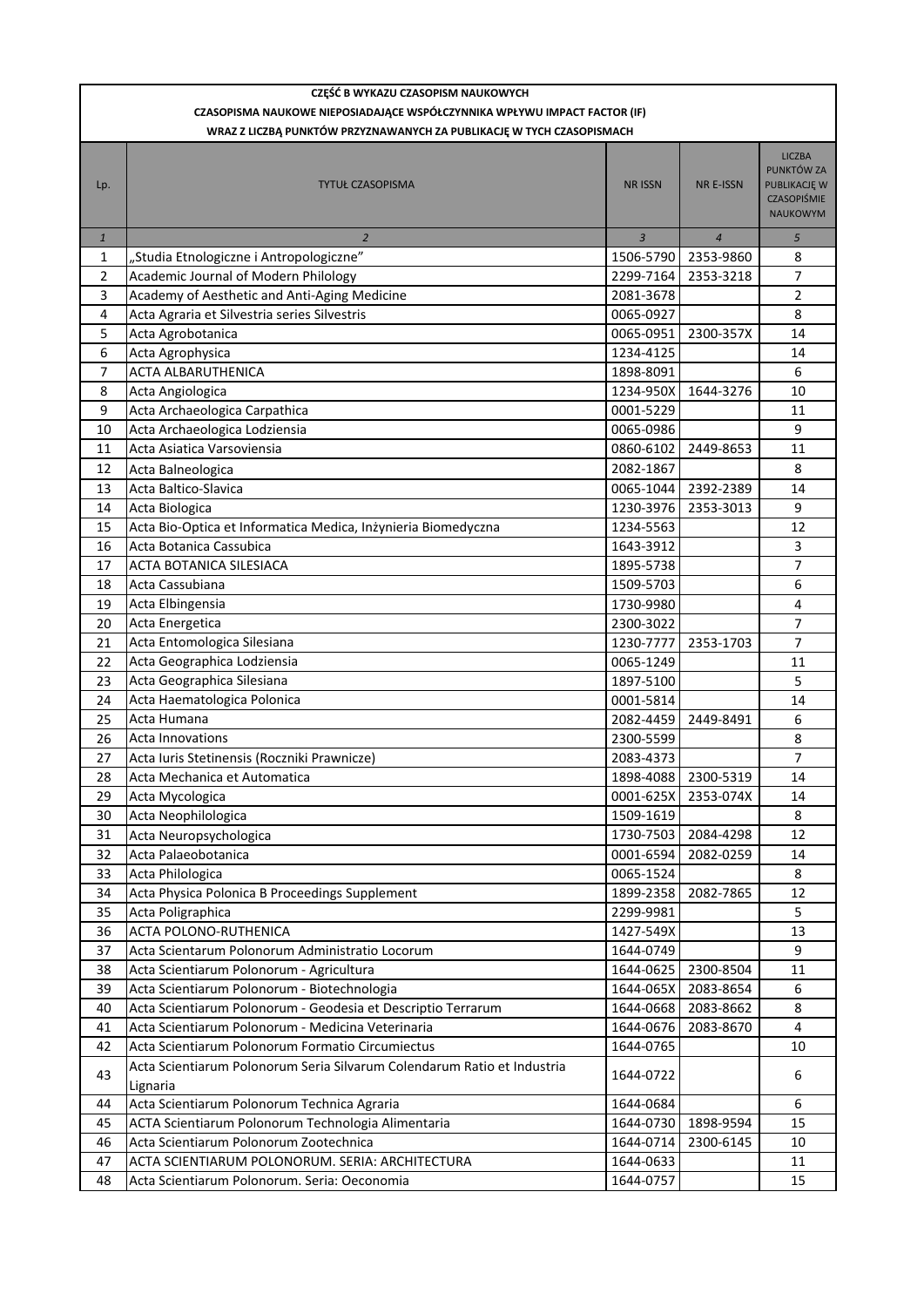**CZĘŚĆ B WYKAZU CZASOPISM NAUKOWYCH**

**CZASOPISMA NAUKOWE NIEPOSIADAJĄCE WSPÓŁCZYNNIKA WPŁYWU IMPACT FACTOR (IF)**

**WRAZ Z LICZBĄ PUNKTÓW PRZYZNAWANYCH ZA PUBLIKACJĘ W TYCH CZASOPISMACH**

| Lp. | TYTUŁ CZASOPISMA | NR ISSN | NR E-ISSN | LICZBA PUNKTÓW ZA PUBLIKACJĘ W CZASOPIŚMIE NAUKOWYM |
|---|---|---|---|---|
| *1* | *2* | *3* | *4* | *5* |
| 1 | „Studia Etnologiczne i Antropologiczne" | 1506-5790 | 2353-9860 | 8 |
| 2 | Academic Journal of Modern Philology | 2299-7164 | 2353-3218 | 7 |
| 3 | Academy of Aesthetic and Anti-Aging Medicine | 2081-3678 | | 2 |
| 4 | Acta Agraria et Silvestria series Silvestris | 0065-0927 | | 8 |
| 5 | Acta Agrobotanica | 0065-0951 | 2300-357X | 14 |
| 6 | Acta Agrophysica | 1234-4125 | | 14 |
| 7 | ACTA ALBARUTHENICA | 1898-8091 | | 6 |
| 8 | Acta Angiologica | 1234-950X | 1644-3276 | 10 |
| 9 | Acta Archaeologica Carpathica | 0001-5229 | | 11 |
| 10 | Acta Archaeologica Lodziensia | 0065-0986 | | 9 |
| 11 | Acta Asiatica Varsoviensia | 0860-6102 | 2449-8653 | 11 |
| 12 | Acta Balneologica | 2082-1867 | | 8 |
| 13 | Acta Baltico-Slavica | 0065-1044 | 2392-2389 | 14 |
| 14 | Acta Biologica | 1230-3976 | 2353-3013 | 9 |
| 15 | Acta Bio-Optica et Informatica Medica, Inżynieria Biomedyczna | 1234-5563 | | 12 |
| 16 | Acta Botanica Cassubica | 1643-3912 | | 3 |
| 17 | ACTA BOTANICA SILESIACA | 1895-5738 | | 7 |
| 18 | Acta Cassubiana | 1509-5703 | | 6 |
| 19 | Acta Elbingensia | 1730-9980 | | 4 |
| 20 | Acta Energetica | 2300-3022 | | 7 |
| 21 | Acta Entomologica Silesiana | 1230-7777 | 2353-1703 | 7 |
| 22 | Acta Geographica Lodziensia | 0065-1249 | | 11 |
| 23 | Acta Geographica Silesiana | 1897-5100 | | 5 |
| 24 | Acta Haematologica Polonica | 0001-5814 | | 14 |
| 25 | Acta Humana | 2082-4459 | 2449-8491 | 6 |
| 26 | Acta Innovations | 2300-5599 | | 8 |
| 27 | Acta Iuris Stetinensis (Roczniki Prawnicze) | 2083-4373 | | 7 |
| 28 | Acta Mechanica et Automatica | 1898-4088 | 2300-5319 | 14 |
| 29 | Acta Mycologica | 0001-625X | 2353-074X | 14 |
| 30 | Acta Neophilologica | 1509-1619 | | 8 |
| 31 | Acta Neuropsychologica | 1730-7503 | 2084-4298 | 12 |
| 32 | Acta Palaeobotanica | 0001-6594 | 2082-0259 | 14 |
| 33 | Acta Philologica | 0065-1524 | | 8 |
| 34 | Acta Physica Polonica B Proceedings Supplement | 1899-2358 | 2082-7865 | 12 |
| 35 | Acta Poligraphica | 2299-9981 | | 5 |
| 36 | ACTA POLONO-RUTHENICA | 1427-549X | | 13 |
| 37 | Acta Scientarum Polonorum Administratio Locorum | 1644-0749 | | 9 |
| 38 | Acta Scientiarum Polonorum - Agricultura | 1644-0625 | 2300-8504 | 11 |
| 39 | Acta Scientiarum Polonorum - Biotechnologia | 1644-065X | 2083-8654 | 6 |
| 40 | Acta Scientiarum Polonorum - Geodesia et Descriptio Terrarum | 1644-0668 | 2083-8662 | 8 |
| 41 | Acta Scientiarum Polonorum - Medicina Veterinaria | 1644-0676 | 2083-8670 | 4 |
| 42 | Acta Scientiarum Polonorum Formatio Circumiectus | 1644-0765 | | 10 |
| 43 | Acta Scientiarum Polonorum Seria Silvarum Colendarum Ratio et Industria Lignaria | 1644-0722 | | 6 |
| 44 | Acta Scientiarum Polonorum Technica Agraria | 1644-0684 | | 6 |
| 45 | ACTA Scientiarum Polonorum Technologia Alimentaria | 1644-0730 | 1898-9594 | 15 |
| 46 | Acta Scientiarum Polonorum Zootechnica | 1644-0714 | 2300-6145 | 10 |
| 47 | ACTA SCIENTIARUM POLONORUM. SERIA: ARCHITECTURA | 1644-0633 | | 11 |
| 48 | Acta Scientiarum Polonorum. Seria: Oeconomia | 1644-0757 | | 15 |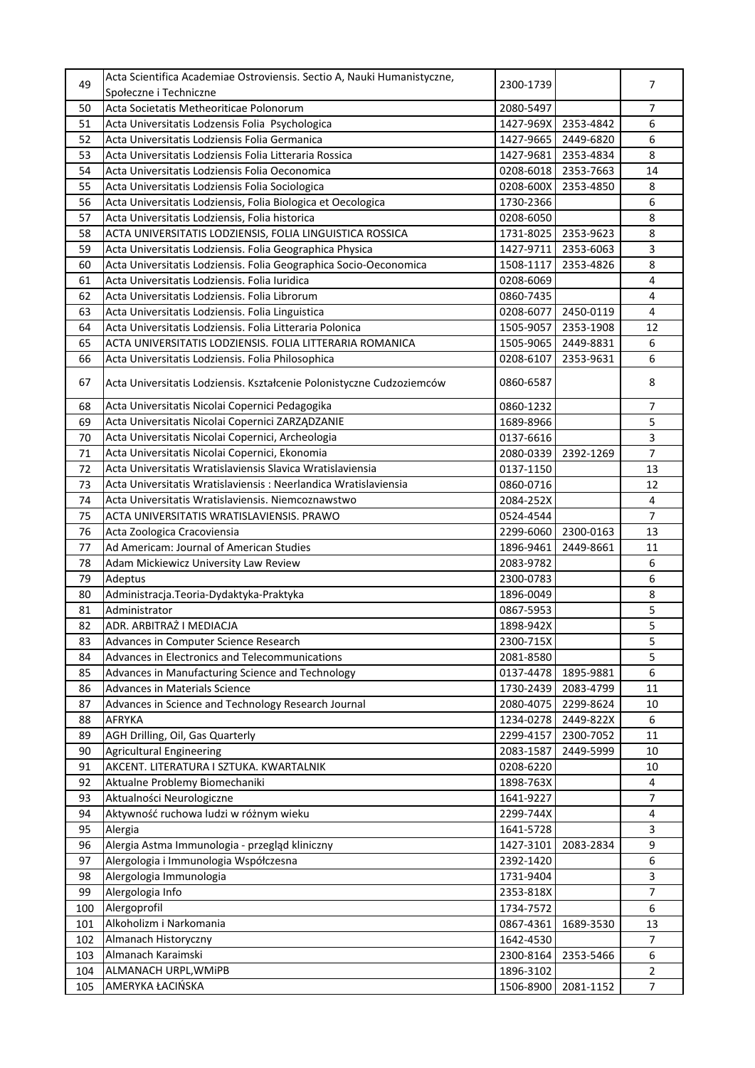| | | | | |
|---|---|---|---|---|
| 49 | Acta Scientifica Academiae Ostroviensis. Sectio A, Nauki Humanistyczne, Społeczne i Techniczne | 2300-1739 | | 7 |
| 50 | Acta Societatis Metheoriticae Polonorum | 2080-5497 | | 7 |
| 51 | Acta Universitatis Lodzensis Folia Psychologica | 1427-969X | 2353-4842 | 6 |
| 52 | Acta Universitatis Lodziensis Folia Germanica | 1427-9665 | 2449-6820 | 6 |
| 53 | Acta Universitatis Lodziensis Folia Litteraria Rossica | 1427-9681 | 2353-4834 | 8 |
| 54 | Acta Universitatis Lodziensis Folia Oeconomica | 0208-6018 | 2353-7663 | 14 |
| 55 | Acta Universitatis Lodziensis Folia Sociologica | 0208-600X | 2353-4850 | 8 |
| 56 | Acta Universitatis Lodziensis, Folia Biologica et Oecologica | 1730-2366 | | 6 |
| 57 | Acta Universitatis Lodziensis, Folia historica | 0208-6050 | | 8 |
| 58 | ACTA UNIVERSITATIS LODZIENSIS, FOLIA LINGUISTICA ROSSICA | 1731-8025 | 2353-9623 | 8 |
| 59 | Acta Universitatis Lodziensis. Folia Geographica Physica | 1427-9711 | 2353-6063 | 3 |
| 60 | Acta Universitatis Lodziensis. Folia Geographica Socio-Oeconomica | 1508-1117 | 2353-4826 | 8 |
| 61 | Acta Universitatis Lodziensis. Folia Iuridica | 0208-6069 | | 4 |
| 62 | Acta Universitatis Lodziensis. Folia Librorum | 0860-7435 | | 4 |
| 63 | Acta Universitatis Lodziensis. Folia Linguistica | 0208-6077 | 2450-0119 | 4 |
| 64 | Acta Universitatis Lodziensis. Folia Litteraria Polonica | 1505-9057 | 2353-1908 | 12 |
| 65 | ACTA UNIVERSITATIS LODZIENSIS. FOLIA LITTERARIA ROMANICA | 1505-9065 | 2449-8831 | 6 |
| 66 | Acta Universitatis Lodziensis. Folia Philosophica | 0208-6107 | 2353-9631 | 6 |
| 67 | Acta Universitatis Lodziensis. Kształcenie Polonistyczne Cudzoziemców | 0860-6587 | | 8 |
| 68 | Acta Universitatis Nicolai Copernici Pedagogika | 0860-1232 | | 7 |
| 69 | Acta Universitatis Nicolai Copernici ZARZĄDZANIE | 1689-8966 | | 5 |
| 70 | Acta Universitatis Nicolai Copernici, Archeologia | 0137-6616 | | 3 |
| 71 | Acta Universitatis Nicolai Copernici, Ekonomia | 2080-0339 | 2392-1269 | 7 |
| 72 | Acta Universitatis Wratislaviensis Slavica Wratislaviensia | 0137-1150 | | 13 |
| 73 | Acta Universitatis Wratislaviensis : Neerlandica Wratislaviensia | 0860-0716 | | 12 |
| 74 | Acta Universitatis Wratislaviensis. Niemcoznawstwo | 2084-252X | | 4 |
| 75 | ACTA UNIVERSITATIS WRATISLAVIENSIS. PRAWO | 0524-4544 | | 7 |
| 76 | Acta Zoologica Cracoviensia | 2299-6060 | 2300-0163 | 13 |
| 77 | Ad Americam: Journal of American Studies | 1896-9461 | 2449-8661 | 11 |
| 78 | Adam Mickiewicz University Law Review | 2083-9782 | | 6 |
| 79 | Adeptus | 2300-0783 | | 6 |
| 80 | Administracja.Teoria-Dydaktyka-Praktyka | 1896-0049 | | 8 |
| 81 | Administrator | 0867-5953 | | 5 |
| 82 | ADR. ARBITRAŻ I MEDIACJA | 1898-942X | | 5 |
| 83 | Advances in Computer Science Research | 2300-715X | | 5 |
| 84 | Advances in Electronics and Telecommunications | 2081-8580 | | 5 |
| 85 | Advances in Manufacturing Science and Technology | 0137-4478 | 1895-9881 | 6 |
| 86 | Advances in Materials Science | 1730-2439 | 2083-4799 | 11 |
| 87 | Advances in Science and Technology Research Journal | 2080-4075 | 2299-8624 | 10 |
| 88 | AFRYKA | 1234-0278 | 2449-822X | 6 |
| 89 | AGH Drilling, Oil, Gas Quarterly | 2299-4157 | 2300-7052 | 11 |
| 90 | Agricultural Engineering | 2083-1587 | 2449-5999 | 10 |
| 91 | AKCENT. LITERATURA I SZTUKA. KWARTALNIK | 0208-6220 | | 10 |
| 92 | Aktualne Problemy Biomechaniki | 1898-763X | | 4 |
| 93 | Aktualności Neurologiczne | 1641-9227 | | 7 |
| 94 | Aktywność ruchowa ludzi w różnym wieku | 2299-744X | | 4 |
| 95 | Alergia | 1641-5728 | | 3 |
| 96 | Alergia Astma Immunologia - przegląd kliniczny | 1427-3101 | 2083-2834 | 9 |
| 97 | Alergologia i Immunologia Współczesna | 2392-1420 | | 6 |
| 98 | Alergologia Immunologia | 1731-9404 | | 3 |
| 99 | Alergologia Info | 2353-818X | | 7 |
| 100 | Alergoprofil | 1734-7572 | | 6 |
| 101 | Alkoholizm i Narkomania | 0867-4361 | 1689-3530 | 13 |
| 102 | Almanach Historyczny | 1642-4530 | | 7 |
| 103 | Almanach Karaimski | 2300-8164 | 2353-5466 | 6 |
| 104 | ALMANACH URPL,WMiPB | 1896-3102 | | 2 |
| 105 | AMERYKA ŁACIŃSKA | 1506-8900 | 2081-1152 | 7 |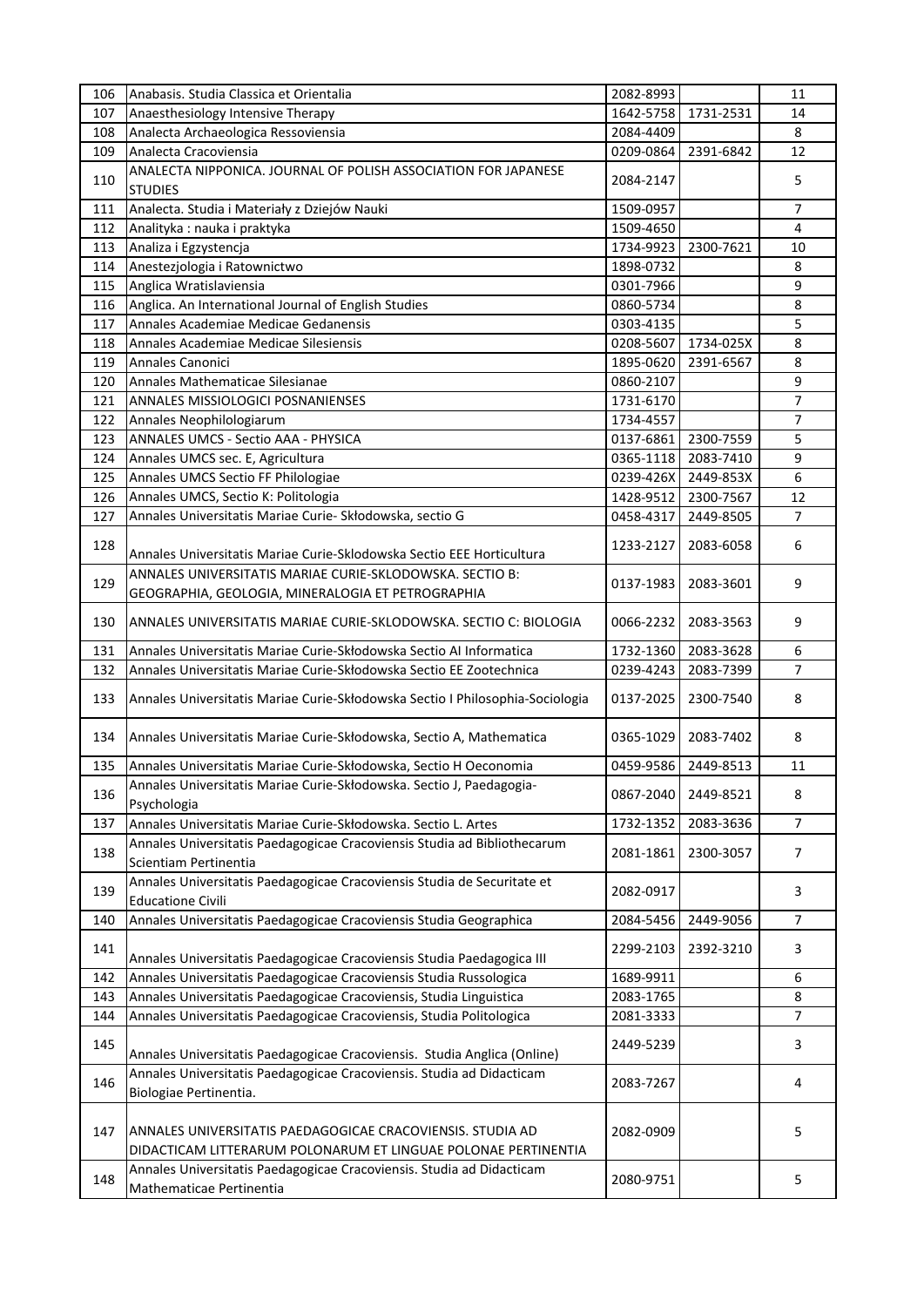| | | | | |
|---|---|---|---|---|
| 106 | Anabasis. Studia Classica et Orientalia | 2082-8993 | | 11 |
| 107 | Anaesthesiology Intensive Therapy | 1642-5758 | 1731-2531 | 14 |
| 108 | Analecta Archaeologica Ressoviensia | 2084-4409 | | 8 |
| 109 | Analecta Cracoviensia | 0209-0864 | 2391-6842 | 12 |
| 110 | ANALECTA NIPPONICA. JOURNAL OF POLISH ASSOCIATION FOR JAPANESE STUDIES | 2084-2147 | | 5 |
| 111 | Analecta. Studia i Materiały z Dziejów Nauki | 1509-0957 | | 7 |
| 112 | Analityka : nauka i praktyka | 1509-4650 | | 4 |
| 113 | Analiza i Egzystencja | 1734-9923 | 2300-7621 | 10 |
| 114 | Anestezjologia i Ratownictwo | 1898-0732 | | 8 |
| 115 | Anglica Wratislaviensia | 0301-7966 | | 9 |
| 116 | Anglica. An International Journal of English Studies | 0860-5734 | | 8 |
| 117 | Annales Academiae Medicae Gedanensis | 0303-4135 | | 5 |
| 118 | Annales Academiae Medicae Silesiensis | 0208-5607 | 1734-025X | 8 |
| 119 | Annales Canonici | 1895-0620 | 2391-6567 | 8 |
| 120 | Annales Mathematicae Silesianae | 0860-2107 | | 9 |
| 121 | ANNALES MISSIOLOGICI POSNANIENSES | 1731-6170 | | 7 |
| 122 | Annales Neophilologiarum | 1734-4557 | | 7 |
| 123 | ANNALES UMCS - Sectio AAA - PHYSICA | 0137-6861 | 2300-7559 | 5 |
| 124 | Annales UMCS sec. E, Agricultura | 0365-1118 | 2083-7410 | 9 |
| 125 | Annales UMCS Sectio FF Philologiae | 0239-426X | 2449-853X | 6 |
| 126 | Annales UMCS, Sectio K: Politologia | 1428-9512 | 2300-7567 | 12 |
| 127 | Annales Universitatis Mariae Curie- Skłodowska, sectio G | 0458-4317 | 2449-8505 | 7 |
| 128 | Annales Universitatis Mariae Curie-Sklodowska Sectio EEE Horticultura | 1233-2127 | 2083-6058 | 6 |
| 129 | ANNALES UNIVERSITATIS MARIAE CURIE-SKLODOWSKA. SECTIO B: GEOGRAPHIA, GEOLOGIA, MINERALOGIA ET PETROGRAPHIA | 0137-1983 | 2083-3601 | 9 |
| 130 | ANNALES UNIVERSITATIS MARIAE CURIE-SKLODOWSKA. SECTIO C: BIOLOGIA | 0066-2232 | 2083-3563 | 9 |
| 131 | Annales Universitatis Mariae Curie-Skłodowska Sectio AI Informatica | 1732-1360 | 2083-3628 | 6 |
| 132 | Annales Universitatis Mariae Curie-Skłodowska Sectio EE Zootechnica | 0239-4243 | 2083-7399 | 7 |
| 133 | Annales Universitatis Mariae Curie-Skłodowska Sectio I Philosophia-Sociologia | 0137-2025 | 2300-7540 | 8 |
| 134 | Annales Universitatis Mariae Curie-Skłodowska, Sectio A, Mathematica | 0365-1029 | 2083-7402 | 8 |
| 135 | Annales Universitatis Mariae Curie-Skłodowska, Sectio H Oeconomia | 0459-9586 | 2449-8513 | 11 |
| 136 | Annales Universitatis Mariae Curie-Skłodowska. Sectio J, Paedagogia-Psychologia | 0867-2040 | 2449-8521 | 8 |
| 137 | Annales Universitatis Mariae Curie-Skłodowska. Sectio L. Artes | 1732-1352 | 2083-3636 | 7 |
| 138 | Annales Universitatis Paedagogicae Cracoviensis Studia ad Bibliothecarum Scientiam Pertinentia | 2081-1861 | 2300-3057 | 7 |
| 139 | Annales Universitatis Paedagogicae Cracoviensis Studia de Securitate et Educatione Civili | 2082-0917 | | 3 |
| 140 | Annales Universitatis Paedagogicae Cracoviensis Studia Geographica | 2084-5456 | 2449-9056 | 7 |
| 141 | Annales Universitatis Paedagogicae Cracoviensis Studia Paedagogica III | 2299-2103 | 2392-3210 | 3 |
| 142 | Annales Universitatis Paedagogicae Cracoviensis Studia Russologica | 1689-9911 | | 6 |
| 143 | Annales Universitatis Paedagogicae Cracoviensis, Studia Linguistica | 2083-1765 | | 8 |
| 144 | Annales Universitatis Paedagogicae Cracoviensis, Studia Politologica | 2081-3333 | | 7 |
| 145 | Annales Universitatis Paedagogicae Cracoviensis. Studia Anglica (Online) | 2449-5239 | | 3 |
| 146 | Annales Universitatis Paedagogicae Cracoviensis. Studia ad Didacticam Biologiae Pertinentia. | 2083-7267 | | 4 |
| 147 | ANNALES UNIVERSITATIS PAEDAGOGICAE CRACOVIENSIS. STUDIA AD DIDACTICAM LITTERARUM POLONARUM ET LINGUAE POLONAE PERTINENTIA | 2082-0909 | | 5 |
| 148 | Annales Universitatis Paedagogicae Cracoviensis. Studia ad Didacticam Mathematicae Pertinentia | 2080-9751 | | 5 |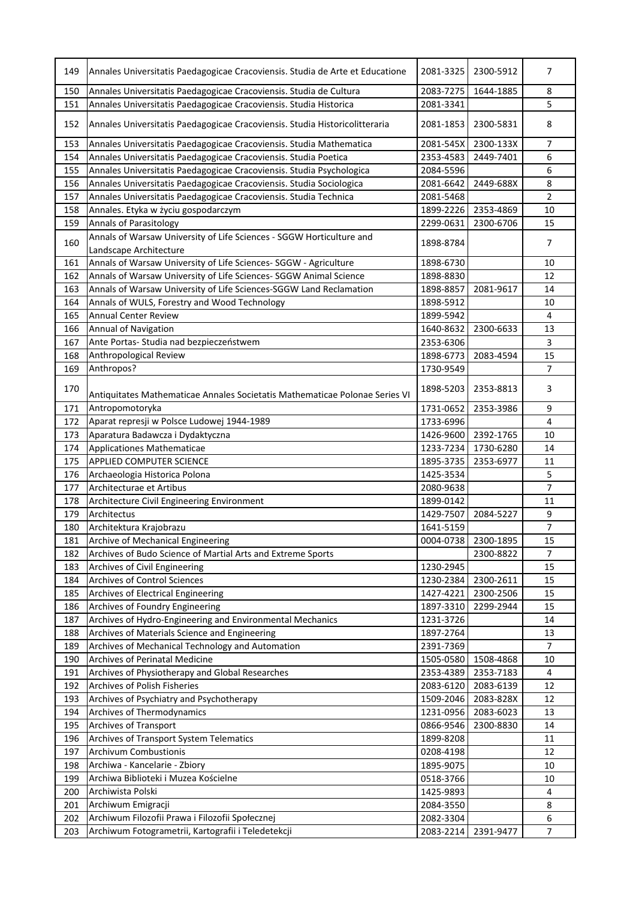| | | | | |
|---|---|---|---|---|
| 149 | Annales Universitatis Paedagogicae Cracoviensis. Studia de Arte et Educatione | 2081-3325 | 2300-5912 | 7 |
| 150 | Annales Universitatis Paedagogicae Cracoviensis. Studia de Cultura | 2083-7275 | 1644-1885 | 8 |
| 151 | Annales Universitatis Paedagogicae Cracoviensis. Studia Historica | 2081-3341 | | 5 |
| 152 | Annales Universitatis Paedagogicae Cracoviensis. Studia Historicolitteraria | 2081-1853 | 2300-5831 | 8 |
| 153 | Annales Universitatis Paedagogicae Cracoviensis. Studia Mathematica | 2081-545X | 2300-133X | 7 |
| 154 | Annales Universitatis Paedagogicae Cracoviensis. Studia Poetica | 2353-4583 | 2449-7401 | 6 |
| 155 | Annales Universitatis Paedagogicae Cracoviensis. Studia Psychologica | 2084-5596 | | 6 |
| 156 | Annales Universitatis Paedagogicae Cracoviensis. Studia Sociologica | 2081-6642 | 2449-688X | 8 |
| 157 | Annales Universitatis Paedagogicae Cracoviensis. Studia Technica | 2081-5468 | | 2 |
| 158 | Annales. Etyka w życiu gospodarczym | 1899-2226 | 2353-4869 | 10 |
| 159 | Annals of Parasitology | 2299-0631 | 2300-6706 | 15 |
| 160 | Annals of Warsaw University of Life Sciences - SGGW Horticulture and Landscape Architecture | 1898-8784 | | 7 |
| 161 | Annals of Warsaw University of Life Sciences- SGGW - Agriculture | 1898-6730 | | 10 |
| 162 | Annals of Warsaw University of Life Sciences- SGGW Animal Science | 1898-8830 | | 12 |
| 163 | Annals of Warsaw University of Life Sciences-SGGW Land Reclamation | 1898-8857 | 2081-9617 | 14 |
| 164 | Annals of WULS, Forestry and Wood Technology | 1898-5912 | | 10 |
| 165 | Annual Center Review | 1899-5942 | | 4 |
| 166 | Annual of Navigation | 1640-8632 | 2300-6633 | 13 |
| 167 | Ante Portas- Studia nad bezpieczeństwem | 2353-6306 | | 3 |
| 168 | Anthropological Review | 1898-6773 | 2083-4594 | 15 |
| 169 | Anthropos? | 1730-9549 | | 7 |
| 170 | Antiquitates Mathematicae Annales Societatis Mathematicae Polonae Series VI | 1898-5203 | 2353-8813 | 3 |
| 171 | Antropomotoryka | 1731-0652 | 2353-3986 | 9 |
| 172 | Aparat represji w Polsce Ludowej 1944-1989 | 1733-6996 | | 4 |
| 173 | Aparatura Badawcza i Dydaktyczna | 1426-9600 | 2392-1765 | 10 |
| 174 | Applicationes Mathematicae | 1233-7234 | 1730-6280 | 14 |
| 175 | APPLIED COMPUTER SCIENCE | 1895-3735 | 2353-6977 | 11 |
| 176 | Archaeologia Historica Polona | 1425-3534 | | 5 |
| 177 | Architecturae et Artibus | 2080-9638 | | 7 |
| 178 | Architecture Civil Engineering Environment | 1899-0142 | | 11 |
| 179 | Architectus | 1429-7507 | 2084-5227 | 9 |
| 180 | Architektura Krajobrazu | 1641-5159 | | 7 |
| 181 | Archive of Mechanical Engineering | 0004-0738 | 2300-1895 | 15 |
| 182 | Archives of Budo Science of Martial Arts and Extreme Sports | | 2300-8822 | 7 |
| 183 | Archives of Civil Engineering | 1230-2945 | | 15 |
| 184 | Archives of Control Sciences | 1230-2384 | 2300-2611 | 15 |
| 185 | Archives of Electrical Engineering | 1427-4221 | 2300-2506 | 15 |
| 186 | Archives of Foundry Engineering | 1897-3310 | 2299-2944 | 15 |
| 187 | Archives of Hydro-Engineering and Environmental Mechanics | 1231-3726 | | 14 |
| 188 | Archives of Materials Science and Engineering | 1897-2764 | | 13 |
| 189 | Archives of Mechanical Technology and Automation | 2391-7369 | | 7 |
| 190 | Archives of Perinatal Medicine | 1505-0580 | 1508-4868 | 10 |
| 191 | Archives of Physiotherapy and Global Researches | 2353-4389 | 2353-7183 | 4 |
| 192 | Archives of Polish Fisheries | 2083-6120 | 2083-6139 | 12 |
| 193 | Archives of Psychiatry and Psychotherapy | 1509-2046 | 2083-828X | 12 |
| 194 | Archives of Thermodynamics | 1231-0956 | 2083-6023 | 13 |
| 195 | Archives of Transport | 0866-9546 | 2300-8830 | 14 |
| 196 | Archives of Transport System Telematics | 1899-8208 | | 11 |
| 197 | Archivum Combustionis | 0208-4198 | | 12 |
| 198 | Archiwa - Kancelarie - Zbiory | 1895-9075 | | 10 |
| 199 | Archiwa Biblioteki i Muzea Kościelne | 0518-3766 | | 10 |
| 200 | Archiwista Polski | 1425-9893 | | 4 |
| 201 | Archiwum Emigracji | 2084-3550 | | 8 |
| 202 | Archiwum Filozofii Prawa i Filozofii Społecznej | 2082-3304 | | 6 |
| 203 | Archiwum Fotogrametrii, Kartografii i Teledetekcji | 2083-2214 | 2391-9477 | 7 |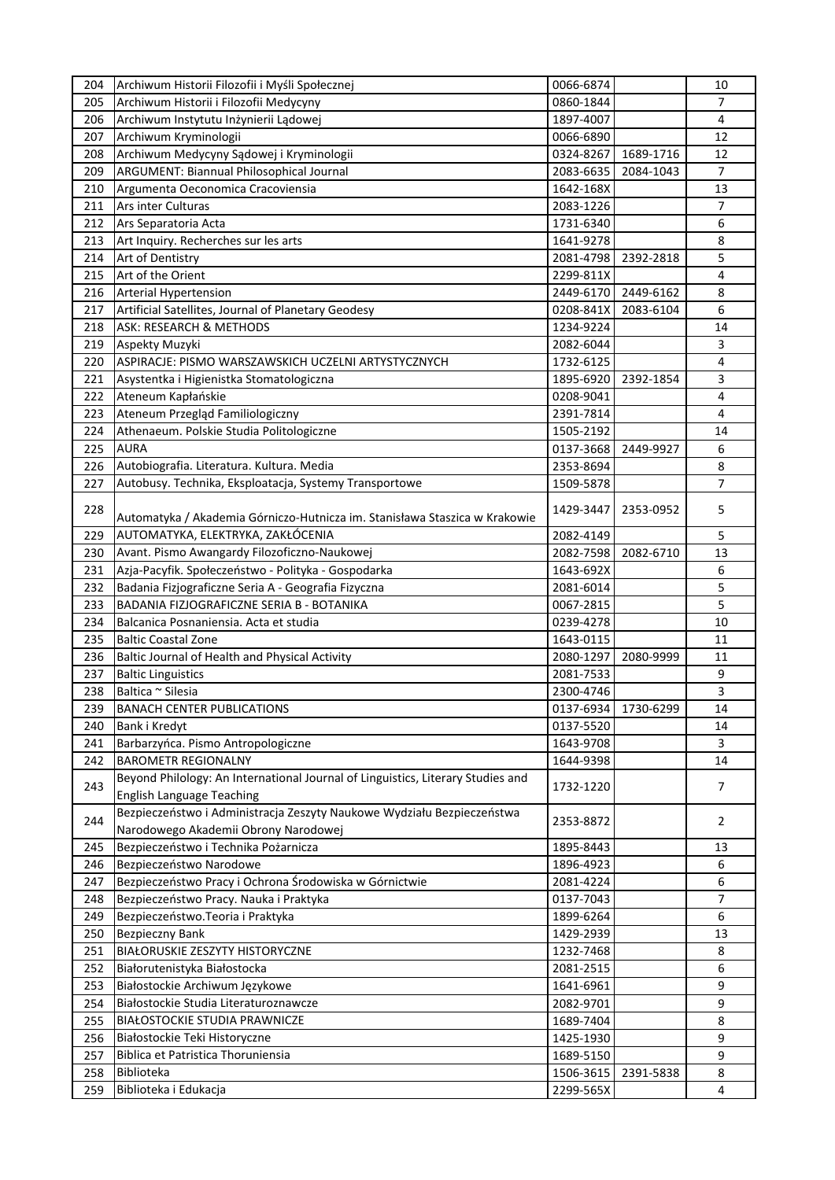| 204 | Archiwum Historii Filozofii i Myśli Społecznej | 0066-6874 | | 10 |
|---|---|---|---|---|
| 205 | Archiwum Historii i Filozofii Medycyny | 0860-1844 | | 7 |
| 206 | Archiwum Instytutu Inżynierii Lądowej | 1897-4007 | | 4 |
| 207 | Archiwum Kryminologii | 0066-6890 | | 12 |
| 208 | Archiwum Medycyny Sądowej i Kryminologii | 0324-8267 | 1689-1716 | 12 |
| 209 | ARGUMENT: Biannual Philosophical Journal | 2083-6635 | 2084-1043 | 7 |
| 210 | Argumenta Oeconomica Cracoviensia | 1642-168X | | 13 |
| 211 | Ars inter Culturas | 2083-1226 | | 7 |
| 212 | Ars Separatoria Acta | 1731-6340 | | 6 |
| 213 | Art Inquiry. Recherches sur les arts | 1641-9278 | | 8 |
| 214 | Art of Dentistry | 2081-4798 | 2392-2818 | 5 |
| 215 | Art of the Orient | 2299-811X | | 4 |
| 216 | Arterial Hypertension | 2449-6170 | 2449-6162 | 8 |
| 217 | Artificial Satellites, Journal of Planetary Geodesy | 0208-841X | 2083-6104 | 6 |
| 218 | ASK: RESEARCH & METHODS | 1234-9224 | | 14 |
| 219 | Aspekty Muzyki | 2082-6044 | | 3 |
| 220 | ASPIRACJE: PISMO WARSZAWSKICH UCZELNI ARTYSTYCZNYCH | 1732-6125 | | 4 |
| 221 | Asystentka i Higienistka Stomatologiczna | 1895-6920 | 2392-1854 | 3 |
| 222 | Ateneum Kapłańskie | 0208-9041 | | 4 |
| 223 | Ateneum Przegląd Familiologiczny | 2391-7814 | | 4 |
| 224 | Athenaeum. Polskie Studia Politologiczne | 1505-2192 | | 14 |
| 225 | AURA | 0137-3668 | 2449-9927 | 6 |
| 226 | Autobiografia. Literatura. Kultura. Media | 2353-8694 | | 8 |
| 227 | Autobusy. Technika, Eksploatacja, Systemy Transportowe | 1509-5878 | | 7 |
| 228 | Automatyka / Akademia Górniczo-Hutnicza im. Stanisława Staszica w Krakowie | 1429-3447 | 2353-0952 | 5 |
| 229 | AUTOMATYKA, ELEKTRYKA, ZAKŁÓCENIA | 2082-4149 | | 5 |
| 230 | Avant. Pismo Awangardy Filozoficzno-Naukowej | 2082-7598 | 2082-6710 | 13 |
| 231 | Azja-Pacyfik. Społeczeństwo - Polityka - Gospodarka | 1643-692X | | 6 |
| 232 | Badania Fizjograficzne Seria A - Geografia Fizyczna | 2081-6014 | | 5 |
| 233 | BADANIA FIZJOGRAFICZNE SERIA B - BOTANIKA | 0067-2815 | | 5 |
| 234 | Balcanica Posnaniensia. Acta et studia | 0239-4278 | | 10 |
| 235 | Baltic Coastal Zone | 1643-0115 | | 11 |
| 236 | Baltic Journal of Health and Physical Activity | 2080-1297 | 2080-9999 | 11 |
| 237 | Baltic Linguistics | 2081-7533 | | 9 |
| 238 | Baltica ~ Silesia | 2300-4746 | | 3 |
| 239 | BANACH CENTER PUBLICATIONS | 0137-6934 | 1730-6299 | 14 |
| 240 | Bank i Kredyt | 0137-5520 | | 14 |
| 241 | Barbarzyńca. Pismo Antropologiczne | 1643-9708 | | 3 |
| 242 | BAROMETR REGIONALNY | 1644-9398 | | 14 |
| 243 | Beyond Philology: An International Journal of Linguistics, Literary Studies and English Language Teaching | 1732-1220 | | 7 |
| 244 | Bezpieczeństwo i Administracja Zeszyty Naukowe Wydziału Bezpieczeństwa Narodowego Akademii Obrony Narodowej | 2353-8872 | | 2 |
| 245 | Bezpieczeństwo i Technika Pożarnicza | 1895-8443 | | 13 |
| 246 | Bezpieczeństwo Narodowe | 1896-4923 | | 6 |
| 247 | Bezpieczeństwo Pracy i Ochrona Środowiska w Górnictwie | 2081-4224 | | 6 |
| 248 | Bezpieczeństwo Pracy. Nauka i Praktyka | 0137-7043 | | 7 |
| 249 | Bezpieczeństwo.Teoria i Praktyka | 1899-6264 | | 6 |
| 250 | Bezpieczny Bank | 1429-2939 | | 13 |
| 251 | BIAŁORUSKIE ZESZYTY HISTORYCZNE | 1232-7468 | | 8 |
| 252 | Białorutenistyka Białostocka | 2081-2515 | | 6 |
| 253 | Białostockie Archiwum Językowe | 1641-6961 | | 9 |
| 254 | Białostockie Studia Literaturoznawcze | 2082-9701 | | 9 |
| 255 | BIAŁOSTOCKIE STUDIA PRAWNICZE | 1689-7404 | | 8 |
| 256 | Białostockie Teki Historyczne | 1425-1930 | | 9 |
| 257 | Biblica et Patristica Thoruniensia | 1689-5150 | | 9 |
| 258 | Biblioteka | 1506-3615 | 2391-5838 | 8 |
| 259 | Biblioteka i Edukacja | 2299-565X | | 4 |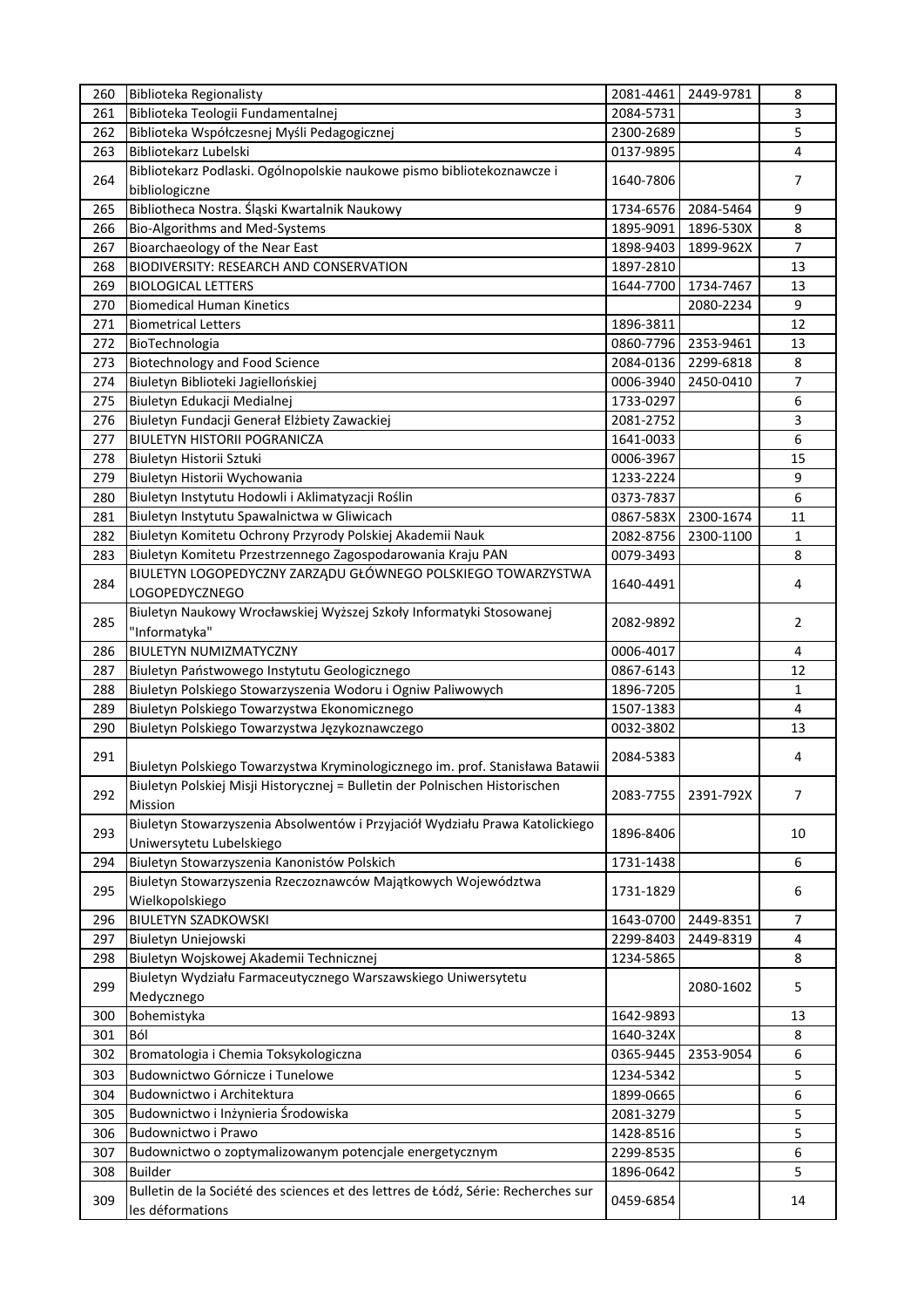| 260 | Biblioteka Regionalisty | 2081-4461 | 2449-9781 | 8 |
|---|---|---|---|---|
| 261 | Biblioteka Teologii Fundamentalnej | 2084-5731 | | 3 |
| 262 | Biblioteka Współczesnej Myśli Pedagogicznej | 2300-2689 | | 5 |
| 263 | Bibliotekarz Lubelski | 0137-9895 | | 4 |
| 264 | Bibliotekarz Podlaski. Ogólnopolskie naukowe pismo bibliotekoznawcze i bibliologiczne | 1640-7806 | | 7 |
| 265 | Bibliotheca Nostra. Śląski Kwartalnik Naukowy | 1734-6576 | 2084-5464 | 9 |
| 266 | Bio-Algorithms and Med-Systems | 1895-9091 | 1896-530X | 8 |
| 267 | Bioarchaeology of the Near East | 1898-9403 | 1899-962X | 7 |
| 268 | BIODIVERSITY: RESEARCH AND CONSERVATION | 1897-2810 | | 13 |
| 269 | BIOLOGICAL LETTERS | 1644-7700 | 1734-7467 | 13 |
| 270 | Biomedical Human Kinetics | | 2080-2234 | 9 |
| 271 | Biometrical Letters | 1896-3811 | | 12 |
| 272 | BioTechnologia | 0860-7796 | 2353-9461 | 13 |
| 273 | Biotechnology and Food Science | 2084-0136 | 2299-6818 | 8 |
| 274 | Biuletyn Biblioteki Jagiellońskiej | 0006-3940 | 2450-0410 | 7 |
| 275 | Biuletyn Edukacji Medialnej | 1733-0297 | | 6 |
| 276 | Biuletyn Fundacji Generał Elżbiety Zawackiej | 2081-2752 | | 3 |
| 277 | BIULETYN HISTORII POGRANICZA | 1641-0033 | | 6 |
| 278 | Biuletyn Historii Sztuki | 0006-3967 | | 15 |
| 279 | Biuletyn Historii Wychowania | 1233-2224 | | 9 |
| 280 | Biuletyn Instytutu Hodowli i Aklimatyzacji Roślin | 0373-7837 | | 6 |
| 281 | Biuletyn Instytutu Spawalnictwa w Gliwicach | 0867-583X | 2300-1674 | 11 |
| 282 | Biuletyn Komitetu Ochrony Przyrody Polskiej Akademii Nauk | 2082-8756 | 2300-1100 | 1 |
| 283 | Biuletyn Komitetu Przestrzennego Zagospodarowania Kraju PAN | 0079-3493 | | 8 |
| 284 | BIULETYN LOGOPEDYCZNY ZARZĄDU GŁÓWNEGO POLSKIEGO TOWARZYSTWA LOGOPEDYCZNEGO | 1640-4491 | | 4 |
| 285 | Biuletyn Naukowy Wrocławskiej Wyższej Szkoły Informatyki Stosowanej "Informatyka" | 2082-9892 | | 2 |
| 286 | BIULETYN NUMIZMATYCZNY | 0006-4017 | | 4 |
| 287 | Biuletyn Państwowego Instytutu Geologicznego | 0867-6143 | | 12 |
| 288 | Biuletyn Polskiego Stowarzyszenia Wodoru i Ogniw Paliwowych | 1896-7205 | | 1 |
| 289 | Biuletyn Polskiego Towarzystwa Ekonomicznego | 1507-1383 | | 4 |
| 290 | Biuletyn Polskiego Towarzystwa Językoznawczego | 0032-3802 | | 13 |
| 291 | Biuletyn Polskiego Towarzystwa Kryminologicznego im. prof. Stanisława Batawii | 2084-5383 | | 4 |
| 292 | Biuletyn Polskiej Misji Historycznej = Bulletin der Polnischen Historischen Mission | 2083-7755 | 2391-792X | 7 |
| 293 | Biuletyn Stowarzyszenia Absolwentów i Przyjaciół Wydziału Prawa Katolickiego Uniwersytetu Lubelskiego | 1896-8406 | | 10 |
| 294 | Biuletyn Stowarzyszenia Kanonistów Polskich | 1731-1438 | | 6 |
| 295 | Biuletyn Stowarzyszenia Rzeczoznawców Majątkowych Województwa Wielkopolskiego | 1731-1829 | | 6 |
| 296 | BIULETYN SZADKOWSKI | 1643-0700 | 2449-8351 | 7 |
| 297 | Biuletyn Uniejowski | 2299-8403 | 2449-8319 | 4 |
| 298 | Biuletyn Wojskowej Akademii Technicznej | 1234-5865 | | 8 |
| 299 | Biuletyn Wydziału Farmaceutycznego Warszawskiego Uniwersytetu Medycznego | | 2080-1602 | 5 |
| 300 | Bohemistyka | 1642-9893 | | 13 |
| 301 | Ból | 1640-324X | | 8 |
| 302 | Bromatologia i Chemia Toksykologiczna | 0365-9445 | 2353-9054 | 6 |
| 303 | Budownictwo Górnicze i Tunelowe | 1234-5342 | | 5 |
| 304 | Budownictwo i Architektura | 1899-0665 | | 6 |
| 305 | Budownictwo i Inżynieria Środowiska | 2081-3279 | | 5 |
| 306 | Budownictwo i Prawo | 1428-8516 | | 5 |
| 307 | Budownictwo o zoptymalizowanym potencjale energetycznym | 2299-8535 | | 6 |
| 308 | Builder | 1896-0642 | | 5 |
| 309 | Bulletin de la Société des sciences et des lettres de Łódź, Série: Recherches sur les déformations | 0459-6854 | | 14 |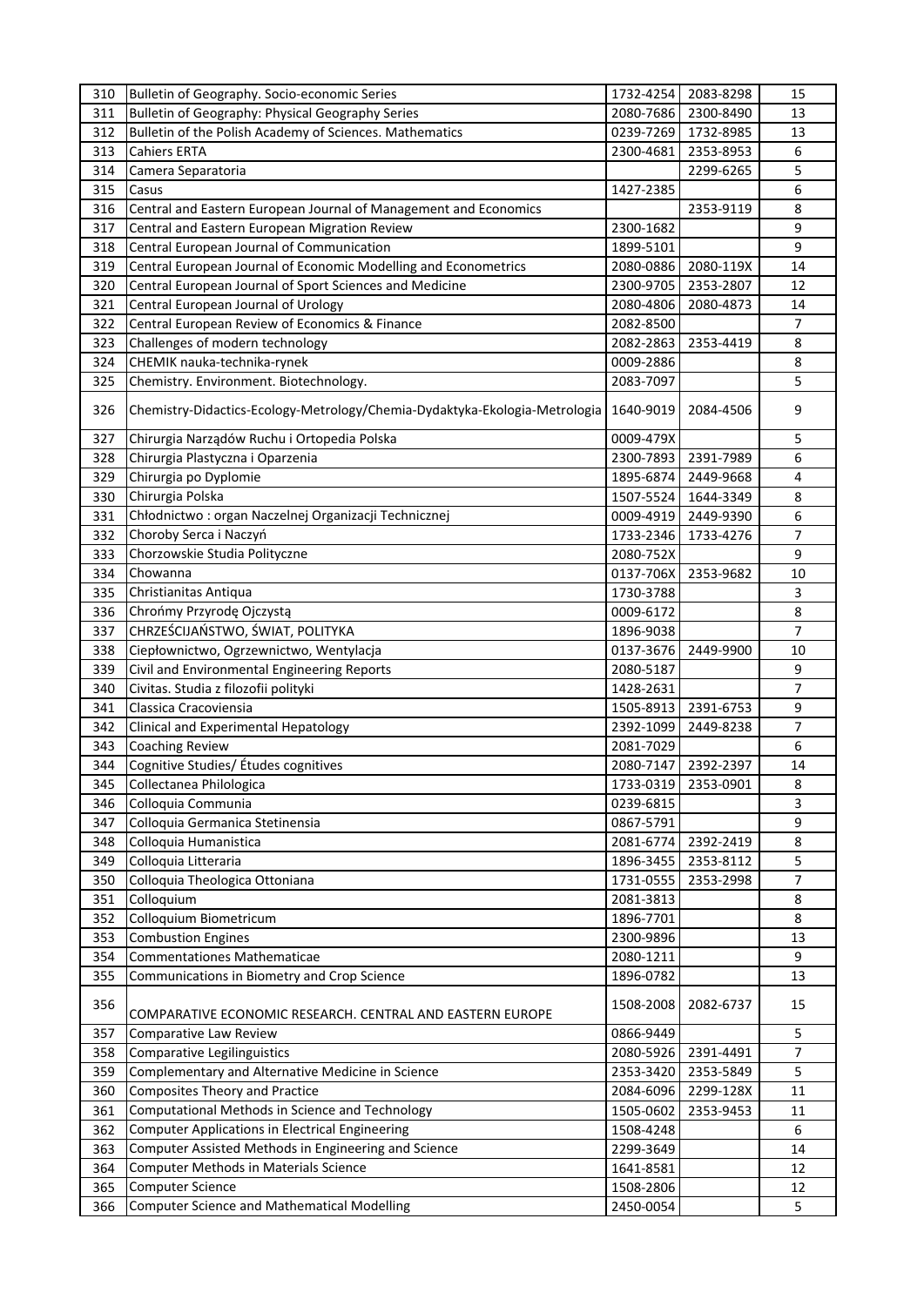| 310 | Bulletin of Geography. Socio-economic Series | 1732-4254 | 2083-8298 | 15 |
|---|---|---|---|---|
| 311 | Bulletin of Geography: Physical Geography Series | 2080-7686 | 2300-8490 | 13 |
| 312 | Bulletin of the Polish Academy of Sciences. Mathematics | 0239-7269 | 1732-8985 | 13 |
| 313 | Cahiers ERTA | 2300-4681 | 2353-8953 | 6 |
| 314 | Camera Separatoria | | 2299-6265 | 5 |
| 315 | Casus | 1427-2385 | | 6 |
| 316 | Central and Eastern European Journal of Management and Economics | | 2353-9119 | 8 |
| 317 | Central and Eastern European Migration Review | 2300-1682 | | 9 |
| 318 | Central European Journal of Communication | 1899-5101 | | 9 |
| 319 | Central European Journal of Economic Modelling and Econometrics | 2080-0886 | 2080-119X | 14 |
| 320 | Central European Journal of Sport Sciences and Medicine | 2300-9705 | 2353-2807 | 12 |
| 321 | Central European Journal of Urology | 2080-4806 | 2080-4873 | 14 |
| 322 | Central European Review of Economics & Finance | 2082-8500 | | 7 |
| 323 | Challenges of modern technology | 2082-2863 | 2353-4419 | 8 |
| 324 | CHEMIK nauka-technika-rynek | 0009-2886 | | 8 |
| 325 | Chemistry. Environment. Biotechnology. | 2083-7097 | | 5 |
| 326 | Chemistry-Didactics-Ecology-Metrology/Chemia-Dydaktyka-Ekologia-Metrologia | 1640-9019 | 2084-4506 | 9 |
| 327 | Chirurgia Narządów Ruchu i Ortopedia Polska | 0009-479X | | 5 |
| 328 | Chirurgia Plastyczna i Oparzenia | 2300-7893 | 2391-7989 | 6 |
| 329 | Chirurgia po Dyplomie | 1895-6874 | 2449-9668 | 4 |
| 330 | Chirurgia Polska | 1507-5524 | 1644-3349 | 8 |
| 331 | Chłodnictwo : organ Naczelnej Organizacji Technicznej | 0009-4919 | 2449-9390 | 6 |
| 332 | Choroby Serca i Naczyń | 1733-2346 | 1733-4276 | 7 |
| 333 | Chorzowskie Studia Polityczne | 2080-752X | | 9 |
| 334 | Chowanna | 0137-706X | 2353-9682 | 10 |
| 335 | Christianitas Antiqua | 1730-3788 | | 3 |
| 336 | Chrońmy Przyrodę Ojczystą | 0009-6172 | | 8 |
| 337 | CHRZEŚCIJAŃSTWO, ŚWIAT, POLITYKA | 1896-9038 | | 7 |
| 338 | Ciepłownictwo, Ogrzewnictwo, Wentylacja | 0137-3676 | 2449-9900 | 10 |
| 339 | Civil and Environmental Engineering Reports | 2080-5187 | | 9 |
| 340 | Civitas. Studia z filozofii polityki | 1428-2631 | | 7 |
| 341 | Classica Cracoviensia | 1505-8913 | 2391-6753 | 9 |
| 342 | Clinical and Experimental Hepatology | 2392-1099 | 2449-8238 | 7 |
| 343 | Coaching Review | 2081-7029 | | 6 |
| 344 | Cognitive Studies/ Études cognitives | 2080-7147 | 2392-2397 | 14 |
| 345 | Collectanea Philologica | 1733-0319 | 2353-0901 | 8 |
| 346 | Colloquia Communia | 0239-6815 | | 3 |
| 347 | Colloquia Germanica Stetinensia | 0867-5791 | | 9 |
| 348 | Colloquia Humanistica | 2081-6774 | 2392-2419 | 8 |
| 349 | Colloquia Litteraria | 1896-3455 | 2353-8112 | 5 |
| 350 | Colloquia Theologica Ottoniana | 1731-0555 | 2353-2998 | 7 |
| 351 | Colloquium | 2081-3813 | | 8 |
| 352 | Colloquium Biometricum | 1896-7701 | | 8 |
| 353 | Combustion Engines | 2300-9896 | | 13 |
| 354 | Commentationes Mathematicae | 2080-1211 | | 9 |
| 355 | Communications in Biometry and Crop Science | 1896-0782 | | 13 |
| 356 | COMPARATIVE ECONOMIC RESEARCH. CENTRAL AND EASTERN EUROPE | 1508-2008 | 2082-6737 | 15 |
| 357 | Comparative Law Review | 0866-9449 | | 5 |
| 358 | Comparative Legilinguistics | 2080-5926 | 2391-4491 | 7 |
| 359 | Complementary and Alternative Medicine in Science | 2353-3420 | 2353-5849 | 5 |
| 360 | Composites Theory and Practice | 2084-6096 | 2299-128X | 11 |
| 361 | Computational Methods in Science and Technology | 1505-0602 | 2353-9453 | 11 |
| 362 | Computer Applications in Electrical Engineering | 1508-4248 | | 6 |
| 363 | Computer Assisted Methods in Engineering and Science | 2299-3649 | | 14 |
| 364 | Computer Methods in Materials Science | 1641-8581 | | 12 |
| 365 | Computer Science | 1508-2806 | | 12 |
| 366 | Computer Science and Mathematical Modelling | 2450-0054 | | 5 |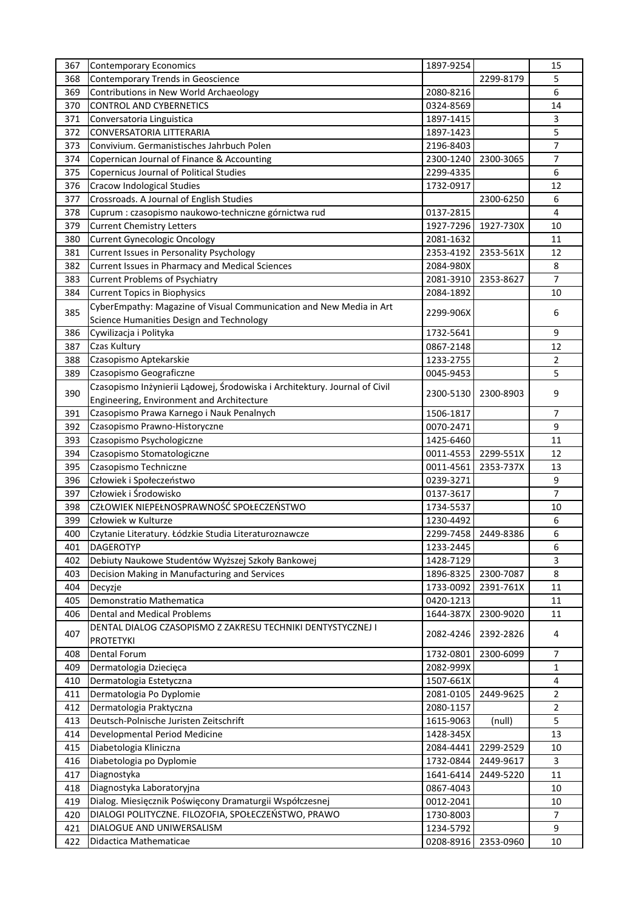| 367 | Contemporary Economics | 1897-9254 | | 15 |
|---|---|---|---|---|
| 368 | Contemporary Trends in Geoscience | | 2299-8179 | 5 |
| 369 | Contributions in New World Archaeology | 2080-8216 | | 6 |
| 370 | CONTROL AND CYBERNETICS | 0324-8569 | | 14 |
| 371 | Conversatoria Linguistica | 1897-1415 | | 3 |
| 372 | CONVERSATORIA LITTERARIA | 1897-1423 | | 5 |
| 373 | Convivium. Germanistisches Jahrbuch Polen | 2196-8403 | | 7 |
| 374 | Copernican Journal of Finance & Accounting | 2300-1240 | 2300-3065 | 7 |
| 375 | Copernicus Journal of Political Studies | 2299-4335 | | 6 |
| 376 | Cracow Indological Studies | 1732-0917 | | 12 |
| 377 | Crossroads. A Journal of English Studies | | 2300-6250 | 6 |
| 378 | Cuprum : czasopismo naukowo-techniczne górnictwa rud | 0137-2815 | | 4 |
| 379 | Current Chemistry Letters | 1927-7296 | 1927-730X | 10 |
| 380 | Current Gynecologic Oncology | 2081-1632 | | 11 |
| 381 | Current Issues in Personality Psychology | 2353-4192 | 2353-561X | 12 |
| 382 | Current Issues in Pharmacy and Medical Sciences | 2084-980X | | 8 |
| 383 | Current Problems of Psychiatry | 2081-3910 | 2353-8627 | 7 |
| 384 | Current Topics in Biophysics | 2084-1892 | | 10 |
| 385 | CyberEmpathy: Magazine of Visual Communication and New Media in Art Science Humanities Design and Technology | 2299-906X | | 6 |
| 386 | Cywilizacja i Polityka | 1732-5641 | | 9 |
| 387 | Czas Kultury | 0867-2148 | | 12 |
| 388 | Czasopismo Aptekarskie | 1233-2755 | | 2 |
| 389 | Czasopismo Geograficzne | 0045-9453 | | 5 |
| 390 | Czasopismo Inżynierii Lądowej, Środowiska i Architektury. Journal of Civil Engineering, Environment and Architecture | 2300-5130 | 2300-8903 | 9 |
| 391 | Czasopismo Prawa Karnego i Nauk Penalnych | 1506-1817 | | 7 |
| 392 | Czasopismo Prawno-Historyczne | 0070-2471 | | 9 |
| 393 | Czasopismo Psychologiczne | 1425-6460 | | 11 |
| 394 | Czasopismo Stomatologiczne | 0011-4553 | 2299-551X | 12 |
| 395 | Czasopismo Techniczne | 0011-4561 | 2353-737X | 13 |
| 396 | Człowiek i Społeczeństwo | 0239-3271 | | 9 |
| 397 | Człowiek i Środowisko | 0137-3617 | | 7 |
| 398 | CZŁOWIEK NIEPEŁNOSPRAWNOŚĆ SPOŁECZEŃSTWO | 1734-5537 | | 10 |
| 399 | Człowiek w Kulturze | 1230-4492 | | 6 |
| 400 | Czytanie Literatury. Łódzkie Studia Literaturoznawcze | 2299-7458 | 2449-8386 | 6 |
| 401 | DAGEROTYP | 1233-2445 | | 6 |
| 402 | Debiuty Naukowe Studentów Wyższej Szkoły Bankowej | 1428-7129 | | 3 |
| 403 | Decision Making in Manufacturing and Services | 1896-8325 | 2300-7087 | 8 |
| 404 | Decyzje | 1733-0092 | 2391-761X | 11 |
| 405 | Demonstratio Mathematica | 0420-1213 | | 11 |
| 406 | Dental and Medical Problems | 1644-387X | 2300-9020 | 11 |
| 407 | DENTAL DIALOG CZASOPISMO Z ZAKRESU TECHNIKI DENTYSTYCZNEJ I PROTETYKI | 2082-4246 | 2392-2826 | 4 |
| 408 | Dental Forum | 1732-0801 | 2300-6099 | 7 |
| 409 | Dermatologia Dziecięca | 2082-999X | | 1 |
| 410 | Dermatologia Estetyczna | 1507-661X | | 4 |
| 411 | Dermatologia Po Dyplomie | 2081-0105 | 2449-9625 | 2 |
| 412 | Dermatologia Praktyczna | 2080-1157 | | 2 |
| 413 | Deutsch-Polnische Juristen Zeitschrift | 1615-9063 | (null) | 5 |
| 414 | Developmental Period Medicine | 1428-345X | | 13 |
| 415 | Diabetologia Kliniczna | 2084-4441 | 2299-2529 | 10 |
| 416 | Diabetologia po Dyplomie | 1732-0844 | 2449-9617 | 3 |
| 417 | Diagnostyka | 1641-6414 | 2449-5220 | 11 |
| 418 | Diagnostyka Laboratoryjna | 0867-4043 | | 10 |
| 419 | Dialog. Miesięcznik Poświęcony Dramaturgii Współczesnej | 0012-2041 | | 10 |
| 420 | DIALOGI POLITYCZNE. FILOZOFIA, SPOŁECZEŃSTWO, PRAWO | 1730-8003 | | 7 |
| 421 | DIALOGUE AND UNIWERSALISM | 1234-5792 | | 9 |
| 422 | Didactica Mathematicae | 0208-8916 | 2353-0960 | 10 |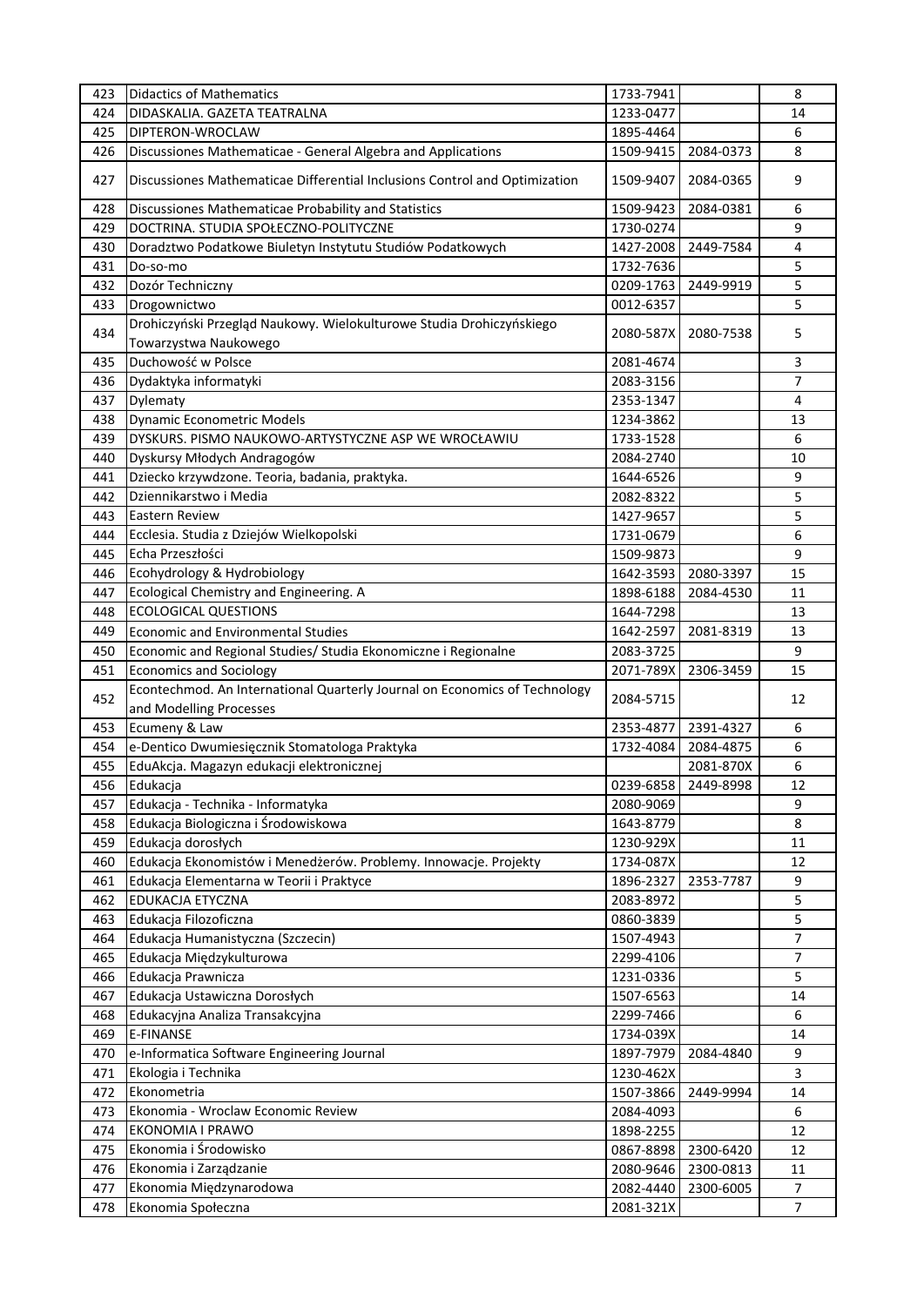| 423 | Didactics of Mathematics | 1733-7941 | | 8 |
|---|---|---|---|---|
| 424 | DIDASKALIA. GAZETA TEATRALNA | 1233-0477 | | 14 |
| 425 | DIPTERON-WROCLAW | 1895-4464 | | 6 |
| 426 | Discussiones Mathematicae - General Algebra and Applications | 1509-9415 | 2084-0373 | 8 |
| 427 | Discussiones Mathematicae Differential Inclusions Control and Optimization | 1509-9407 | 2084-0365 | 9 |
| 428 | Discussiones Mathematicae Probability and Statistics | 1509-9423 | 2084-0381 | 6 |
| 429 | DOCTRINA. STUDIA SPOŁECZNO-POLITYCZNE | 1730-0274 | | 9 |
| 430 | Doradztwo Podatkowe Biuletyn Instytutu Studiów Podatkowych | 1427-2008 | 2449-7584 | 4 |
| 431 | Do-so-mo | 1732-7636 | | 5 |
| 432 | Dozór Techniczny | 0209-1763 | 2449-9919 | 5 |
| 433 | Drogownictwo | 0012-6357 | | 5 |
| 434 | Drohiczyński Przegląd Naukowy. Wielokulturowe Studia Drohiczyńskiego Towarzystwa Naukowego | 2080-587X | 2080-7538 | 5 |
| 435 | Duchowość w Polsce | 2081-4674 | | 3 |
| 436 | Dydaktyka informatyki | 2083-3156 | | 7 |
| 437 | Dylematy | 2353-1347 | | 4 |
| 438 | Dynamic Econometric Models | 1234-3862 | | 13 |
| 439 | DYSKURS. PISMO NAUKOWO-ARTYSTYCZNE ASP WE WROCŁAWIU | 1733-1528 | | 6 |
| 440 | Dyskursy Młodych Andragogów | 2084-2740 | | 10 |
| 441 | Dziecko krzywdzone. Teoria, badania, praktyka. | 1644-6526 | | 9 |
| 442 | Dziennikarstwo i Media | 2082-8322 | | 5 |
| 443 | Eastern Review | 1427-9657 | | 5 |
| 444 | Ecclesia. Studia z Dziejów Wielkopolski | 1731-0679 | | 6 |
| 445 | Echa Przeszłości | 1509-9873 | | 9 |
| 446 | Ecohydrology & Hydrobiology | 1642-3593 | 2080-3397 | 15 |
| 447 | Ecological Chemistry and Engineering. A | 1898-6188 | 2084-4530 | 11 |
| 448 | ECOLOGICAL QUESTIONS | 1644-7298 | | 13 |
| 449 | Economic and Environmental Studies | 1642-2597 | 2081-8319 | 13 |
| 450 | Economic and Regional Studies/ Studia Ekonomiczne i Regionalne | 2083-3725 | | 9 |
| 451 | Economics and Sociology | 2071-789X | 2306-3459 | 15 |
| 452 | Econtechmod. An International Quarterly Journal on Economics of Technology and Modelling Processes | 2084-5715 | | 12 |
| 453 | Ecumeny & Law | 2353-4877 | 2391-4327 | 6 |
| 454 | e-Dentico Dwumiesięcznik Stomatologa Praktyka | 1732-4084 | 2084-4875 | 6 |
| 455 | EduAkcja. Magazyn edukacji elektronicznej | | 2081-870X | 6 |
| 456 | Edukacja | 0239-6858 | 2449-8998 | 12 |
| 457 | Edukacja - Technika - Informatyka | 2080-9069 | | 9 |
| 458 | Edukacja Biologiczna i Środowiskowa | 1643-8779 | | 8 |
| 459 | Edukacja dorosłych | 1230-929X | | 11 |
| 460 | Edukacja Ekonomistów i Menedżerów. Problemy. Innowacje. Projekty | 1734-087X | | 12 |
| 461 | Edukacja Elementarna w Teorii i Praktyce | 1896-2327 | 2353-7787 | 9 |
| 462 | EDUKACJA ETYCZNA | 2083-8972 | | 5 |
| 463 | Edukacja Filozoficzna | 0860-3839 | | 5 |
| 464 | Edukacja Humanistyczna (Szczecin) | 1507-4943 | | 7 |
| 465 | Edukacja Międzykulturowa | 2299-4106 | | 7 |
| 466 | Edukacja Prawnicza | 1231-0336 | | 5 |
| 467 | Edukacja Ustawiczna Dorosłych | 1507-6563 | | 14 |
| 468 | Edukacyjna Analiza Transakcyjna | 2299-7466 | | 6 |
| 469 | E-FINANSE | 1734-039X | | 14 |
| 470 | e-Informatica Software Engineering Journal | 1897-7979 | 2084-4840 | 9 |
| 471 | Ekologia i Technika | 1230-462X | | 3 |
| 472 | Ekonometria | 1507-3866 | 2449-9994 | 14 |
| 473 | Ekonomia - Wroclaw Economic Review | 2084-4093 | | 6 |
| 474 | EKONOMIA I PRAWO | 1898-2255 | | 12 |
| 475 | Ekonomia i Środowisko | 0867-8898 | 2300-6420 | 12 |
| 476 | Ekonomia i Zarządzanie | 2080-9646 | 2300-0813 | 11 |
| 477 | Ekonomia Międzynarodowa | 2082-4440 | 2300-6005 | 7 |
| 478 | Ekonomia Społeczna | 2081-321X | | 7 |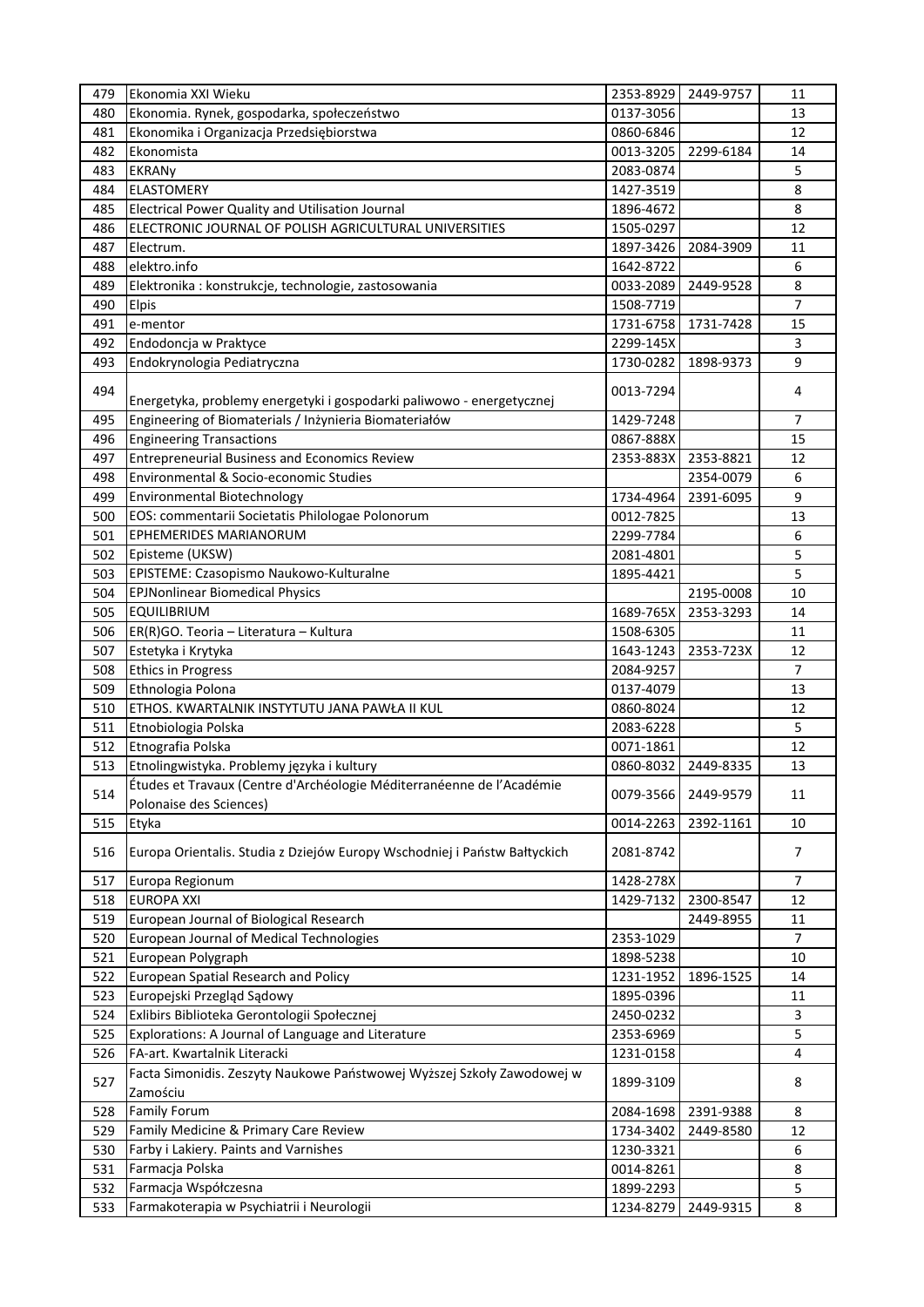| | | | | |
|---|---|---|---|---|
| 479 | Ekonomia XXI Wieku | 2353-8929 | 2449-9757 | 11 |
| 480 | Ekonomia. Rynek, gospodarka, społeczeństwo | 0137-3056 | | 13 |
| 481 | Ekonomika i Organizacja Przedsiębiorstwa | 0860-6846 | | 12 |
| 482 | Ekonomista | 0013-3205 | 2299-6184 | 14 |
| 483 | EKRANy | 2083-0874 | | 5 |
| 484 | ELASTOMERY | 1427-3519 | | 8 |
| 485 | Electrical Power Quality and Utilisation Journal | 1896-4672 | | 8 |
| 486 | ELECTRONIC JOURNAL OF POLISH AGRICULTURAL UNIVERSITIES | 1505-0297 | | 12 |
| 487 | Electrum. | 1897-3426 | 2084-3909 | 11 |
| 488 | elektro.info | 1642-8722 | | 6 |
| 489 | Elektronika : konstrukcje, technologie, zastosowania | 0033-2089 | 2449-9528 | 8 |
| 490 | Elpis | 1508-7719 | | 7 |
| 491 | e-mentor | 1731-6758 | 1731-7428 | 15 |
| 492 | Endodoncja w Praktyce | 2299-145X | | 3 |
| 493 | Endokrynologia Pediatryczna | 1730-0282 | 1898-9373 | 9 |
| 494 | Energetyka, problemy energetyki i gospodarki paliwowo - energetycznej | 0013-7294 | | 4 |
| 495 | Engineering of Biomaterials / Inżynieria Biomateriałów | 1429-7248 | | 7 |
| 496 | Engineering Transactions | 0867-888X | | 15 |
| 497 | Entrepreneurial Business and Economics Review | 2353-883X | 2353-8821 | 12 |
| 498 | Environmental & Socio-economic Studies | | 2354-0079 | 6 |
| 499 | Environmental Biotechnology | 1734-4964 | 2391-6095 | 9 |
| 500 | EOS: commentarii Societatis Philologae Polonorum | 0012-7825 | | 13 |
| 501 | EPHEMERIDES MARIANORUM | 2299-7784 | | 6 |
| 502 | Episteme (UKSW) | 2081-4801 | | 5 |
| 503 | EPISTEME: Czasopismo Naukowo-Kulturalne | 1895-4421 | | 5 |
| 504 | EPJNonlinear Biomedical Physics | | 2195-0008 | 10 |
| 505 | EQUILIBRIUM | 1689-765X | 2353-3293 | 14 |
| 506 | ER(R)GO. Teoria – Literatura – Kultura | 1508-6305 | | 11 |
| 507 | Estetyka i Krytyka | 1643-1243 | 2353-723X | 12 |
| 508 | Ethics in Progress | 2084-9257 | | 7 |
| 509 | Ethnologia Polona | 0137-4079 | | 13 |
| 510 | ETHOS. KWARTALNIK INSTYTUTU JANA PAWŁA II KUL | 0860-8024 | | 12 |
| 511 | Etnobiologia Polska | 2083-6228 | | 5 |
| 512 | Etnografia Polska | 0071-1861 | | 12 |
| 513 | Etnolingwistyka. Problemy języka i kultury | 0860-8032 | 2449-8335 | 13 |
| 514 | Études et Travaux (Centre d'Archéologie Méditerranéenne de l'Académie Polonaise des Sciences) | 0079-3566 | 2449-9579 | 11 |
| 515 | Etyka | 0014-2263 | 2392-1161 | 10 |
| 516 | Europa Orientalis. Studia z Dziejów Europy Wschodniej i Państw Bałtyckich | 2081-8742 | | 7 |
| 517 | Europa Regionum | 1428-278X | | 7 |
| 518 | EUROPA XXI | 1429-7132 | 2300-8547 | 12 |
| 519 | European Journal of Biological Research | | 2449-8955 | 11 |
| 520 | European Journal of Medical Technologies | 2353-1029 | | 7 |
| 521 | European Polygraph | 1898-5238 | | 10 |
| 522 | European Spatial Research and Policy | 1231-1952 | 1896-1525 | 14 |
| 523 | Europejski Przegląd Sądowy | 1895-0396 | | 11 |
| 524 | Exlibris Biblioteka Gerontologii Społecznej | 2450-0232 | | 3 |
| 525 | Explorations: A Journal of Language and Literature | 2353-6969 | | 5 |
| 526 | FA-art. Kwartalnik Literacki | 1231-0158 | | 4 |
| 527 | Facta Simonidis. Zeszyty Naukowe Państwowej Wyższej Szkoły Zawodowej w Zamościu | 1899-3109 | | 8 |
| 528 | Family Forum | 2084-1698 | 2391-9388 | 8 |
| 529 | Family Medicine & Primary Care Review | 1734-3402 | 2449-8580 | 12 |
| 530 | Farby i Lakiery. Paints and Varnishes | 1230-3321 | | 6 |
| 531 | Farmacja Polska | 0014-8261 | | 8 |
| 532 | Farmacja Współczesna | 1899-2293 | | 5 |
| 533 | Farmakoterapia w Psychiatrii i Neurologii | 1234-8279 | 2449-9315 | 8 |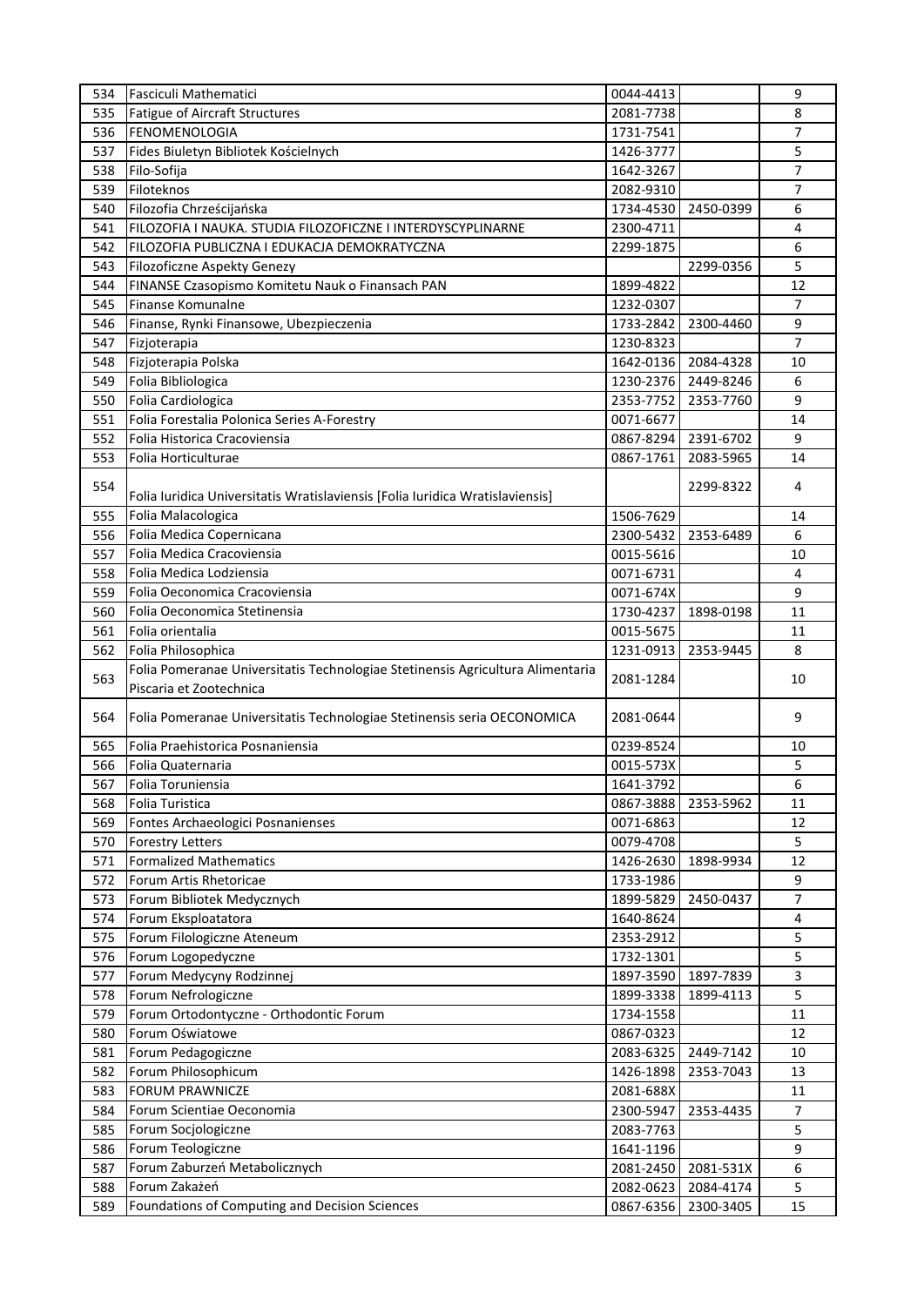| 534 | Fasciculi Mathematici | 0044-4413 | | 9 |
|---|---|---|---|---|
| 535 | Fatigue of Aircraft Structures | 2081-7738 | | 8 |
| 536 | FENOMENOLOGIA | 1731-7541 | | 7 |
| 537 | Fides Biuletyn Bibliotek Kościelnych | 1426-3777 | | 5 |
| 538 | Filo-Sofija | 1642-3267 | | 7 |
| 539 | Filoteknos | 2082-9310 | | 7 |
| 540 | Filozofia Chrześcijańska | 1734-4530 | 2450-0399 | 6 |
| 541 | FILOZOFIA I NAUKA. STUDIA FILOZOFICZNE I INTERDYSCYPLINARNE | 2300-4711 | | 4 |
| 542 | FILOZOFIA PUBLICZNA I EDUKACJA DEMOKRATYCZNA | 2299-1875 | | 6 |
| 543 | Filozoficzne Aspekty Genezy | | 2299-0356 | 5 |
| 544 | FINANSE Czasopismo Komitetu Nauk o Finansach PAN | 1899-4822 | | 12 |
| 545 | Finanse Komunalne | 1232-0307 | | 7 |
| 546 | Finanse, Rynki Finansowe, Ubezpieczenia | 1733-2842 | 2300-4460 | 9 |
| 547 | Fizjoterapia | 1230-8323 | | 7 |
| 548 | Fizjoterapia Polska | 1642-0136 | 2084-4328 | 10 |
| 549 | Folia Bibliologica | 1230-2376 | 2449-8246 | 6 |
| 550 | Folia Cardiologica | 2353-7752 | 2353-7760 | 9 |
| 551 | Folia Forestalia Polonica Series A-Forestry | 0071-6677 | | 14 |
| 552 | Folia Historica Cracoviensia | 0867-8294 | 2391-6702 | 9 |
| 553 | Folia Horticulturae | 0867-1761 | 2083-5965 | 14 |
| 554 | Folia Iuridica Universitatis Wratislaviensis [Folia Iuridica Wratislaviensis] | | 2299-8322 | 4 |
| 555 | Folia Malacologica | 1506-7629 | | 14 |
| 556 | Folia Medica Copernicana | 2300-5432 | 2353-6489 | 6 |
| 557 | Folia Medica Cracoviensia | 0015-5616 | | 10 |
| 558 | Folia Medica Lodziensia | 0071-6731 | | 4 |
| 559 | Folia Oeconomica Cracoviensia | 0071-674X | | 9 |
| 560 | Folia Oeconomica Stetinensia | 1730-4237 | 1898-0198 | 11 |
| 561 | Folia orientalia | 0015-5675 | | 11 |
| 562 | Folia Philosophica | 1231-0913 | 2353-9445 | 8 |
| 563 | Folia Pomeranae Universitatis Technologiae Stetinensis Agricultura Alimentaria Piscaria et Zootechnica | 2081-1284 | | 10 |
| 564 | Folia Pomeranae Universitatis Technologiae Stetinensis seria OECONOMICA | 2081-0644 | | 9 |
| 565 | Folia Praehistorica Posnaniensia | 0239-8524 | | 10 |
| 566 | Folia Quaternaria | 0015-573X | | 5 |
| 567 | Folia Toruniensia | 1641-3792 | | 6 |
| 568 | Folia Turistica | 0867-3888 | 2353-5962 | 11 |
| 569 | Fontes Archaeologici Posnanienses | 0071-6863 | | 12 |
| 570 | Forestry Letters | 0079-4708 | | 5 |
| 571 | Formalized Mathematics | 1426-2630 | 1898-9934 | 12 |
| 572 | Forum Artis Rhetoricae | 1733-1986 | | 9 |
| 573 | Forum Bibliotek Medycznych | 1899-5829 | 2450-0437 | 7 |
| 574 | Forum Eksploatatora | 1640-8624 | | 4 |
| 575 | Forum Filologiczne Ateneum | 2353-2912 | | 5 |
| 576 | Forum Logopedyczne | 1732-1301 | | 5 |
| 577 | Forum Medycyny Rodzinnej | 1897-3590 | 1897-7839 | 3 |
| 578 | Forum Nefrologiczne | 1899-3338 | 1899-4113 | 5 |
| 579 | Forum Ortodontyczne - Orthodontic Forum | 1734-1558 | | 11 |
| 580 | Forum Oświatowe | 0867-0323 | | 12 |
| 581 | Forum Pedagogiczne | 2083-6325 | 2449-7142 | 10 |
| 582 | Forum Philosophicum | 1426-1898 | 2353-7043 | 13 |
| 583 | FORUM PRAWNICZE | 2081-688X | | 11 |
| 584 | Forum Scientiae Oeconomia | 2300-5947 | 2353-4435 | 7 |
| 585 | Forum Socjologiczne | 2083-7763 | | 5 |
| 586 | Forum Teologiczne | 1641-1196 | | 9 |
| 587 | Forum Zaburzeń Metabolicznych | 2081-2450 | 2081-531X | 6 |
| 588 | Forum Zakażeń | 2082-0623 | 2084-4174 | 5 |
| 589 | Foundations of Computing and Decision Sciences | 0867-6356 | 2300-3405 | 15 |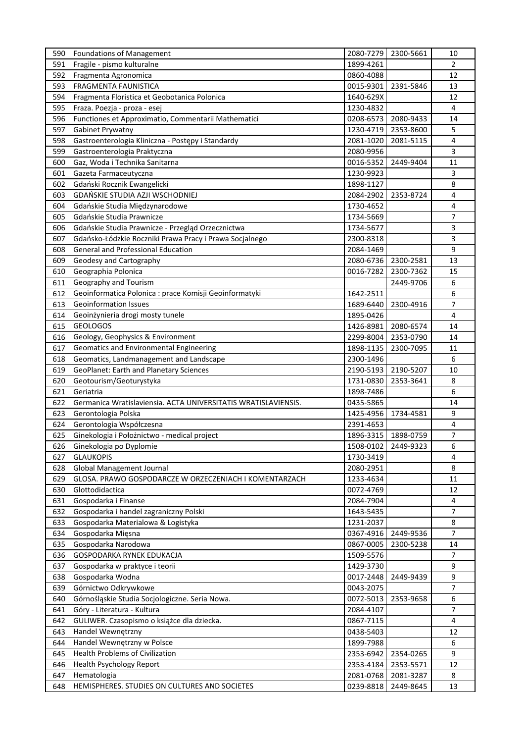| 590 | Foundations of Management | 2080-7279 | 2300-5661 | 10 |
|---|---|---|---|---|
| 591 | Fragile - pismo kulturalne | 1899-4261 | | 2 |
| 592 | Fragmenta Agronomica | 0860-4088 | | 12 |
| 593 | FRAGMENTA FAUNISTICA | 0015-9301 | 2391-5846 | 13 |
| 594 | Fragmenta Floristica et Geobotanica Polonica | 1640-629X | | 12 |
| 595 | Fraza. Poezja - proza - esej | 1230-4832 | | 4 |
| 596 | Functiones et Approximatio, Commentarii Mathematici | 0208-6573 | 2080-9433 | 14 |
| 597 | Gabinet Prywatny | 1230-4719 | 2353-8600 | 5 |
| 598 | Gastroenterologia Kliniczna - Postępy i Standardy | 2081-1020 | 2081-5115 | 4 |
| 599 | Gastroenterologia Praktyczna | 2080-9956 | | 3 |
| 600 | Gaz, Woda i Technika Sanitarna | 0016-5352 | 2449-9404 | 11 |
| 601 | Gazeta Farmaceutyczna | 1230-9923 | | 3 |
| 602 | Gdański Rocznik Ewangelicki | 1898-1127 | | 8 |
| 603 | GDAŃSKIE STUDIA AZJI WSCHODNIEJ | 2084-2902 | 2353-8724 | 4 |
| 604 | Gdańskie Studia Międzynarodowe | 1730-4652 | | 4 |
| 605 | Gdańskie Studia Prawnicze | 1734-5669 | | 7 |
| 606 | Gdańskie Studia Prawnicze - Przegląd Orzecznictwa | 1734-5677 | | 3 |
| 607 | Gdańsko-Łódzkie Roczniki Prawa Pracy i Prawa Socjalnego | 2300-8318 | | 3 |
| 608 | General and Professional Education | 2084-1469 | | 9 |
| 609 | Geodesy and Cartography | 2080-6736 | 2300-2581 | 13 |
| 610 | Geographia Polonica | 0016-7282 | 2300-7362 | 15 |
| 611 | Geography and Tourism | | 2449-9706 | 6 |
| 612 | Geoinformatica Polonica : prace Komisji Geoinformatyki | 1642-2511 | | 6 |
| 613 | Geoinformation Issues | 1689-6440 | 2300-4916 | 7 |
| 614 | Geoinżynieria drogi mosty tunele | 1895-0426 | | 4 |
| 615 | GEOLOGOS | 1426-8981 | 2080-6574 | 14 |
| 616 | Geology, Geophysics & Environment | 2299-8004 | 2353-0790 | 14 |
| 617 | Geomatics and Environmental Engineering | 1898-1135 | 2300-7095 | 11 |
| 618 | Geomatics, Landmanagement and Landscape | 2300-1496 | | 6 |
| 619 | GeoPlanet: Earth and Planetary Sciences | 2190-5193 | 2190-5207 | 10 |
| 620 | Geotourism/Geoturystyka | 1731-0830 | 2353-3641 | 8 |
| 621 | Geriatria | 1898-7486 | | 6 |
| 622 | Germanica Wratislaviensia. ACTA UNIVERSITATIS WRATISLAVIENSIS. | 0435-5865 | | 14 |
| 623 | Gerontologia Polska | 1425-4956 | 1734-4581 | 9 |
| 624 | Gerontologia Współczesna | 2391-4653 | | 4 |
| 625 | Ginekologia i Położnictwo - medical project | 1896-3315 | 1898-0759 | 7 |
| 626 | Ginekologia po Dyplomie | 1508-0102 | 2449-9323 | 6 |
| 627 | GLAUKOPIS | 1730-3419 | | 4 |
| 628 | Global Management Journal | 2080-2951 | | 8 |
| 629 | GLOSA. PRAWO GOSPODARCZE W ORZECZENIACH I KOMENTARZACH | 1233-4634 | | 11 |
| 630 | Glottodidactica | 0072-4769 | | 12 |
| 631 | Gospodarka i Finanse | 2084-7904 | | 4 |
| 632 | Gospodarka i handel zagraniczny Polski | 1643-5435 | | 7 |
| 633 | Gospodarka Materialowa & Logistyka | 1231-2037 | | 8 |
| 634 | Gospodarka Mięsna | 0367-4916 | 2449-9536 | 7 |
| 635 | Gospodarka Narodowa | 0867-0005 | 2300-5238 | 14 |
| 636 | GOSPODARKA RYNEK EDUKACJA | 1509-5576 | | 7 |
| 637 | Gospodarka w praktyce i teorii | 1429-3730 | | 9 |
| 638 | Gospodarka Wodna | 0017-2448 | 2449-9439 | 9 |
| 639 | Górnictwo Odkrywkowe | 0043-2075 | | 7 |
| 640 | Górnośląskie Studia Socjologiczne. Seria Nowa. | 0072-5013 | 2353-9658 | 6 |
| 641 | Góry - Literatura - Kultura | 2084-4107 | | 7 |
| 642 | GULIWER. Czasopismo o książce dla dziecka. | 0867-7115 | | 4 |
| 643 | Handel Wewnętrzny | 0438-5403 | | 12 |
| 644 | Handel Wewnętrzny w Polsce | 1899-7988 | | 6 |
| 645 | Health Problems of Civilization | 2353-6942 | 2354-0265 | 9 |
| 646 | Health Psychology Report | 2353-4184 | 2353-5571 | 12 |
| 647 | Hematologia | 2081-0768 | 2081-3287 | 8 |
| 648 | HEMISPHERES. STUDIES ON CULTURES AND SOCIETES | 0239-8818 | 2449-8645 | 13 |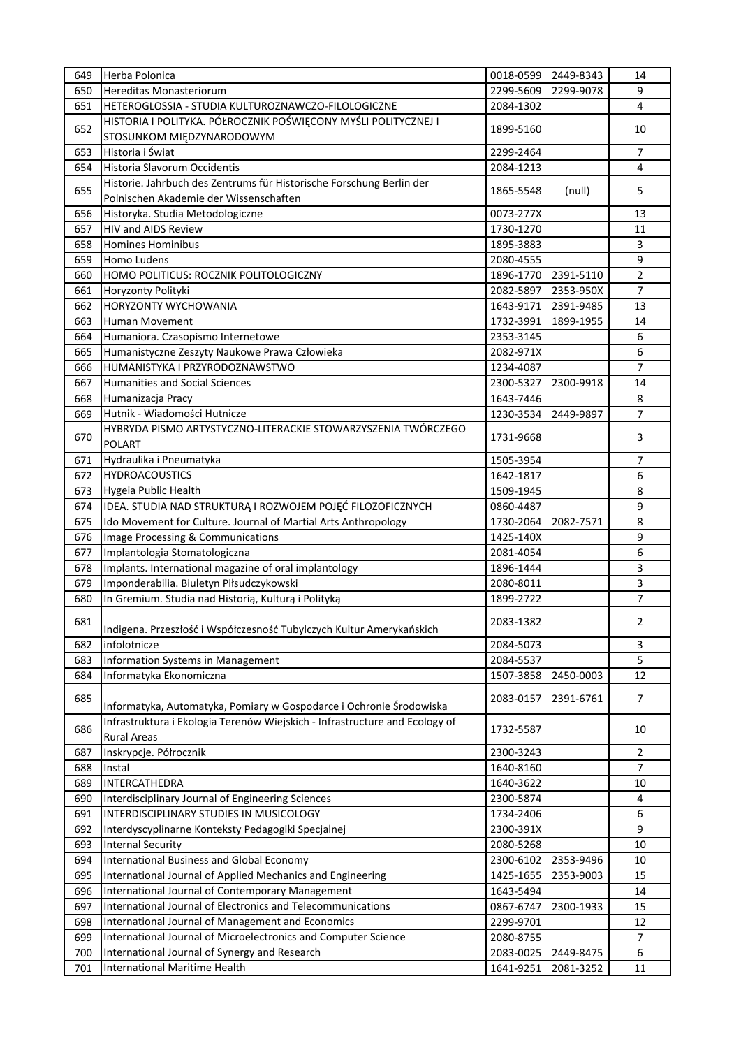| | | | | |
|---|---|---|---|---|
| 649 | Herba Polonica | 0018-0599 | 2449-8343 | 14 |
| 650 | Hereditas Monasteriorum | 2299-5609 | 2299-9078 | 9 |
| 651 | HETEROGLOSSIA - STUDIA KULTUROZNAWCZO-FILOLOGICZNE | 2084-1302 | | 4 |
| 652 | HISTORIA I POLITYKA. PÓŁROCZNIK POŚWIĘCONY MYŚLI POLITYCZNEJ I STOSUNKOM MIĘDZYNARODOWYM | 1899-5160 | | 10 |
| 653 | Historia i Świat | 2299-2464 | | 7 |
| 654 | Historia Slavorum Occidentis | 2084-1213 | | 4 |
| 655 | Historie. Jahrbuch des Zentrums für Historische Forschung Berlin der Polnischen Akademie der Wissenschaften | 1865-5548 | (null) | 5 |
| 656 | Historyka. Studia Metodologiczne | 0073-277X | | 13 |
| 657 | HIV and AIDS Review | 1730-1270 | | 11 |
| 658 | Homines Hominibus | 1895-3883 | | 3 |
| 659 | Homo Ludens | 2080-4555 | | 9 |
| 660 | HOMO POLITICUS: ROCZNIK POLITOLOGICZNY | 1896-1770 | 2391-5110 | 2 |
| 661 | Horyzonty Polityki | 2082-5897 | 2353-950X | 7 |
| 662 | HORYZONTY WYCHOWANIA | 1643-9171 | 2391-9485 | 13 |
| 663 | Human Movement | 1732-3991 | 1899-1955 | 14 |
| 664 | Humaniora. Czasopismo Internetowe | 2353-3145 | | 6 |
| 665 | Humanistyczne Zeszyty Naukowe Prawa Człowieka | 2082-971X | | 6 |
| 666 | HUMANISTYKA I PRZYRODOZNAWSTWO | 1234-4087 | | 7 |
| 667 | Humanities and Social Sciences | 2300-5327 | 2300-9918 | 14 |
| 668 | Humanizacja Pracy | 1643-7446 | | 8 |
| 669 | Hutnik - Wiadomości Hutnicze | 1230-3534 | 2449-9897 | 7 |
| 670 | HYBRYDA PISMO ARTYSTYCZNO-LITERACKIE STOWARZYSZENIA TWÓRCZEGO POLART | 1731-9668 | | 3 |
| 671 | Hydraulika i Pneumatyka | 1505-3954 | | 7 |
| 672 | HYDROACOUSTICS | 1642-1817 | | 6 |
| 673 | Hygeia Public Health | 1509-1945 | | 8 |
| 674 | IDEA. STUDIA NAD STRUKTURĄ I ROZWOJEM POJĘĆ FILOZOFICZNYCH | 0860-4487 | | 9 |
| 675 | Ido Movement for Culture. Journal of Martial Arts Anthropology | 1730-2064 | 2082-7571 | 8 |
| 676 | Image Processing & Communications | 1425-140X | | 9 |
| 677 | Implantologia Stomatologiczna | 2081-4054 | | 6 |
| 678 | Implants. International magazine of oral implantology | 1896-1444 | | 3 |
| 679 | Imponderabilia. Biuletyn Piłsudczykowski | 2080-8011 | | 3 |
| 680 | In Gremium. Studia nad Historią, Kulturą i Polityką | 1899-2722 | | 7 |
| 681 | Indigena. Przeszłość i Współczesność Tubylczych Kultur Amerykańskich | 2083-1382 | | 2 |
| 682 | infolotnicze | 2084-5073 | | 3 |
| 683 | Information Systems in Management | 2084-5537 | | 5 |
| 684 | Informatyka Ekonomiczna | 1507-3858 | 2450-0003 | 12 |
| 685 | Informatyka, Automatyka, Pomiary w Gospodarce i Ochronie Środowiska | 2083-0157 | 2391-6761 | 7 |
| 686 | Infrastruktura i Ekologia Terenów Wiejskich - Infrastructure and Ecology of Rural Areas | 1732-5587 | | 10 |
| 687 | Inskrypcje. Półrocznik | 2300-3243 | | 2 |
| 688 | Instal | 1640-8160 | | 7 |
| 689 | INTERCATHEDRA | 1640-3622 | | 10 |
| 690 | Interdisciplinary Journal of Engineering Sciences | 2300-5874 | | 4 |
| 691 | INTERDISCIPLINARY STUDIES IN MUSICOLOGY | 1734-2406 | | 6 |
| 692 | Interdyscyplinarne Konteksty Pedagogiki Specjalnej | 2300-391X | | 9 |
| 693 | Internal Security | 2080-5268 | | 10 |
| 694 | International Business and Global Economy | 2300-6102 | 2353-9496 | 10 |
| 695 | International Journal of Applied Mechanics and Engineering | 1425-1655 | 2353-9003 | 15 |
| 696 | International Journal of Contemporary Management | 1643-5494 | | 14 |
| 697 | International Journal of Electronics and Telecommunications | 0867-6747 | 2300-1933 | 15 |
| 698 | International Journal of Management and Economics | 2299-9701 | | 12 |
| 699 | International Journal of Microelectronics and Computer Science | 2080-8755 | | 7 |
| 700 | International Journal of Synergy and Research | 2083-0025 | 2449-8475 | 6 |
| 701 | International Maritime Health | 1641-9251 | 2081-3252 | 11 |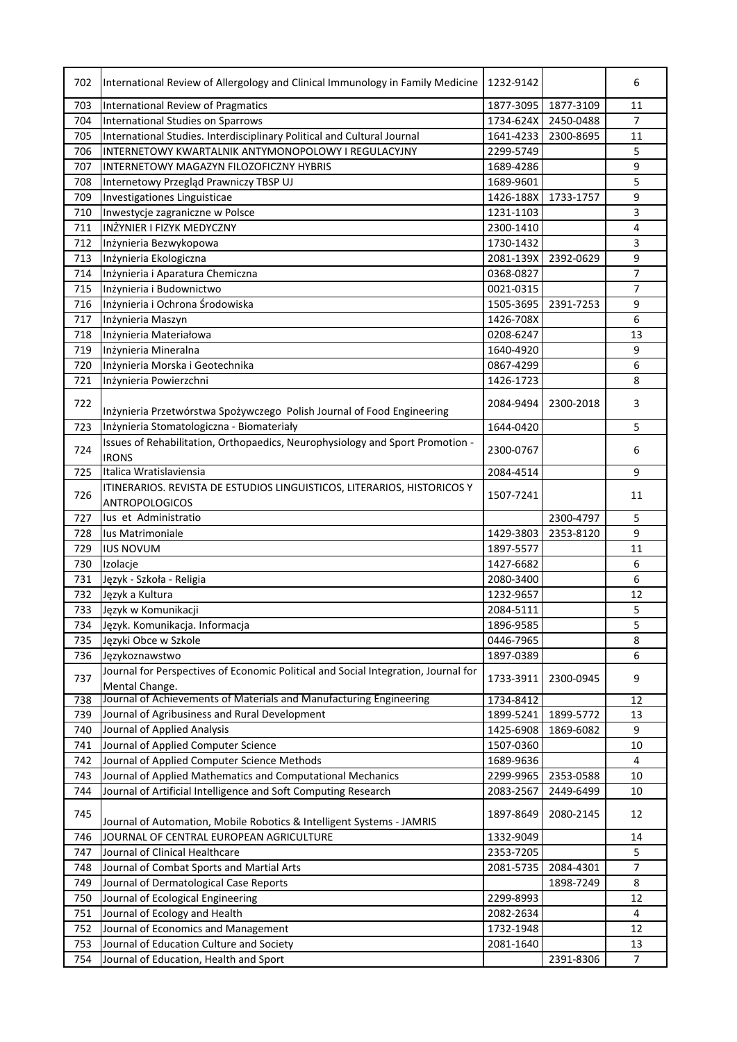| 702 | International Review of Allergology and Clinical Immunology in Family Medicine | 1232-9142 | | 6 |
|---|---|---|---|---|
| 703 | International Review of Pragmatics | 1877-3095 | 1877-3109 | 11 |
| 704 | International Studies on Sparrows | 1734-624X | 2450-0488 | 7 |
| 705 | International Studies. Interdisciplinary Political and Cultural Journal | 1641-4233 | 2300-8695 | 11 |
| 706 | INTERNETOWY KWARTALNIK ANTYMONOPOLOWY I REGULACYJNY | 2299-5749 | | 5 |
| 707 | INTERNETOWY MAGAZYN FILOZOFICZNY HYBRIS | 1689-4286 | | 9 |
| 708 | Internetowy Przegląd Prawniczy TBSP UJ | 1689-9601 | | 5 |
| 709 | Investigationes Linguisticae | 1426-188X | 1733-1757 | 9 |
| 710 | Inwestycje zagraniczne w Polsce | 1231-1103 | | 3 |
| 711 | INŻYNIER I FIZYK MEDYCZNY | 2300-1410 | | 4 |
| 712 | Inżynieria Bezwykopowa | 1730-1432 | | 3 |
| 713 | Inżynieria Ekologiczna | 2081-139X | 2392-0629 | 9 |
| 714 | Inżynieria i Aparatura Chemiczna | 0368-0827 | | 7 |
| 715 | Inżynieria i Budownictwo | 0021-0315 | | 7 |
| 716 | Inżynieria i Ochrona Środowiska | 1505-3695 | 2391-7253 | 9 |
| 717 | Inżynieria Maszyn | 1426-708X | | 6 |
| 718 | Inżynieria Materiałowa | 0208-6247 | | 13 |
| 719 | Inżynieria Mineralna | 1640-4920 | | 9 |
| 720 | Inżynieria Morska i Geotechnika | 0867-4299 | | 6 |
| 721 | Inżynieria Powierzchni | 1426-1723 | | 8 |
| 722 | Inżynieria Przetwórstwa Spożywczego Polish Journal of Food Engineering | 2084-9494 | 2300-2018 | 3 |
| 723 | Inżynieria Stomatologiczna - Biomateriały | 1644-0420 | | 5 |
| 724 | Issues of Rehabilitation, Orthopaedics, Neurophysiology and Sport Promotion - IRONS | 2300-0767 | | 6 |
| 725 | Italica Wratislaviensia | 2084-4514 | | 9 |
| 726 | ITINERARIOS. REVISTA DE ESTUDIOS LINGUISTICOS, LITERARIOS, HISTORICOS Y ANTROPOLOGICOS | 1507-7241 | | 11 |
| 727 | Ius et Administratio | | 2300-4797 | 5 |
| 728 | Ius Matrimoniale | 1429-3803 | 2353-8120 | 9 |
| 729 | IUS NOVUM | 1897-5577 | | 11 |
| 730 | Izolacje | 1427-6682 | | 6 |
| 731 | Język - Szkoła - Religia | 2080-3400 | | 6 |
| 732 | Język a Kultura | 1232-9657 | | 12 |
| 733 | Język w Komunikacji | 2084-5111 | | 5 |
| 734 | Język. Komunikacja. Informacja | 1896-9585 | | 5 |
| 735 | Języki Obce w Szkole | 0446-7965 | | 8 |
| 736 | Językoznawstwo | 1897-0389 | | 6 |
| 737 | Journal for Perspectives of Economic Political and Social Integration, Journal for Mental Change. | 1733-3911 | 2300-0945 | 9 |
| 738 | Journal of Achievements of Materials and Manufacturing Engineering | 1734-8412 | | 12 |
| 739 | Journal of Agribusiness and Rural Development | 1899-5241 | 1899-5772 | 13 |
| 740 | Journal of Applied Analysis | 1425-6908 | 1869-6082 | 9 |
| 741 | Journal of Applied Computer Science | 1507-0360 | | 10 |
| 742 | Journal of Applied Computer Science Methods | 1689-9636 | | 4 |
| 743 | Journal of Applied Mathematics and Computational Mechanics | 2299-9965 | 2353-0588 | 10 |
| 744 | Journal of Artificial Intelligence and Soft Computing Research | 2083-2567 | 2449-6499 | 10 |
| 745 | Journal of Automation, Mobile Robotics & Intelligent Systems - JAMRIS | 1897-8649 | 2080-2145 | 12 |
| 746 | JOURNAL OF CENTRAL EUROPEAN AGRICULTURE | 1332-9049 | | 14 |
| 747 | Journal of Clinical Healthcare | 2353-7205 | | 5 |
| 748 | Journal of Combat Sports and Martial Arts | 2081-5735 | 2084-4301 | 7 |
| 749 | Journal of Dermatological Case Reports | | 1898-7249 | 8 |
| 750 | Journal of Ecological Engineering | 2299-8993 | | 12 |
| 751 | Journal of Ecology and Health | 2082-2634 | | 4 |
| 752 | Journal of Economics and Management | 1732-1948 | | 12 |
| 753 | Journal of Education Culture and Society | 2081-1640 | | 13 |
| 754 | Journal of Education, Health and Sport | | 2391-8306 | 7 |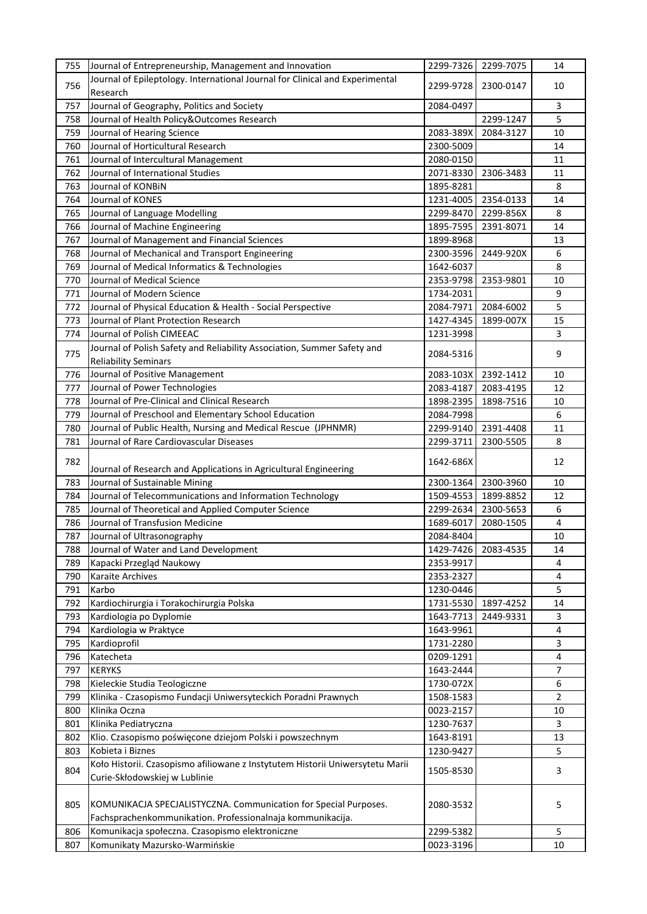| 755 | Journal of Entrepreneurship, Management and Innovation | 2299-7326 | 2299-7075 | 14 |
|---|---|---|---|---|
| 756 | Journal of Epileptology. International Journal for Clinical and Experimental Research | 2299-9728 | 2300-0147 | 10 |
| 757 | Journal of Geography, Politics and Society | 2084-0497 | | 3 |
| 758 | Journal of Health Policy&Outcomes Research | | 2299-1247 | 5 |
| 759 | Journal of Hearing Science | 2083-389X | 2084-3127 | 10 |
| 760 | Journal of Horticultural Research | 2300-5009 | | 14 |
| 761 | Journal of Intercultural Management | 2080-0150 | | 11 |
| 762 | Journal of International Studies | 2071-8330 | 2306-3483 | 11 |
| 763 | Journal of KONBiN | 1895-8281 | | 8 |
| 764 | Journal of KONES | 1231-4005 | 2354-0133 | 14 |
| 765 | Journal of Language Modelling | 2299-8470 | 2299-856X | 8 |
| 766 | Journal of Machine Engineering | 1895-7595 | 2391-8071 | 14 |
| 767 | Journal of Management and Financial Sciences | 1899-8968 | | 13 |
| 768 | Journal of Mechanical and Transport Engineering | 2300-3596 | 2449-920X | 6 |
| 769 | Journal of Medical Informatics & Technologies | 1642-6037 | | 8 |
| 770 | Journal of Medical Science | 2353-9798 | 2353-9801 | 10 |
| 771 | Journal of Modern Science | 1734-2031 | | 9 |
| 772 | Journal of Physical Education & Health - Social Perspective | 2084-7971 | 2084-6002 | 5 |
| 773 | Journal of Plant Protection Research | 1427-4345 | 1899-007X | 15 |
| 774 | Journal of Polish CIMEEAC | 1231-3998 | | 3 |
| 775 | Journal of Polish Safety and Reliability Association, Summer Safety and Reliability Seminars | 2084-5316 | | 9 |
| 776 | Journal of Positive Management | 2083-103X | 2392-1412 | 10 |
| 777 | Journal of Power Technologies | 2083-4187 | 2083-4195 | 12 |
| 778 | Journal of Pre-Clinical and Clinical Research | 1898-2395 | 1898-7516 | 10 |
| 779 | Journal of Preschool and Elementary School Education | 2084-7998 | | 6 |
| 780 | Journal of Public Health, Nursing and Medical Rescue (JPHNMR) | 2299-9140 | 2391-4408 | 11 |
| 781 | Journal of Rare Cardiovascular Diseases | 2299-3711 | 2300-5505 | 8 |
| 782 | Journal of Research and Applications in Agricultural Engineering | 1642-686X | | 12 |
| 783 | Journal of Sustainable Mining | 2300-1364 | 2300-3960 | 10 |
| 784 | Journal of Telecommunications and Information Technology | 1509-4553 | 1899-8852 | 12 |
| 785 | Journal of Theoretical and Applied Computer Science | 2299-2634 | 2300-5653 | 6 |
| 786 | Journal of Transfusion Medicine | 1689-6017 | 2080-1505 | 4 |
| 787 | Journal of Ultrasonography | 2084-8404 | | 10 |
| 788 | Journal of Water and Land Development | 1429-7426 | 2083-4535 | 14 |
| 789 | Kapacki Przegląd Naukowy | 2353-9917 | | 4 |
| 790 | Karaite Archives | 2353-2327 | | 4 |
| 791 | Karbo | 1230-0446 | | 5 |
| 792 | Kardiochirurgia i Torakochirurgia Polska | 1731-5530 | 1897-4252 | 14 |
| 793 | Kardiologia po Dyplomie | 1643-7713 | 2449-9331 | 3 |
| 794 | Kardiologia w Praktyce | 1643-9961 | | 4 |
| 795 | Kardioprofil | 1731-2280 | | 3 |
| 796 | Katecheta | 0209-1291 | | 4 |
| 797 | KERYKS | 1643-2444 | | 7 |
| 798 | Kieleckie Studia Teologiczne | 1730-072X | | 6 |
| 799 | Klinika - Czasopismo Fundacji Uniwersyteckich Poradni Prawnych | 1508-1583 | | 2 |
| 800 | Klinika Oczna | 0023-2157 | | 10 |
| 801 | Klinika Pediatryczna | 1230-7637 | | 3 |
| 802 | Klio. Czasopismo poświęcone dziejom Polski i powszechnym | 1643-8191 | | 13 |
| 803 | Kobieta i Biznes | 1230-9427 | | 5 |
| 804 | Koło Historii. Czasopismo afiliowane z Instytutem Historii Uniwersytetu Marii Curie-Skłodowskiej w Lublinie | 1505-8530 | | 3 |
| 805 | KOMUNIKACJA SPECJALISTYCZNA. Communication for Special Purposes. Fachsprachenkommunikation. Professionalnaja kommunikacija. | 2080-3532 | | 5 |
| 806 | Komunikacja społeczna. Czasopismo elektroniczne | 2299-5382 | | 5 |
| 807 | Komunikaty Mazursko-Warmińskie | 0023-3196 | | 10 |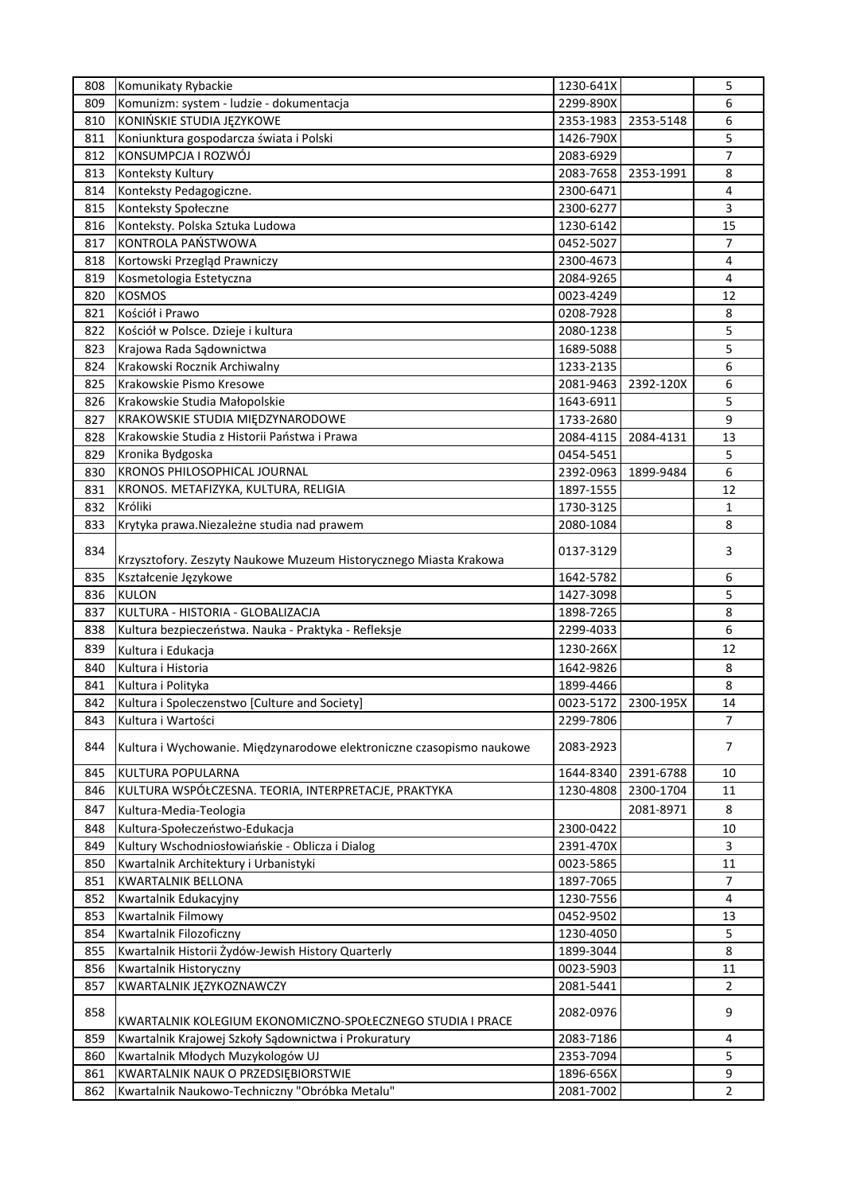| | | | | |
|---|---|---|---|---|
| 808 | Komunikaty Rybackie | 1230-641X | | 5 |
| 809 | Komunizm: system - ludzie - dokumentacja | 2299-890X | | 6 |
| 810 | KONIŃSKIE STUDIA JĘZYKOWE | 2353-1983 | 2353-5148 | 6 |
| 811 | Koniunktura gospodarcza świata i Polski | 1426-790X | | 5 |
| 812 | KONSUMPCJA I ROZWÓJ | 2083-6929 | | 7 |
| 813 | Konteksty Kultury | 2083-7658 | 2353-1991 | 8 |
| 814 | Konteksty Pedagogiczne. | 2300-6471 | | 4 |
| 815 | Konteksty Społeczne | 2300-6277 | | 3 |
| 816 | Konteksty. Polska Sztuka Ludowa | 1230-6142 | | 15 |
| 817 | KONTROLA PAŃSTWOWA | 0452-5027 | | 7 |
| 818 | Kortowski Przegląd Prawniczy | 2300-4673 | | 4 |
| 819 | Kosmetologia Estetyczna | 2084-9265 | | 4 |
| 820 | KOSMOS | 0023-4249 | | 12 |
| 821 | Kościół i Prawo | 0208-7928 | | 8 |
| 822 | Kościół w Polsce. Dzieje i kultura | 2080-1238 | | 5 |
| 823 | Krajowa Rada Sądownictwa | 1689-5088 | | 5 |
| 824 | Krakowski Rocznik Archiwalny | 1233-2135 | | 6 |
| 825 | Krakowskie Pismo Kresowe | 2081-9463 | 2392-120X | 6 |
| 826 | Krakowskie Studia Małopolskie | 1643-6911 | | 5 |
| 827 | KRAKOWSKIE STUDIA MIĘDZYNARODOWE | 1733-2680 | | 9 |
| 828 | Krakowskie Studia z Historii Państwa i Prawa | 2084-4115 | 2084-4131 | 13 |
| 829 | Kronika Bydgoska | 0454-5451 | | 5 |
| 830 | KRONOS PHILOSOPHICAL JOURNAL | 2392-0963 | 1899-9484 | 6 |
| 831 | KRONOS. METAFIZYKA, KULTURA, RELIGIA | 1897-1555 | | 12 |
| 832 | Króliki | 1730-3125 | | 1 |
| 833 | Krytyka prawa.Niezależne studia nad prawem | 2080-1084 | | 8 |
| 834 | Krzysztofory. Zeszyty Naukowe Muzeum Historycznego Miasta Krakowa | 0137-3129 | | 3 |
| 835 | Kształcenie Językowe | 1642-5782 | | 6 |
| 836 | KULON | 1427-3098 | | 5 |
| 837 | KULTURA - HISTORIA - GLOBALIZACJA | 1898-7265 | | 8 |
| 838 | Kultura bezpieczeństwa. Nauka - Praktyka - Refleksje | 2299-4033 | | 6 |
| 839 | Kultura i Edukacja | 1230-266X | | 12 |
| 840 | Kultura i Historia | 1642-9826 | | 8 |
| 841 | Kultura i Polityka | 1899-4466 | | 8 |
| 842 | Kultura i Spoleczenstwo [Culture and Society] | 0023-5172 | 2300-195X | 14 |
| 843 | Kultura i Wartości | 2299-7806 | | 7 |
| 844 | Kultura i Wychowanie. Międzynarodowe elektroniczne czasopismo naukowe | 2083-2923 | | 7 |
| 845 | KULTURA POPULARNA | 1644-8340 | 2391-6788 | 10 |
| 846 | KULTURA WSPÓŁCZESNA. TEORIA, INTERPRETACJE, PRAKTYKA | 1230-4808 | 2300-1704 | 11 |
| 847 | Kultura-Media-Teologia | | 2081-8971 | 8 |
| 848 | Kultura-Społeczeństwo-Edukacja | 2300-0422 | | 10 |
| 849 | Kultury Wschodniosłowiańskie - Oblicza i Dialog | 2391-470X | | 3 |
| 850 | Kwartalnik Architektury i Urbanistyki | 0023-5865 | | 11 |
| 851 | KWARTALNIK BELLONA | 1897-7065 | | 7 |
| 852 | Kwartalnik Edukacyjny | 1230-7556 | | 4 |
| 853 | Kwartalnik Filmowy | 0452-9502 | | 13 |
| 854 | Kwartalnik Filozoficzny | 1230-4050 | | 5 |
| 855 | Kwartalnik Historii Żydów-Jewish History Quarterly | 1899-3044 | | 8 |
| 856 | Kwartalnik Historyczny | 0023-5903 | | 11 |
| 857 | KWARTALNIK JĘZYKOZNAWCZY | 2081-5441 | | 2 |
| 858 | KWARTALNIK KOLEGIUM EKONOMICZNO-SPOŁECZNEGO STUDIA I PRACE | 2082-0976 | | 9 |
| 859 | Kwartalnik Krajowej Szkoły Sądownictwa i Prokuratury | 2083-7186 | | 4 |
| 860 | Kwartalnik Młodych Muzykologów UJ | 2353-7094 | | 5 |
| 861 | KWARTALNIK NAUK O PRZEDSIĘBIORSTWIE | 1896-656X | | 9 |
| 862 | Kwartalnik Naukowo-Techniczny "Obróbka Metalu" | 2081-7002 | | 2 |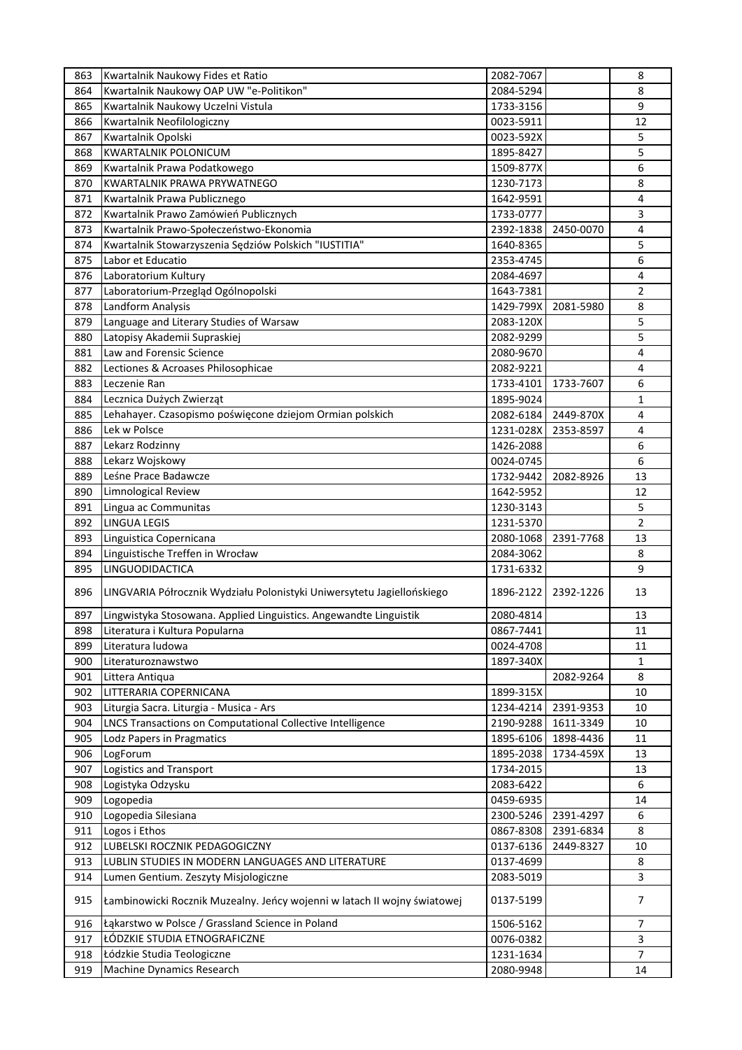| 863 | Kwartalnik Naukowy Fides et Ratio | 2082-7067 | | 8 |
|---|---|---|---|---|
| 864 | Kwartalnik Naukowy OAP UW "e-Politikon" | 2084-5294 | | 8 |
| 865 | Kwartalnik Naukowy Uczelni Vistula | 1733-3156 | | 9 |
| 866 | Kwartalnik Neofilologiczny | 0023-5911 | | 12 |
| 867 | Kwartalnik Opolski | 0023-592X | | 5 |
| 868 | KWARTALNIK POLONICUM | 1895-8427 | | 5 |
| 869 | Kwartalnik Prawa Podatkowego | 1509-877X | | 6 |
| 870 | KWARTALNIK PRAWA PRYWATNEGO | 1230-7173 | | 8 |
| 871 | Kwartalnik Prawa Publicznego | 1642-9591 | | 4 |
| 872 | Kwartalnik Prawo Zamówień Publicznych | 1733-0777 | | 3 |
| 873 | Kwartalnik Prawo-Społeczeństwo-Ekonomia | 2392-1838 | 2450-0070 | 4 |
| 874 | Kwartalnik Stowarzyszenia Sędziów Polskich "IUSTITIA" | 1640-8365 | | 5 |
| 875 | Labor et Educatio | 2353-4745 | | 6 |
| 876 | Laboratorium Kultury | 2084-4697 | | 4 |
| 877 | Laboratorium-Przegląd Ogólnopolski | 1643-7381 | | 2 |
| 878 | Landform Analysis | 1429-799X | 2081-5980 | 8 |
| 879 | Language and Literary Studies of Warsaw | 2083-120X | | 5 |
| 880 | Latopisy Akademii Supraskiej | 2082-9299 | | 5 |
| 881 | Law and Forensic Science | 2080-9670 | | 4 |
| 882 | Lectiones & Acroases Philosophicae | 2082-9221 | | 4 |
| 883 | Leczenie Ran | 1733-4101 | 1733-7607 | 6 |
| 884 | Lecznica Dużych Zwierząt | 1895-9024 | | 1 |
| 885 | Lehahayer. Czasopismo poświęcone dziejom Ormian polskich | 2082-6184 | 2449-870X | 4 |
| 886 | Lek w Polsce | 1231-028X | 2353-8597 | 4 |
| 887 | Lekarz Rodzinny | 1426-2088 | | 6 |
| 888 | Lekarz Wojskowy | 0024-0745 | | 6 |
| 889 | Leśne Prace Badawcze | 1732-9442 | 2082-8926 | 13 |
| 890 | Limnological Review | 1642-5952 | | 12 |
| 891 | Lingua ac Communitas | 1230-3143 | | 5 |
| 892 | LINGUA LEGIS | 1231-5370 | | 2 |
| 893 | Linguistica Copernicana | 2080-1068 | 2391-7768 | 13 |
| 894 | Linguistische Treffen in Wrocław | 2084-3062 | | 8 |
| 895 | LINGUODIDACTICA | 1731-6332 | | 9 |
| 896 | LINGVARIA Półrocznik Wydziału Polonistyki Uniwersytetu Jagiellońskiego | 1896-2122 | 2392-1226 | 13 |
| 897 | Lingwistyka Stosowana. Applied Linguistics. Angewandte Linguistik | 2080-4814 | | 13 |
| 898 | Literatura i Kultura Popularna | 0867-7441 | | 11 |
| 899 | Literatura ludowa | 0024-4708 | | 11 |
| 900 | Literaturoznawstwo | 1897-340X | | 1 |
| 901 | Littera Antiqua | | 2082-9264 | 8 |
| 902 | LITTERARIA COPERNICANA | 1899-315X | | 10 |
| 903 | Liturgia Sacra. Liturgia - Musica - Ars | 1234-4214 | 2391-9353 | 10 |
| 904 | LNCS Transactions on Computational Collective Intelligence | 2190-9288 | 1611-3349 | 10 |
| 905 | Lodz Papers in Pragmatics | 1895-6106 | 1898-4436 | 11 |
| 906 | LogForum | 1895-2038 | 1734-459X | 13 |
| 907 | Logistics and Transport | 1734-2015 | | 13 |
| 908 | Logistyka Odzysku | 2083-6422 | | 6 |
| 909 | Logopedia | 0459-6935 | | 14 |
| 910 | Logopedia Silesiana | 2300-5246 | 2391-4297 | 6 |
| 911 | Logos i Ethos | 0867-8308 | 2391-6834 | 8 |
| 912 | LUBELSKI ROCZNIK PEDAGOGICZNY | 0137-6136 | 2449-8327 | 10 |
| 913 | LUBLIN STUDIES IN MODERN LANGUAGES AND LITERATURE | 0137-4699 | | 8 |
| 914 | Lumen Gentium. Zeszyty Misjologiczne | 2083-5019 | | 3 |
| 915 | Łambinowicki Rocznik Muzealny. Jeńcy wojenni w latach II wojny światowej | 0137-5199 | | 7 |
| 916 | Łąkarstwo w Polsce / Grassland Science in Poland | 1506-5162 | | 7 |
| 917 | ŁÓDZKIE STUDIA ETNOGRAFICZNE | 0076-0382 | | 3 |
| 918 | Łódzkie Studia Teologiczne | 1231-1634 | | 7 |
| 919 | Machine Dynamics Research | 2080-9948 | | 14 |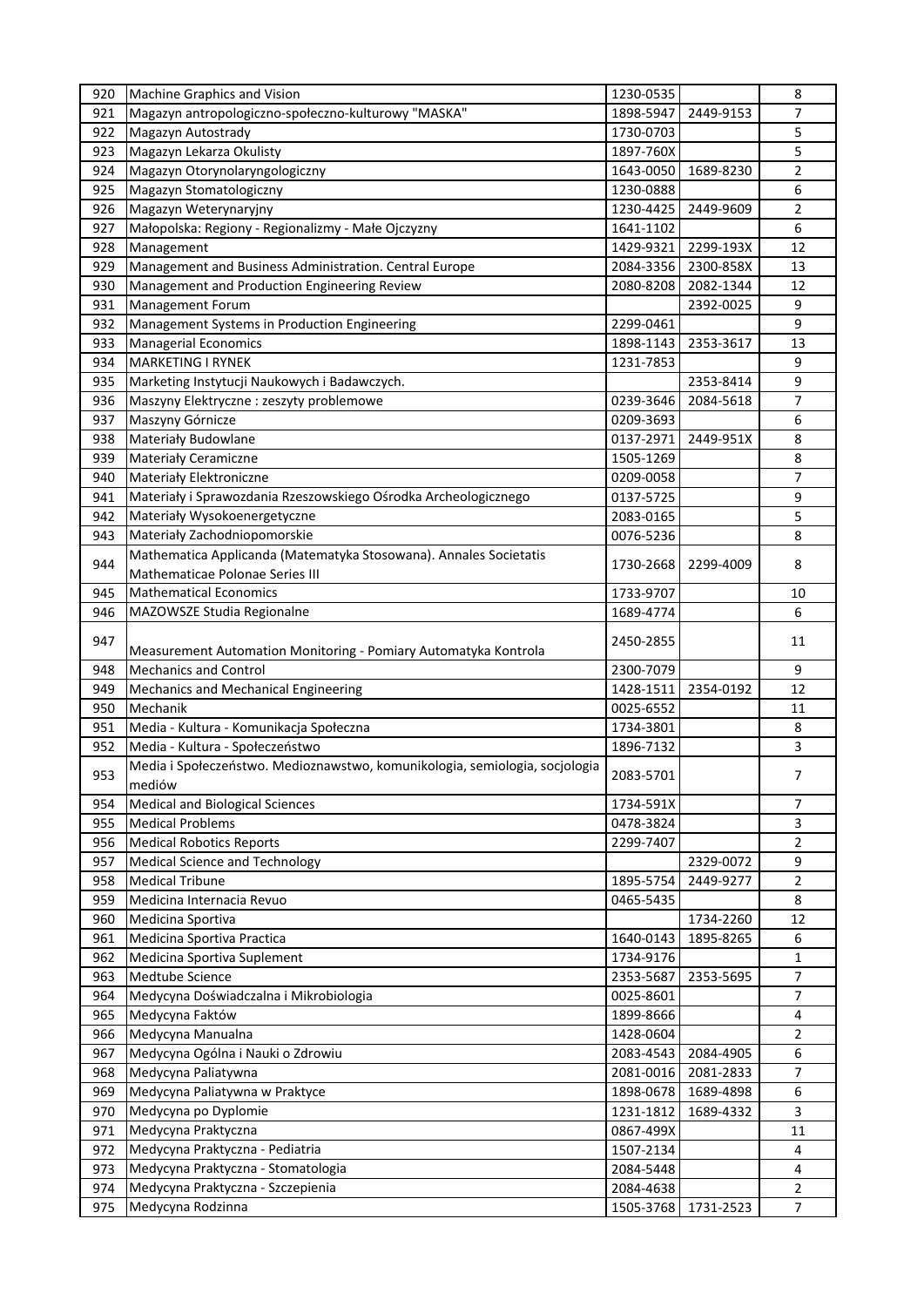| 920 | Machine Graphics and Vision | 1230-0535 | | 8 |
|---|---|---|---|---|
| 921 | Magazyn antropologiczno-społeczno-kulturowy "MASKA" | 1898-5947 | 2449-9153 | 7 |
| 922 | Magazyn Autostrady | 1730-0703 | | 5 |
| 923 | Magazyn Lekarza Okulisty | 1897-760X | | 5 |
| 924 | Magazyn Otorynolaryngologiczny | 1643-0050 | 1689-8230 | 2 |
| 925 | Magazyn Stomatologiczny | 1230-0888 | | 6 |
| 926 | Magazyn Weterynaryjny | 1230-4425 | 2449-9609 | 2 |
| 927 | Małopolska: Regiony - Regionalizmy - Małe Ojczyzny | 1641-1102 | | 6 |
| 928 | Management | 1429-9321 | 2299-193X | 12 |
| 929 | Management and Business Administration. Central Europe | 2084-3356 | 2300-858X | 13 |
| 930 | Management and Production Engineering Review | 2080-8208 | 2082-1344 | 12 |
| 931 | Management Forum | | 2392-0025 | 9 |
| 932 | Management Systems in Production Engineering | 2299-0461 | | 9 |
| 933 | Managerial Economics | 1898-1143 | 2353-3617 | 13 |
| 934 | MARKETING I RYNEK | 1231-7853 | | 9 |
| 935 | Marketing Instytucji Naukowych i Badawczych. | | 2353-8414 | 9 |
| 936 | Maszyny Elektryczne : zeszyty problemowe | 0239-3646 | 2084-5618 | 7 |
| 937 | Maszyny Górnicze | 0209-3693 | | 6 |
| 938 | Materiały Budowlane | 0137-2971 | 2449-951X | 8 |
| 939 | Materiały Ceramiczne | 1505-1269 | | 8 |
| 940 | Materiały Elektroniczne | 0209-0058 | | 7 |
| 941 | Materiały i Sprawozdania Rzeszowskiego Ośrodka Archeologicznego | 0137-5725 | | 9 |
| 942 | Materiały Wysokoenergetyczne | 2083-0165 | | 5 |
| 943 | Materiały Zachodniopomorskie | 0076-5236 | | 8 |
| 944 | Mathematica Applicanda (Matematyka Stosowana). Annales Societatis Mathematicae Polonae Series III | 1730-2668 | 2299-4009 | 8 |
| 945 | Mathematical Economics | 1733-9707 | | 10 |
| 946 | MAZOWSZE Studia Regionalne | 1689-4774 | | 6 |
| 947 | Measurement Automation Monitoring - Pomiary Automatyka Kontrola | 2450-2855 | | 11 |
| 948 | Mechanics and Control | 2300-7079 | | 9 |
| 949 | Mechanics and Mechanical Engineering | 1428-1511 | 2354-0192 | 12 |
| 950 | Mechanik | 0025-6552 | | 11 |
| 951 | Media - Kultura - Komunikacja Społeczna | 1734-3801 | | 8 |
| 952 | Media - Kultura - Społeczeństwo | 1896-7132 | | 3 |
| 953 | Media i Społeczeństwo. Medioznawstwo, komunikologia, semiologia, socjologia mediów | 2083-5701 | | 7 |
| 954 | Medical and Biological Sciences | 1734-591X | | 7 |
| 955 | Medical Problems | 0478-3824 | | 3 |
| 956 | Medical Robotics Reports | 2299-7407 | | 2 |
| 957 | Medical Science and Technology | | 2329-0072 | 9 |
| 958 | Medical Tribune | 1895-5754 | 2449-9277 | 2 |
| 959 | Medicina Internacia Revuo | 0465-5435 | | 8 |
| 960 | Medicina Sportiva | | 1734-2260 | 12 |
| 961 | Medicina Sportiva Practica | 1640-0143 | 1895-8265 | 6 |
| 962 | Medicina Sportiva Suplement | 1734-9176 | | 1 |
| 963 | Medtube Science | 2353-5687 | 2353-5695 | 7 |
| 964 | Medycyna Doświadczalna i Mikrobiologia | 0025-8601 | | 7 |
| 965 | Medycyna Faktów | 1899-8666 | | 4 |
| 966 | Medycyna Manualna | 1428-0604 | | 2 |
| 967 | Medycyna Ogólna i Nauki o Zdrowiu | 2083-4543 | 2084-4905 | 6 |
| 968 | Medycyna Paliatywna | 2081-0016 | 2081-2833 | 7 |
| 969 | Medycyna Paliatywna w Praktyce | 1898-0678 | 1689-4898 | 6 |
| 970 | Medycyna po Dyplomie | 1231-1812 | 1689-4332 | 3 |
| 971 | Medycyna Praktyczna | 0867-499X | | 11 |
| 972 | Medycyna Praktyczna - Pediatria | 1507-2134 | | 4 |
| 973 | Medycyna Praktyczna - Stomatologia | 2084-5448 | | 4 |
| 974 | Medycyna Praktyczna - Szczepienia | 2084-4638 | | 2 |
| 975 | Medycyna Rodzinna | 1505-3768 | 1731-2523 | 7 |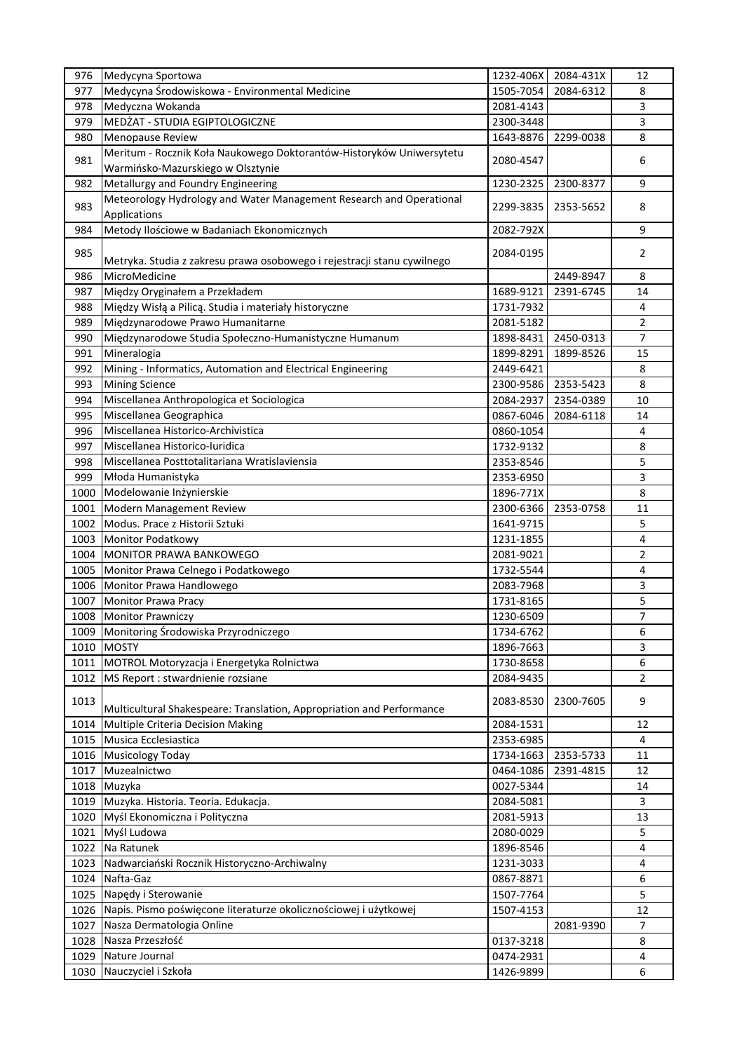| 976 | Medycyna Sportowa | 1232-406X | 2084-431X | 12 |
|---|---|---|---|---|
| 977 | Medycyna Środowiskowa - Environmental Medicine | 1505-7054 | 2084-6312 | 8 |
| 978 | Medyczna Wokanda | 2081-4143 | | 3 |
| 979 | MEDŻAT - STUDIA EGIPTOLOGICZNE | 2300-3448 | | 3 |
| 980 | Menopause Review | 1643-8876 | 2299-0038 | 8 |
| 981 | Meritum - Rocznik Koła Naukowego Doktorantów-Historyków Uniwersytetu Warmińsko-Mazurskiego w Olsztynie | 2080-4547 | | 6 |
| 982 | Metallurgy and Foundry Engineering | 1230-2325 | 2300-8377 | 9 |
| 983 | Meteorology Hydrology and Water Management Research and Operational Applications | 2299-3835 | 2353-5652 | 8 |
| 984 | Metody Ilościowe w Badaniach Ekonomicznych | 2082-792X | | 9 |
| 985 | Metryka. Studia z zakresu prawa osobowego i rejestracji stanu cywilnego | 2084-0195 | | 2 |
| 986 | MicroMedicine | | 2449-8947 | 8 |
| 987 | Między Oryginałem a Przekładem | 1689-9121 | 2391-6745 | 14 |
| 988 | Między Wisłą a Pilicą. Studia i materiały historyczne | 1731-7932 | | 4 |
| 989 | Międzynarodowe Prawo Humanitarne | 2081-5182 | | 2 |
| 990 | Międzynarodowe Studia Społeczno-Humanistyczne Humanum | 1898-8431 | 2450-0313 | 7 |
| 991 | Mineralogia | 1899-8291 | 1899-8526 | 15 |
| 992 | Mining - Informatics, Automation and Electrical Engineering | 2449-6421 | | 8 |
| 993 | Mining Science | 2300-9586 | 2353-5423 | 8 |
| 994 | Miscellanea Anthropologica et Sociologica | 2084-2937 | 2354-0389 | 10 |
| 995 | Miscellanea Geographica | 0867-6046 | 2084-6118 | 14 |
| 996 | Miscellanea Historico-Archivistica | 0860-1054 | | 4 |
| 997 | Miscellanea Historico-Iuridica | 1732-9132 | | 8 |
| 998 | Miscellanea Posttotalitariana Wratislaviensia | 2353-8546 | | 5 |
| 999 | Młoda Humanistyka | 2353-6950 | | 3 |
| 1000 | Modelowanie Inżynierskie | 1896-771X | | 8 |
| 1001 | Modern Management Review | 2300-6366 | 2353-0758 | 11 |
| 1002 | Modus. Prace z Historii Sztuki | 1641-9715 | | 5 |
| 1003 | Monitor Podatkowy | 1231-1855 | | 4 |
| 1004 | MONITOR PRAWA BANKOWEGO | 2081-9021 | | 2 |
| 1005 | Monitor Prawa Celnego i Podatkowego | 1732-5544 | | 4 |
| 1006 | Monitor Prawa Handlowego | 2083-7968 | | 3 |
| 1007 | Monitor Prawa Pracy | 1731-8165 | | 5 |
| 1008 | Monitor Prawniczy | 1230-6509 | | 7 |
| 1009 | Monitoring Środowiska Przyrodniczego | 1734-6762 | | 6 |
| 1010 | MOSTY | 1896-7663 | | 3 |
| 1011 | MOTROL Motoryzacja i Energetyka Rolnictwa | 1730-8658 | | 6 |
| 1012 | MS Report : stwardnienie rozsiane | 2084-9435 | | 2 |
| 1013 | Multicultural Shakespeare: Translation, Appropriation and Performance | 2083-8530 | 2300-7605 | 9 |
| 1014 | Multiple Criteria Decision Making | 2084-1531 | | 12 |
| 1015 | Musica Ecclesiastica | 2353-6985 | | 4 |
| 1016 | Musicology Today | 1734-1663 | 2353-5733 | 11 |
| 1017 | Muzealnictwo | 0464-1086 | 2391-4815 | 12 |
| 1018 | Muzyka | 0027-5344 | | 14 |
| 1019 | Muzyka. Historia. Teoria. Edukacja. | 2084-5081 | | 3 |
| 1020 | Myśl Ekonomiczna i Polityczna | 2081-5913 | | 13 |
| 1021 | Myśl Ludowa | 2080-0029 | | 5 |
| 1022 | Na Ratunek | 1896-8546 | | 4 |
| 1023 | Nadwarciański Rocznik Historyczno-Archiwalny | 1231-3033 | | 4 |
| 1024 | Nafta-Gaz | 0867-8871 | | 6 |
| 1025 | Napędy i Sterowanie | 1507-7764 | | 5 |
| 1026 | Napis. Pismo poświęcone literaturze okolicznościowej i użytkowej | 1507-4153 | | 12 |
| 1027 | Nasza Dermatologia Online | | 2081-9390 | 7 |
| 1028 | Nasza Przeszłość | 0137-3218 | | 8 |
| 1029 | Nature Journal | 0474-2931 | | 4 |
| 1030 | Nauczyciel i Szkoła | 1426-9899 | | 6 |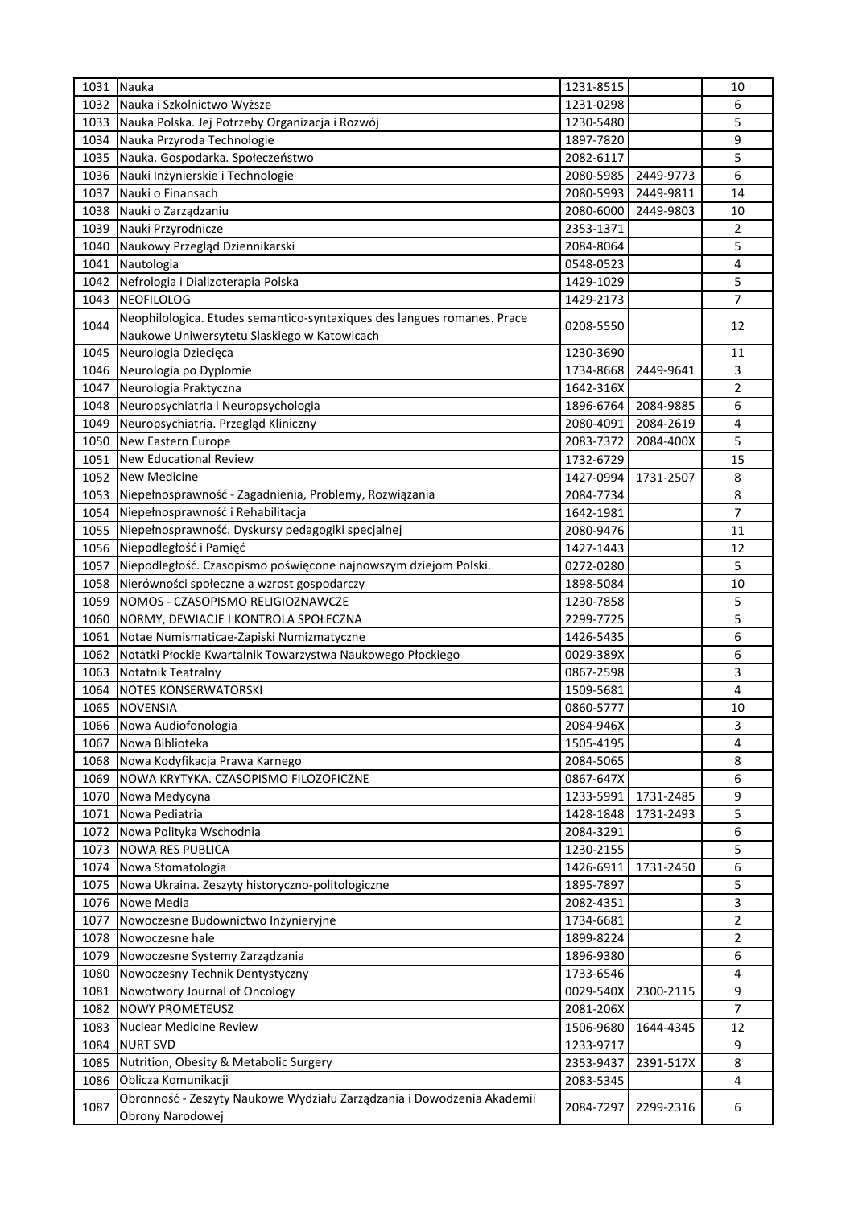| | | | | |
|---|---|---|---|---|
| 1031 | Nauka | 1231-8515 | | 10 |
| 1032 | Nauka i Szkolnictwo Wyższe | 1231-0298 | | 6 |
| 1033 | Nauka Polska. Jej Potrzeby Organizacja i Rozwój | 1230-5480 | | 5 |
| 1034 | Nauka Przyroda Technologie | 1897-7820 | | 9 |
| 1035 | Nauka. Gospodarka. Społeczeństwo | 2082-6117 | | 5 |
| 1036 | Nauki Inżynierskie i Technologie | 2080-5985 | 2449-9773 | 6 |
| 1037 | Nauki o Finansach | 2080-5993 | 2449-9811 | 14 |
| 1038 | Nauki o Zarządzaniu | 2080-6000 | 2449-9803 | 10 |
| 1039 | Nauki Przyrodnicze | 2353-1371 | | 2 |
| 1040 | Naukowy Przegląd Dziennikarski | 2084-8064 | | 5 |
| 1041 | Nautologia | 0548-0523 | | 4 |
| 1042 | Nefrologia i Dializoterapia Polska | 1429-1029 | | 5 |
| 1043 | NEOFILOLOG | 1429-2173 | | 7 |
| 1044 | Neophilologica. Etudes semantico-syntaxiques des langues romanes. Prace Naukowe Uniwersytetu Slaskiego w Katowicach | 0208-5550 | | 12 |
| 1045 | Neurologia Dziecięca | 1230-3690 | | 11 |
| 1046 | Neurologia po Dyplomie | 1734-8668 | 2449-9641 | 3 |
| 1047 | Neurologia Praktyczna | 1642-316X | | 2 |
| 1048 | Neuropsychiatria i Neuropsychologia | 1896-6764 | 2084-9885 | 6 |
| 1049 | Neuropsychiatria. Przegląd Kliniczny | 2080-4091 | 2084-2619 | 4 |
| 1050 | New Eastern Europe | 2083-7372 | 2084-400X | 5 |
| 1051 | New Educational Review | 1732-6729 | | 15 |
| 1052 | New Medicine | 1427-0994 | 1731-2507 | 8 |
| 1053 | Niepełnosprawność - Zagadnienia, Problemy, Rozwiązania | 2084-7734 | | 8 |
| 1054 | Niepełnosprawność i Rehabilitacja | 1642-1981 | | 7 |
| 1055 | Niepełnosprawność. Dyskursy pedagogiki specjalnej | 2080-9476 | | 11 |
| 1056 | Niepodległość i Pamięć | 1427-1443 | | 12 |
| 1057 | Niepodległość. Czasopismo poświęcone najnowszym dziejom Polski. | 0272-0280 | | 5 |
| 1058 | Nierówności społeczne a wzrost gospodarczy | 1898-5084 | | 10 |
| 1059 | NOMOS - CZASOPISMO RELIGIOZNAWCZE | 1230-7858 | | 5 |
| 1060 | NORMY, DEWIACJE I KONTROLA SPOŁECZNA | 2299-7725 | | 5 |
| 1061 | Notae Numismaticae-Zapiski Numizmatyczne | 1426-5435 | | 6 |
| 1062 | Notatki Płockie Kwartalnik Towarzystwa Naukowego Płockiego | 0029-389X | | 6 |
| 1063 | Notatnik Teatralny | 0867-2598 | | 3 |
| 1064 | NOTES KONSERWATORSKI | 1509-5681 | | 4 |
| 1065 | NOVENSIA | 0860-5777 | | 10 |
| 1066 | Nowa Audiofonologia | 2084-946X | | 3 |
| 1067 | Nowa Biblioteka | 1505-4195 | | 4 |
| 1068 | Nowa Kodyfikacja Prawa Karnego | 2084-5065 | | 8 |
| 1069 | NOWA KRYTYKA. CZASOPISMO FILOZOFICZNE | 0867-647X | | 6 |
| 1070 | Nowa Medycyna | 1233-5991 | 1731-2485 | 9 |
| 1071 | Nowa Pediatria | 1428-1848 | 1731-2493 | 5 |
| 1072 | Nowa Polityka Wschodnia | 2084-3291 | | 6 |
| 1073 | NOWA RES PUBLICA | 1230-2155 | | 5 |
| 1074 | Nowa Stomatologia | 1426-6911 | 1731-2450 | 6 |
| 1075 | Nowa Ukraina. Zeszyty historyczno-politologiczne | 1895-7897 | | 5 |
| 1076 | Nowe Media | 2082-4351 | | 3 |
| 1077 | Nowoczesne Budownictwo Inżynieryjne | 1734-6681 | | 2 |
| 1078 | Nowoczesne hale | 1899-8224 | | 2 |
| 1079 | Nowoczesne Systemy Zarządzania | 1896-9380 | | 6 |
| 1080 | Nowoczesny Technik Dentystyczny | 1733-6546 | | 4 |
| 1081 | Nowotwory Journal of Oncology | 0029-540X | 2300-2115 | 9 |
| 1082 | NOWY PROMETEUSZ | 2081-206X | | 7 |
| 1083 | Nuclear Medicine Review | 1506-9680 | 1644-4345 | 12 |
| 1084 | NURT SVD | 1233-9717 | | 9 |
| 1085 | Nutrition, Obesity & Metabolic Surgery | 2353-9437 | 2391-517X | 8 |
| 1086 | Oblicza Komunikacji | 2083-5345 | | 4 |
| 1087 | Obronność - Zeszyty Naukowe Wydziału Zarządzania i Dowodzenia Akademii Obrony Narodowej | 2084-7297 | 2299-2316 | 6 |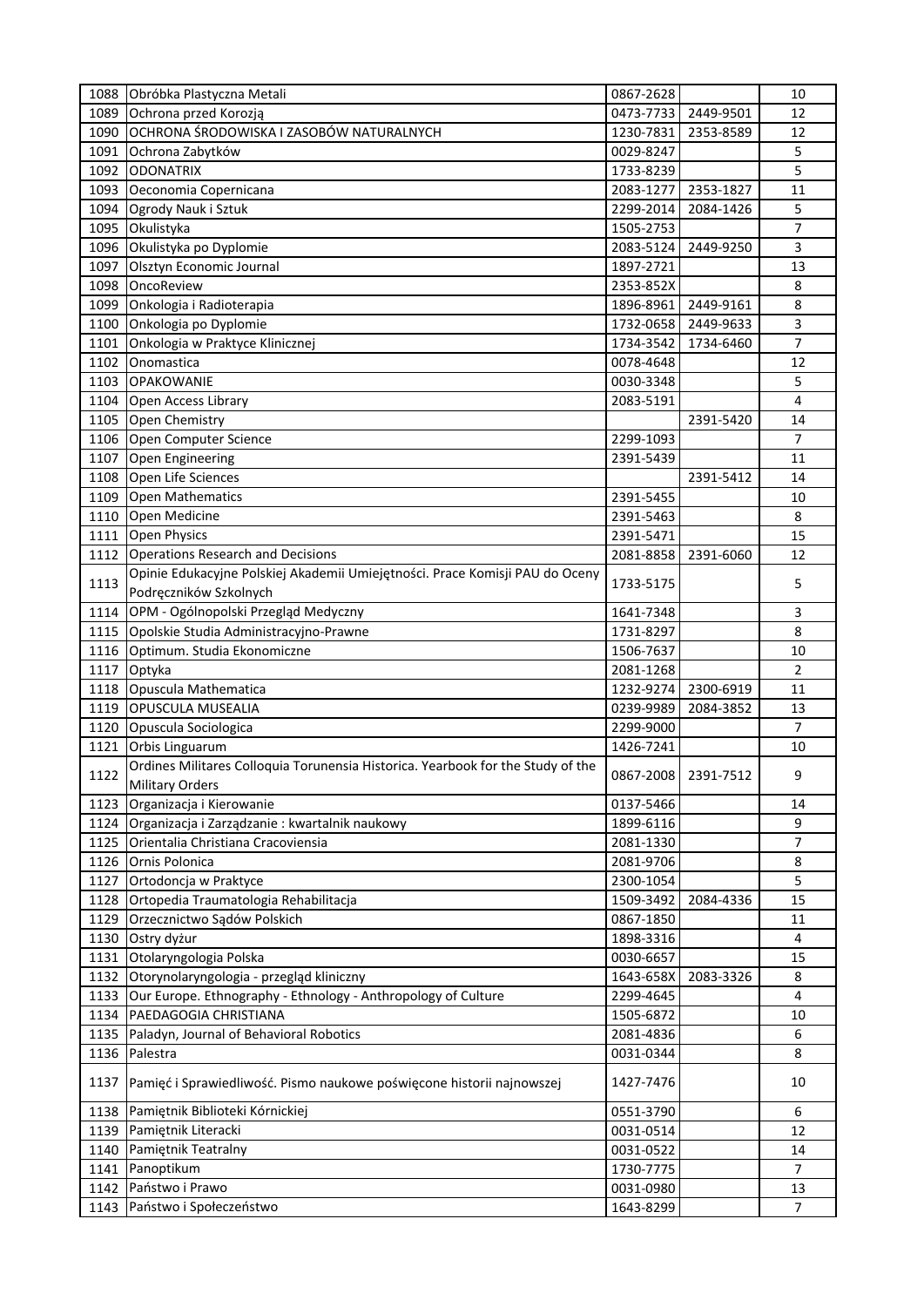| | | | | |
|---|---|---|---|---|
| 1088 | Obróbka Plastyczna Metali | 0867-2628 | | 10 |
| 1089 | Ochrona przed Korozją | 0473-7733 | 2449-9501 | 12 |
| 1090 | OCHRONA ŚRODOWISKA I ZASOBÓW NATURALNYCH | 1230-7831 | 2353-8589 | 12 |
| 1091 | Ochrona Zabytków | 0029-8247 | | 5 |
| 1092 | ODONATRIX | 1733-8239 | | 5 |
| 1093 | Oeconomia Copernicana | 2083-1277 | 2353-1827 | 11 |
| 1094 | Ogrody Nauk i Sztuk | 2299-2014 | 2084-1426 | 5 |
| 1095 | Okulistyka | 1505-2753 | | 7 |
| 1096 | Okulistyka po Dyplomie | 2083-5124 | 2449-9250 | 3 |
| 1097 | Olsztyn Economic Journal | 1897-2721 | | 13 |
| 1098 | OncoReview | 2353-852X | | 8 |
| 1099 | Onkologia i Radioterapia | 1896-8961 | 2449-9161 | 8 |
| 1100 | Onkologia po Dyplomie | 1732-0658 | 2449-9633 | 3 |
| 1101 | Onkologia w Praktyce Klinicznej | 1734-3542 | 1734-6460 | 7 |
| 1102 | Onomastica | 0078-4648 | | 12 |
| 1103 | OPAKOWANIE | 0030-3348 | | 5 |
| 1104 | Open Access Library | 2083-5191 | | 4 |
| 1105 | Open Chemistry | | 2391-5420 | 14 |
| 1106 | Open Computer Science | 2299-1093 | | 7 |
| 1107 | Open Engineering | 2391-5439 | | 11 |
| 1108 | Open Life Sciences | | 2391-5412 | 14 |
| 1109 | Open Mathematics | 2391-5455 | | 10 |
| 1110 | Open Medicine | 2391-5463 | | 8 |
| 1111 | Open Physics | 2391-5471 | | 15 |
| 1112 | Operations Research and Decisions | 2081-8858 | 2391-6060 | 12 |
| 1113 | Opinie Edukacyjne Polskiej Akademii Umiejętności. Prace Komisji PAU do Oceny Podręczników Szkolnych | 1733-5175 | | 5 |
| 1114 | OPM - Ogólnopolski Przegląd Medyczny | 1641-7348 | | 3 |
| 1115 | Opolskie Studia Administracyjno-Prawne | 1731-8297 | | 8 |
| 1116 | Optimum. Studia Ekonomiczne | 1506-7637 | | 10 |
| 1117 | Optyka | 2081-1268 | | 2 |
| 1118 | Opuscula Mathematica | 1232-9274 | 2300-6919 | 11 |
| 1119 | OPUSCULA MUSEALIA | 0239-9989 | 2084-3852 | 13 |
| 1120 | Opuscula Sociologica | 2299-9000 | | 7 |
| 1121 | Orbis Linguarum | 1426-7241 | | 10 |
| 1122 | Ordines Militares Colloquia Torunensia Historica. Yearbook for the Study of the Military Orders | 0867-2008 | 2391-7512 | 9 |
| 1123 | Organizacja i Kierowanie | 0137-5466 | | 14 |
| 1124 | Organizacja i Zarządzanie : kwartalnik naukowy | 1899-6116 | | 9 |
| 1125 | Orientalia Christiana Cracoviensia | 2081-1330 | | 7 |
| 1126 | Ornis Polonica | 2081-9706 | | 8 |
| 1127 | Ortodoncja w Praktyce | 2300-1054 | | 5 |
| 1128 | Ortopedia Traumatologia Rehabilitacja | 1509-3492 | 2084-4336 | 15 |
| 1129 | Orzecznictwo Sądów Polskich | 0867-1850 | | 11 |
| 1130 | Ostry dyżur | 1898-3316 | | 4 |
| 1131 | Otolaryngologia Polska | 0030-6657 | | 15 |
| 1132 | Otorynolaryngologia - przegląd kliniczny | 1643-658X | 2083-3326 | 8 |
| 1133 | Our Europe. Ethnography - Ethnology - Anthropology of Culture | 2299-4645 | | 4 |
| 1134 | PAEDAGOGIA CHRISTIANA | 1505-6872 | | 10 |
| 1135 | Paladyn, Journal of Behavioral Robotics | 2081-4836 | | 6 |
| 1136 | Palestra | 0031-0344 | | 8 |
| 1137 | Pamięć i Sprawiedliwość. Pismo naukowe poświęcone historii najnowszej | 1427-7476 | | 10 |
| 1138 | Pamiętnik Biblioteki Kórnickiej | 0551-3790 | | 6 |
| 1139 | Pamiętnik Literacki | 0031-0514 | | 12 |
| 1140 | Pamiętnik Teatralny | 0031-0522 | | 14 |
| 1141 | Panoptikum | 1730-7775 | | 7 |
| 1142 | Państwo i Prawo | 0031-0980 | | 13 |
| 1143 | Państwo i Społeczeństwo | 1643-8299 | | 7 |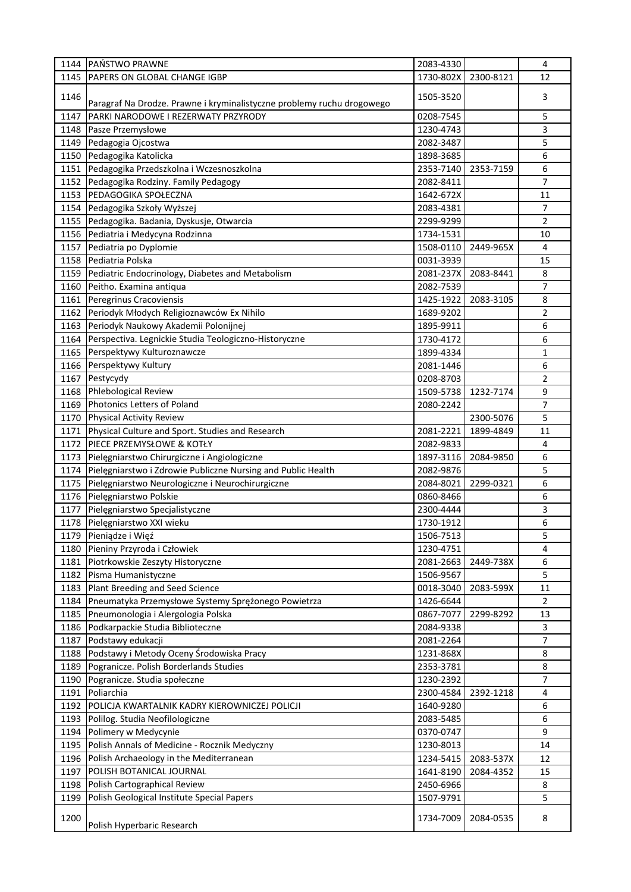| 1144 | PAŃSTWO PRAWNE | 2083-4330 | | 4 |
|---|---|---|---|---|
| 1145 | PAPERS ON GLOBAL CHANGE IGBP | 1730-802X | 2300-8121 | 12 |
| 1146 | Paragraf Na Drodze. Prawne i kryminalistyczne problemy ruchu drogowego | 1505-3520 | | 3 |
| 1147 | PARKI NARODOWE I REZERWATY PRZYRODY | 0208-7545 | | 5 |
| 1148 | Pasze Przemysłowe | 1230-4743 | | 3 |
| 1149 | Pedagogia Ojcostwa | 2082-3487 | | 5 |
| 1150 | Pedagogika Katolicka | 1898-3685 | | 6 |
| 1151 | Pedagogika Przedszkolna i Wczesnoszkolna | 2353-7140 | 2353-7159 | 6 |
| 1152 | Pedagogika Rodziny. Family Pedagogy | 2082-8411 | | 7 |
| 1153 | PEDAGOGIKA SPOŁECZNA | 1642-672X | | 11 |
| 1154 | Pedagogika Szkoły Wyższej | 2083-4381 | | 7 |
| 1155 | Pedagogika. Badania, Dyskusje, Otwarcia | 2299-9299 | | 2 |
| 1156 | Pediatria i Medycyna Rodzinna | 1734-1531 | | 10 |
| 1157 | Pediatria po Dyplomie | 1508-0110 | 2449-965X | 4 |
| 1158 | Pediatria Polska | 0031-3939 | | 15 |
| 1159 | Pediatric Endocrinology, Diabetes and Metabolism | 2081-237X | 2083-8441 | 8 |
| 1160 | Peitho. Examina antiqua | 2082-7539 | | 7 |
| 1161 | Peregrinus Cracoviensis | 1425-1922 | 2083-3105 | 8 |
| 1162 | Periodyk Młodych Religioznawców Ex Nihilo | 1689-9202 | | 2 |
| 1163 | Periodyk Naukowy Akademii Polonijnej | 1895-9911 | | 6 |
| 1164 | Perspectiva. Legnickie Studia Teologiczno-Historyczne | 1730-4172 | | 6 |
| 1165 | Perspektywy Kulturoznawcze | 1899-4334 | | 1 |
| 1166 | Perspektywy Kultury | 2081-1446 | | 6 |
| 1167 | Pestycydy | 0208-8703 | | 2 |
| 1168 | Phlebological Review | 1509-5738 | 1232-7174 | 9 |
| 1169 | Photonics Letters of Poland | 2080-2242 | | 7 |
| 1170 | Physical Activity Review | | 2300-5076 | 5 |
| 1171 | Physical Culture and Sport. Studies and Research | 2081-2221 | 1899-4849 | 11 |
| 1172 | PIECE PRZEMYSŁOWE & KOTŁY | 2082-9833 | | 4 |
| 1173 | Pielęgniarstwo Chirurgiczne i Angiologiczne | 1897-3116 | 2084-9850 | 6 |
| 1174 | Pielęgniarstwo i Zdrowie Publiczne Nursing and Public Health | 2082-9876 | | 5 |
| 1175 | Pielęgniarstwo Neurologiczne i Neurochirurgiczne | 2084-8021 | 2299-0321 | 6 |
| 1176 | Pielęgniarstwo Polskie | 0860-8466 | | 6 |
| 1177 | Pielęgniarstwo Specjalistyczne | 2300-4444 | | 3 |
| 1178 | Pielęgniarstwo XXI wieku | 1730-1912 | | 6 |
| 1179 | Pieniądze i Więź | 1506-7513 | | 5 |
| 1180 | Pieniny Przyroda i Człowiek | 1230-4751 | | 4 |
| 1181 | Piotrkowskie Zeszyty Historyczne | 2081-2663 | 2449-738X | 6 |
| 1182 | Pisma Humanistyczne | 1506-9567 | | 5 |
| 1183 | Plant Breeding and Seed Science | 0018-3040 | 2083-599X | 11 |
| 1184 | Pneumatyka Przemysłowe Systemy Sprężonego Powietrza | 1426-6644 | | 2 |
| 1185 | Pneumonologia i Alergologia Polska | 0867-7077 | 2299-8292 | 13 |
| 1186 | Podkarpackie Studia Biblioteczne | 2084-9338 | | 3 |
| 1187 | Podstawy edukacji | 2081-2264 | | 7 |
| 1188 | Podstawy i Metody Oceny Środowiska Pracy | 1231-868X | | 8 |
| 1189 | Pogranicze. Polish Borderlands Studies | 2353-3781 | | 8 |
| 1190 | Pogranicze. Studia społeczne | 1230-2392 | | 7 |
| 1191 | Poliarchia | 2300-4584 | 2392-1218 | 4 |
| 1192 | POLICJA KWARTALNIK KADRY KIEROWNICZEJ POLICJI | 1640-9280 | | 6 |
| 1193 | Polilog. Studia Neofilologiczne | 2083-5485 | | 6 |
| 1194 | Polimery w Medycynie | 0370-0747 | | 9 |
| 1195 | Polish Annals of Medicine - Rocznik Medyczny | 1230-8013 | | 14 |
| 1196 | Polish Archaeology in the Mediterranean | 1234-5415 | 2083-537X | 12 |
| 1197 | POLISH BOTANICAL JOURNAL | 1641-8190 | 2084-4352 | 15 |
| 1198 | Polish Cartographical Review | 2450-6966 | | 8 |
| 1199 | Polish Geological Institute Special Papers | 1507-9791 | | 5 |
| 1200 | Polish Hyperbaric Research | 1734-7009 | 2084-0535 | 8 |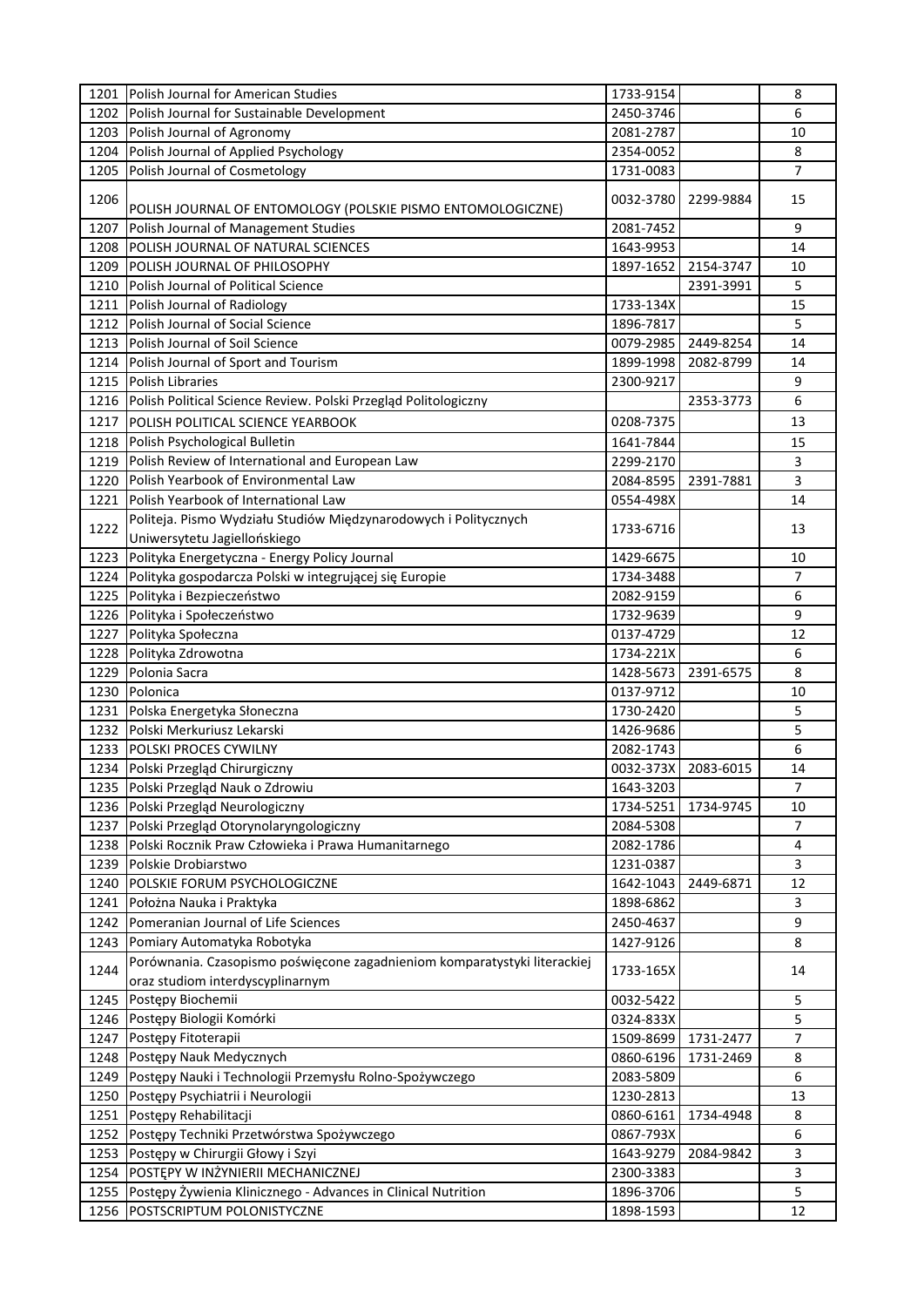| | | | | |
|---|---|---|---|---|
| 1201 | Polish Journal for American Studies | 1733-9154 | | 8 |
| 1202 | Polish Journal for Sustainable Development | 2450-3746 | | 6 |
| 1203 | Polish Journal of Agronomy | 2081-2787 | | 10 |
| 1204 | Polish Journal of Applied Psychology | 2354-0052 | | 8 |
| 1205 | Polish Journal of Cosmetology | 1731-0083 | | 7 |
| 1206 | POLISH JOURNAL OF ENTOMOLOGY (POLSKIE PISMO ENTOMOLOGICZNE) | 0032-3780 | 2299-9884 | 15 |
| 1207 | Polish Journal of Management Studies | 2081-7452 | | 9 |
| 1208 | POLISH JOURNAL OF NATURAL SCIENCES | 1643-9953 | | 14 |
| 1209 | POLISH JOURNAL OF PHILOSOPHY | 1897-1652 | 2154-3747 | 10 |
| 1210 | Polish Journal of Political Science | | 2391-3991 | 5 |
| 1211 | Polish Journal of Radiology | 1733-134X | | 15 |
| 1212 | Polish Journal of Social Science | 1896-7817 | | 5 |
| 1213 | Polish Journal of Soil Science | 0079-2985 | 2449-8254 | 14 |
| 1214 | Polish Journal of Sport and Tourism | 1899-1998 | 2082-8799 | 14 |
| 1215 | Polish Libraries | 2300-9217 | | 9 |
| 1216 | Polish Political Science Review. Polski Przegląd Politologiczny | | 2353-3773 | 6 |
| 1217 | POLISH POLITICAL SCIENCE YEARBOOK | 0208-7375 | | 13 |
| 1218 | Polish Psychological Bulletin | 1641-7844 | | 15 |
| 1219 | Polish Review of International and European Law | 2299-2170 | | 3 |
| 1220 | Polish Yearbook of Environmental Law | 2084-8595 | 2391-7881 | 3 |
| 1221 | Polish Yearbook of International Law | 0554-498X | | 14 |
| 1222 | Politeja. Pismo Wydziału Studiów Międzynarodowych i Politycznych Uniwersytetu Jagiellońskiego | 1733-6716 | | 13 |
| 1223 | Polityka Energetyczna - Energy Policy Journal | 1429-6675 | | 10 |
| 1224 | Polityka gospodarcza Polski w integrującej się Europie | 1734-3488 | | 7 |
| 1225 | Polityka i Bezpieczeństwo | 2082-9159 | | 6 |
| 1226 | Polityka i Społeczeństwo | 1732-9639 | | 9 |
| 1227 | Polityka Społeczna | 0137-4729 | | 12 |
| 1228 | Polityka Zdrowotna | 1734-221X | | 6 |
| 1229 | Polonia Sacra | 1428-5673 | 2391-6575 | 8 |
| 1230 | Polonica | 0137-9712 | | 10 |
| 1231 | Polska Energetyka Słoneczna | 1730-2420 | | 5 |
| 1232 | Polski Merkuriusz Lekarski | 1426-9686 | | 5 |
| 1233 | POLSKI PROCES CYWILNY | 2082-1743 | | 6 |
| 1234 | Polski Przegląd Chirurgiczny | 0032-373X | 2083-6015 | 14 |
| 1235 | Polski Przegląd Nauk o Zdrowiu | 1643-3203 | | 7 |
| 1236 | Polski Przegląd Neurologiczny | 1734-5251 | 1734-9745 | 10 |
| 1237 | Polski Przegląd Otorynolaryngologiczny | 2084-5308 | | 7 |
| 1238 | Polski Rocznik Praw Człowieka i Prawa Humanitarnego | 2082-1786 | | 4 |
| 1239 | Polskie Drobiarstwo | 1231-0387 | | 3 |
| 1240 | POLSKIE FORUM PSYCHOLOGICZNE | 1642-1043 | 2449-6871 | 12 |
| 1241 | Położna Nauka i Praktyka | 1898-6862 | | 3 |
| 1242 | Pomeranian Journal of Life Sciences | 2450-4637 | | 9 |
| 1243 | Pomiary Automatyka Robotyka | 1427-9126 | | 8 |
| 1244 | Porównania. Czasopismo poświęcone zagadnieniom komparatystyki literackiej oraz studiom interdyscyplinarnym | 1733-165X | | 14 |
| 1245 | Postępy Biochemii | 0032-5422 | | 5 |
| 1246 | Postępy Biologii Komórki | 0324-833X | | 5 |
| 1247 | Postępy Fitoterapii | 1509-8699 | 1731-2477 | 7 |
| 1248 | Postępy Nauk Medycznych | 0860-6196 | 1731-2469 | 8 |
| 1249 | Postępy Nauki i Technologii Przemysłu Rolno-Spożywczego | 2083-5809 | | 6 |
| 1250 | Postępy Psychiatrii i Neurologii | 1230-2813 | | 13 |
| 1251 | Postępy Rehabilitacji | 0860-6161 | 1734-4948 | 8 |
| 1252 | Postępy Techniki Przetwórstwa Spożywczego | 0867-793X | | 6 |
| 1253 | Postępy w Chirurgii Głowy i Szyi | 1643-9279 | 2084-9842 | 3 |
| 1254 | POSTĘPY W INŻYNIERII MECHANICZNEJ | 2300-3383 | | 3 |
| 1255 | Postępy Żywienia Klinicznego - Advances in Clinical Nutrition | 1896-3706 | | 5 |
| 1256 | POSTSCRIPTUM POLONISTYCZNE | 1898-1593 | | 12 |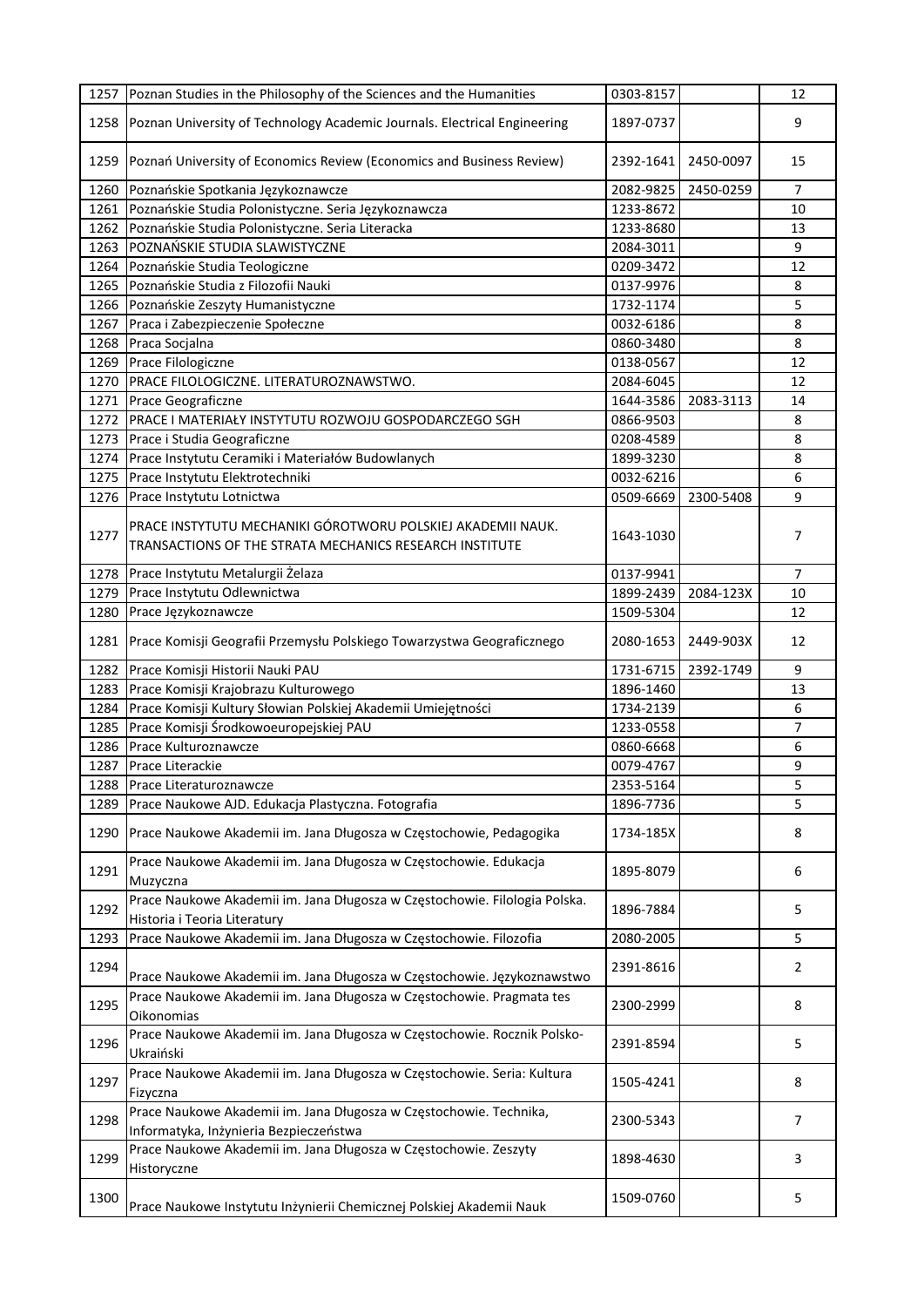| | | | | |
|---|---|---|---|---|
| 1257 | Poznan Studies in the Philosophy of the Sciences and the Humanities | 0303-8157 | | 12 |
| 1258 | Poznan University of Technology Academic Journals. Electrical Engineering | 1897-0737 | | 9 |
| 1259 | Poznań University of Economics Review (Economics and Business Review) | 2392-1641 | 2450-0097 | 15 |
| 1260 | Poznańskie Spotkania Językoznawcze | 2082-9825 | 2450-0259 | 7 |
| 1261 | Poznańskie Studia Polonistyczne. Seria Językoznawcza | 1233-8672 | | 10 |
| 1262 | Poznańskie Studia Polonistyczne. Seria Literacka | 1233-8680 | | 13 |
| 1263 | POZNAŃSKIE STUDIA SLAWISTYCZNE | 2084-3011 | | 9 |
| 1264 | Poznańskie Studia Teologiczne | 0209-3472 | | 12 |
| 1265 | Poznańskie Studia z Filozofii Nauki | 0137-9976 | | 8 |
| 1266 | Poznańskie Zeszyty Humanistyczne | 1732-1174 | | 5 |
| 1267 | Praca i Zabezpieczenie Społeczne | 0032-6186 | | 8 |
| 1268 | Praca Socjalna | 0860-3480 | | 8 |
| 1269 | Prace Filologiczne | 0138-0567 | | 12 |
| 1270 | PRACE FILOLOGICZNE. LITERATUROZNAWSTWO. | 2084-6045 | | 12 |
| 1271 | Prace Geograficzne | 1644-3586 | 2083-3113 | 14 |
| 1272 | PRACE I MATERIAŁY INSTYTUTU ROZWOJU GOSPODARCZEGO SGH | 0866-9503 | | 8 |
| 1273 | Prace i Studia Geograficzne | 0208-4589 | | 8 |
| 1274 | Prace Instytutu Ceramiki i Materiałów Budowlanych | 1899-3230 | | 8 |
| 1275 | Prace Instytutu Elektrotechniki | 0032-6216 | | 6 |
| 1276 | Prace Instytutu Lotnictwa | 0509-6669 | 2300-5408 | 9 |
| 1277 | PRACE INSTYTUTU MECHANIKI GÓROTWORU POLSKIEJ AKADEMII NAUK. TRANSACTIONS OF THE STRATA MECHANICS RESEARCH INSTITUTE | 1643-1030 | | 7 |
| 1278 | Prace Instytutu Metalurgii Żelaza | 0137-9941 | | 7 |
| 1279 | Prace Instytutu Odlewnictwa | 1899-2439 | 2084-123X | 10 |
| 1280 | Prace Językoznawcze | 1509-5304 | | 12 |
| 1281 | Prace Komisji Geografii Przemysłu Polskiego Towarzystwa Geograficznego | 2080-1653 | 2449-903X | 12 |
| 1282 | Prace Komisji Historii Nauki PAU | 1731-6715 | 2392-1749 | 9 |
| 1283 | Prace Komisji Krajobrazu Kulturowego | 1896-1460 | | 13 |
| 1284 | Prace Komisji Kultury Słowian Polskiej Akademii Umiejętności | 1734-2139 | | 6 |
| 1285 | Prace Komisji Środkowoeuropejskiej PAU | 1233-0558 | | 7 |
| 1286 | Prace Kulturoznawcze | 0860-6668 | | 6 |
| 1287 | Prace Literackie | 0079-4767 | | 9 |
| 1288 | Prace Literaturoznawcze | 2353-5164 | | 5 |
| 1289 | Prace Naukowe AJD. Edukacja Plastyczna. Fotografia | 1896-7736 | | 5 |
| 1290 | Prace Naukowe Akademii im. Jana Długosza w Częstochowie, Pedagogika | 1734-185X | | 8 |
| 1291 | Prace Naukowe Akademii im. Jana Długosza w Częstochowie. Edukacja Muzyczna | 1895-8079 | | 6 |
| 1292 | Prace Naukowe Akademii im. Jana Długosza w Częstochowie. Filologia Polska. Historia i Teoria Literatury | 1896-7884 | | 5 |
| 1293 | Prace Naukowe Akademii im. Jana Długosza w Częstochowie. Filozofia | 2080-2005 | | 5 |
| 1294 | Prace Naukowe Akademii im. Jana Długosza w Częstochowie. Językoznawstwo | 2391-8616 | | 2 |
| 1295 | Prace Naukowe Akademii im. Jana Długosza w Częstochowie. Pragmata tes Oikonomias | 2300-2999 | | 8 |
| 1296 | Prace Naukowe Akademii im. Jana Długosza w Częstochowie. Rocznik Polsko-Ukraiński | 2391-8594 | | 5 |
| 1297 | Prace Naukowe Akademii im. Jana Długosza w Częstochowie. Seria: Kultura Fizyczna | 1505-4241 | | 8 |
| 1298 | Prace Naukowe Akademii im. Jana Długosza w Częstochowie. Technika, Informatyka, Inżynieria Bezpieczeństwa | 2300-5343 | | 7 |
| 1299 | Prace Naukowe Akademii im. Jana Długosza w Częstochowie. Zeszyty Historyczne | 1898-4630 | | 3 |
| 1300 | Prace Naukowe Instytutu Inżynierii Chemicznej Polskiej Akademii Nauk | 1509-0760 | | 5 |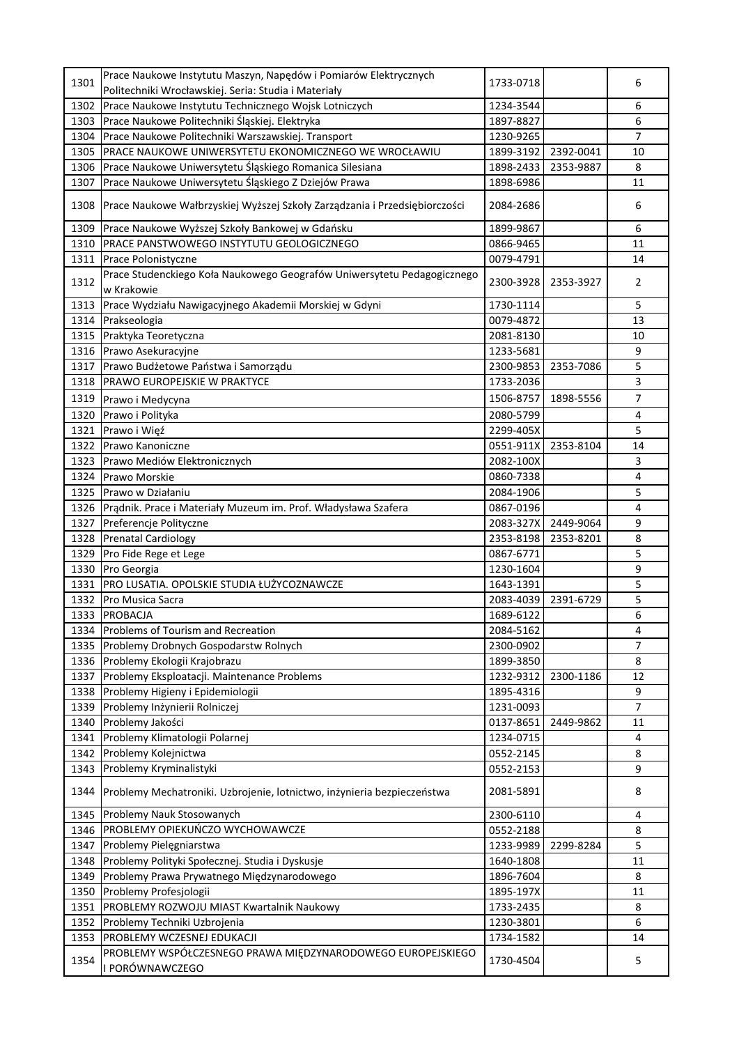| | | | | |
|---|---|---|---|---|
| 1301 | Prace Naukowe Instytutu Maszyn, Napędów i Pomiarów Elektrycznych Politechniki Wrocławskiej. Seria: Studia i Materiały | 1733-0718 | | 6 |
| 1302 | Prace Naukowe Instytutu Technicznego Wojsk Lotniczych | 1234-3544 | | 6 |
| 1303 | Prace Naukowe Politechniki Śląskiej. Elektryka | 1897-8827 | | 6 |
| 1304 | Prace Naukowe Politechniki Warszawskiej. Transport | 1230-9265 | | 7 |
| 1305 | PRACE NAUKOWE UNIWERSYTETU EKONOMICZNEGO WE WROCŁAWIU | 1899-3192 | 2392-0041 | 10 |
| 1306 | Prace Naukowe Uniwersytetu Śląskiego Romanica Silesiana | 1898-2433 | 2353-9887 | 8 |
| 1307 | Prace Naukowe Uniwersytetu Śląskiego Z Dziejów Prawa | 1898-6986 | | 11 |
| 1308 | Prace Naukowe Wałbrzyskiej Wyższej Szkoły Zarządzania i Przedsiębiorczości | 2084-2686 | | 6 |
| 1309 | Prace Naukowe Wyższej Szkoły Bankowej w Gdańsku | 1899-9867 | | 6 |
| 1310 | PRACE PANSTWOWEGO INSTYTUTU GEOLOGICZNEGO | 0866-9465 | | 11 |
| 1311 | Prace Polonistyczne | 0079-4791 | | 14 |
| 1312 | Prace Studenckiego Koła Naukowego Geografów Uniwersytetu Pedagogicznego w Krakowie | 2300-3928 | 2353-3927 | 2 |
| 1313 | Prace Wydziału Nawigacyjnego Akademii Morskiej w Gdyni | 1730-1114 | | 5 |
| 1314 | Prakseologia | 0079-4872 | | 13 |
| 1315 | Praktyka Teoretyczna | 2081-8130 | | 10 |
| 1316 | Prawo Asekuracyjne | 1233-5681 | | 9 |
| 1317 | Prawo Budżetowe Państwa i Samorządu | 2300-9853 | 2353-7086 | 5 |
| 1318 | PRAWO EUROPEJSKIE W PRAKTYCE | 1733-2036 | | 3 |
| 1319 | Prawo i Medycyna | 1506-8757 | 1898-5556 | 7 |
| 1320 | Prawo i Polityka | 2080-5799 | | 4 |
| 1321 | Prawo i Więź | 2299-405X | | 5 |
| 1322 | Prawo Kanoniczne | 0551-911X | 2353-8104 | 14 |
| 1323 | Prawo Mediów Elektronicznych | 2082-100X | | 3 |
| 1324 | Prawo Morskie | 0860-7338 | | 4 |
| 1325 | Prawo w Działaniu | 2084-1906 | | 5 |
| 1326 | Prądnik. Prace i Materiały Muzeum im. Prof. Władysława Szafera | 0867-0196 | | 4 |
| 1327 | Preferencje Polityczne | 2083-327X | 2449-9064 | 9 |
| 1328 | Prenatal Cardiology | 2353-8198 | 2353-8201 | 8 |
| 1329 | Pro Fide Rege et Lege | 0867-6771 | | 5 |
| 1330 | Pro Georgia | 1230-1604 | | 9 |
| 1331 | PRO LUSATIA. OPOLSKIE STUDIA ŁUŻYCOZNAWCZE | 1643-1391 | | 5 |
| 1332 | Pro Musica Sacra | 2083-4039 | 2391-6729 | 5 |
| 1333 | PROBACJA | 1689-6122 | | 6 |
| 1334 | Problems of Tourism and Recreation | 2084-5162 | | 4 |
| 1335 | Problemy Drobnych Gospodarstw Rolnych | 2300-0902 | | 7 |
| 1336 | Problemy Ekologii Krajobrazu | 1899-3850 | | 8 |
| 1337 | Problemy Eksploatacji. Maintenance Problems | 1232-9312 | 2300-1186 | 12 |
| 1338 | Problemy Higieny i Epidemiologii | 1895-4316 | | 9 |
| 1339 | Problemy Inżynierii Rolniczej | 1231-0093 | | 7 |
| 1340 | Problemy Jakości | 0137-8651 | 2449-9862 | 11 |
| 1341 | Problemy Klimatologii Polarnej | 1234-0715 | | 4 |
| 1342 | Problemy Kolejnictwa | 0552-2145 | | 8 |
| 1343 | Problemy Kryminalistyki | 0552-2153 | | 9 |
| 1344 | Problemy Mechatroniki. Uzbrojenie, lotnictwo, inżynieria bezpieczeństwa | 2081-5891 | | 8 |
| 1345 | Problemy Nauk Stosowanych | 2300-6110 | | 4 |
| 1346 | PROBLEMY OPIEKUŃCZO WYCHOWAWCZE | 0552-2188 | | 8 |
| 1347 | Problemy Pielęgniarstwa | 1233-9989 | 2299-8284 | 5 |
| 1348 | Problemy Polityki Społecznej. Studia i Dyskusje | 1640-1808 | | 11 |
| 1349 | Problemy Prawa Prywatnego Międzynarodowego | 1896-7604 | | 8 |
| 1350 | Problemy Profesjologii | 1895-197X | | 11 |
| 1351 | PROBLEMY ROZWOJU MIAST Kwartalnik Naukowy | 1733-2435 | | 8 |
| 1352 | Problemy Techniki Uzbrojenia | 1230-3801 | | 6 |
| 1353 | PROBLEMY WCZESNEJ EDUKACJI | 1734-1582 | | 14 |
| 1354 | PROBLEMY WSPÓŁCZESNEGO PRAWA MIĘDZYNARODOWEGO EUROPEJSKIEGO I PORÓWNAWCZEGO | 1730-4504 | | 5 |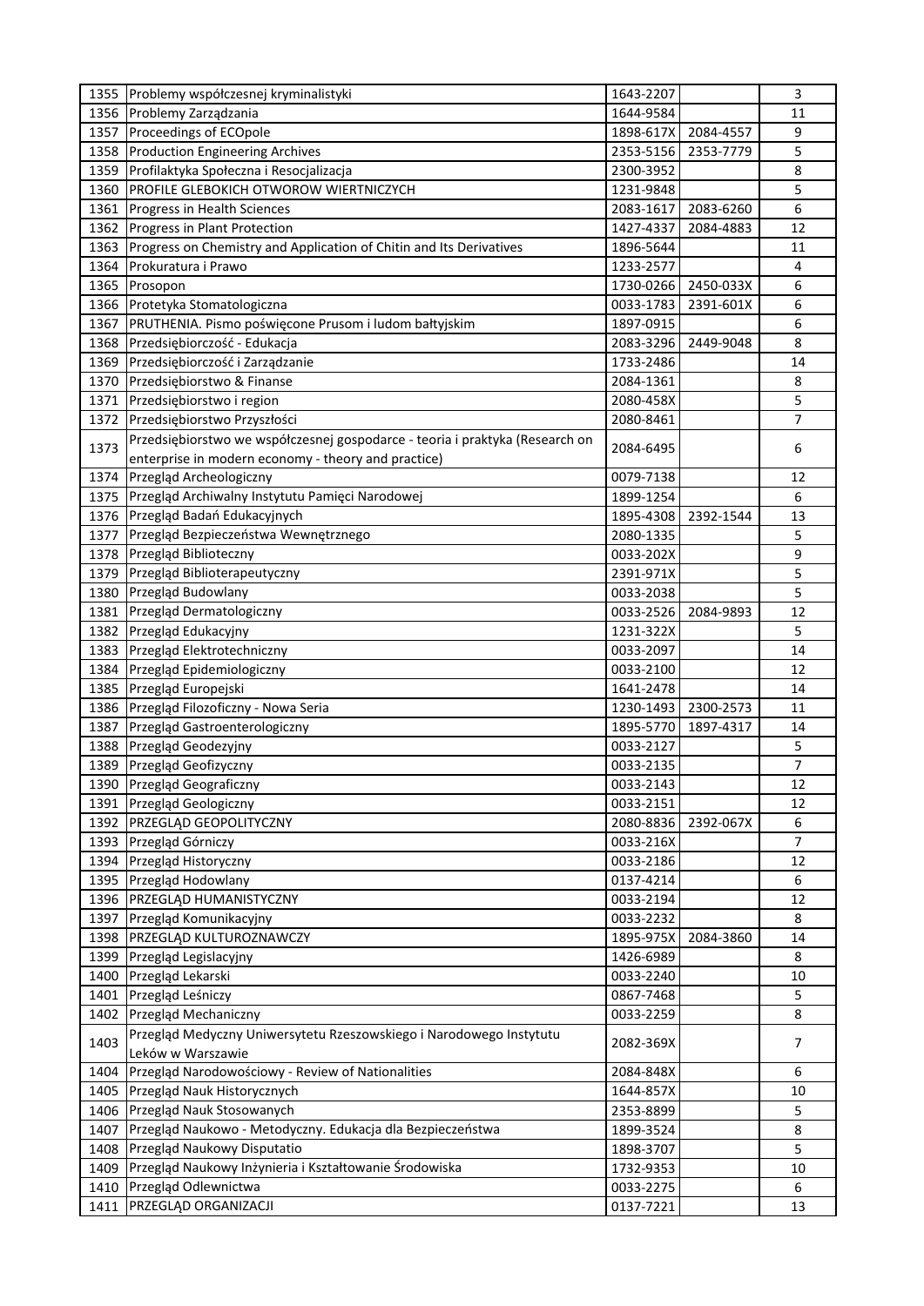| 1355 | Problemy współczesnej kryminalistyki | 1643-2207 | | 3 |
|---|---|---|---|---|
| 1356 | Problemy Zarządzania | 1644-9584 | | 11 |
| 1357 | Proceedings of ECOpole | 1898-617X | 2084-4557 | 9 |
| 1358 | Production Engineering Archives | 2353-5156 | 2353-7779 | 5 |
| 1359 | Profilaktyka Społeczna i Resocjalizacja | 2300-3952 | | 8 |
| 1360 | PROFILE GLEBOKICH OTWOROW WIERTNICZYCH | 1231-9848 | | 5 |
| 1361 | Progress in Health Sciences | 2083-1617 | 2083-6260 | 6 |
| 1362 | Progress in Plant Protection | 1427-4337 | 2084-4883 | 12 |
| 1363 | Progress on Chemistry and Application of Chitin and Its Derivatives | 1896-5644 | | 11 |
| 1364 | Prokuratura i Prawo | 1233-2577 | | 4 |
| 1365 | Prosopon | 1730-0266 | 2450-033X | 6 |
| 1366 | Protetyka Stomatologiczna | 0033-1783 | 2391-601X | 6 |
| 1367 | PRUTHENIA. Pismo poświęcone Prusom i ludom bałtyjskim | 1897-0915 | | 6 |
| 1368 | Przedsiębiorczość - Edukacja | 2083-3296 | 2449-9048 | 8 |
| 1369 | Przedsiębiorczość i Zarządzanie | 1733-2486 | | 14 |
| 1370 | Przedsiębiorstwo & Finanse | 2084-1361 | | 8 |
| 1371 | Przedsiębiorstwo i region | 2080-458X | | 5 |
| 1372 | Przedsiębiorstwo Przyszłości | 2080-8461 | | 7 |
| 1373 | Przedsiębiorstwo we współczesnej gospodarce - teoria i praktyka (Research on enterprise in modern economy - theory and practice) | 2084-6495 | | 6 |
| 1374 | Przegląd Archeologiczny | 0079-7138 | | 12 |
| 1375 | Przegląd Archiwalny Instytutu Pamięci Narodowej | 1899-1254 | | 6 |
| 1376 | Przegląd Badań Edukacyjnych | 1895-4308 | 2392-1544 | 13 |
| 1377 | Przegląd Bezpieczeństwa Wewnętrznego | 2080-1335 | | 5 |
| 1378 | Przegląd Biblioteczny | 0033-202X | | 9 |
| 1379 | Przegląd Biblioterapeutyczny | 2391-971X | | 5 |
| 1380 | Przegląd Budowlany | 0033-2038 | | 5 |
| 1381 | Przegląd Dermatologiczny | 0033-2526 | 2084-9893 | 12 |
| 1382 | Przegląd Edukacyjny | 1231-322X | | 5 |
| 1383 | Przegląd Elektrotechniczny | 0033-2097 | | 14 |
| 1384 | Przegląd Epidemiologiczny | 0033-2100 | | 12 |
| 1385 | Przegląd Europejski | 1641-2478 | | 14 |
| 1386 | Przegląd Filozoficzny - Nowa Seria | 1230-1493 | 2300-2573 | 11 |
| 1387 | Przegląd Gastroenterologiczny | 1895-5770 | 1897-4317 | 14 |
| 1388 | Przegląd Geodezyjny | 0033-2127 | | 5 |
| 1389 | Przegląd Geofizyczny | 0033-2135 | | 7 |
| 1390 | Przegląd Geograficzny | 0033-2143 | | 12 |
| 1391 | Przegląd Geologiczny | 0033-2151 | | 12 |
| 1392 | PRZEGLĄD GEOPOLITYCZNY | 2080-8836 | 2392-067X | 6 |
| 1393 | Przegląd Górniczy | 0033-216X | | 7 |
| 1394 | Przegląd Historyczny | 0033-2186 | | 12 |
| 1395 | Przegląd Hodowlany | 0137-4214 | | 6 |
| 1396 | PRZEGLĄD HUMANISTYCZNY | 0033-2194 | | 12 |
| 1397 | Przegląd Komunikacyjny | 0033-2232 | | 8 |
| 1398 | PRZEGLĄD KULTUROZNAWCZY | 1895-975X | 2084-3860 | 14 |
| 1399 | Przegląd Legislacyjny | 1426-6989 | | 8 |
| 1400 | Przegląd Lekarski | 0033-2240 | | 10 |
| 1401 | Przegląd Leśniczy | 0867-7468 | | 5 |
| 1402 | Przegląd Mechaniczny | 0033-2259 | | 8 |
| 1403 | Przegląd Medyczny Uniwersytetu Rzeszowskiego i Narodowego Instytutu Leków w Warszawie | 2082-369X | | 7 |
| 1404 | Przegląd Narodowościowy - Review of Nationalities | 2084-848X | | 6 |
| 1405 | Przegląd Nauk Historycznych | 1644-857X | | 10 |
| 1406 | Przegląd Nauk Stosowanych | 2353-8899 | | 5 |
| 1407 | Przegląd Naukowo - Metodyczny. Edukacja dla Bezpieczeństwa | 1899-3524 | | 8 |
| 1408 | Przegląd Naukowy Disputatio | 1898-3707 | | 5 |
| 1409 | Przegląd Naukowy Inżynieria i Kształtowanie Środowiska | 1732-9353 | | 10 |
| 1410 | Przegląd Odlewnictwa | 0033-2275 | | 6 |
| 1411 | PRZEGLĄD ORGANIZACJI | 0137-7221 | | 13 |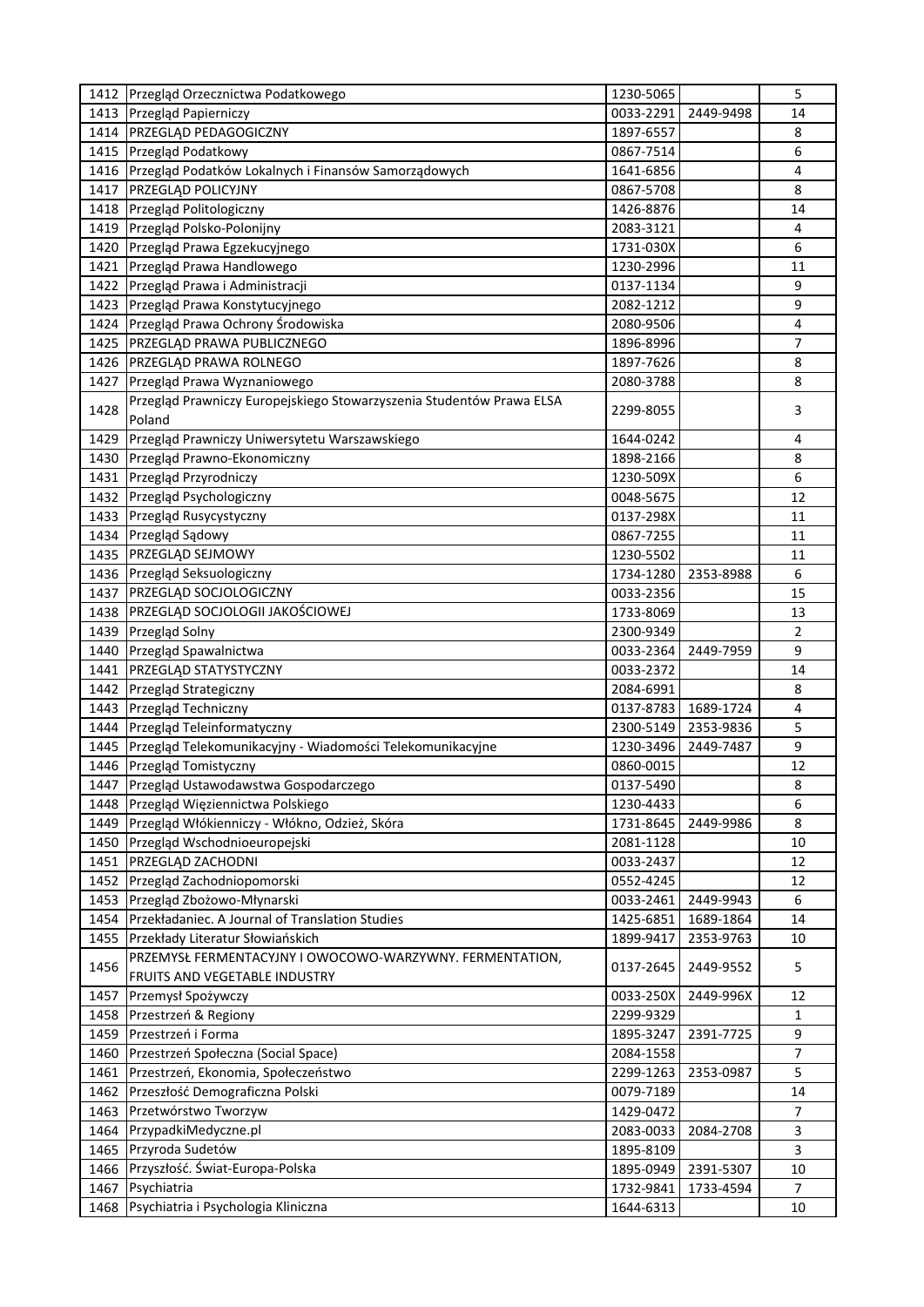| | | | | |
|---|---|---|---|---|
| 1412 | Przegląd Orzecznictwa Podatkowego | 1230-5065 | | 5 |
| 1413 | Przegląd Papierniczy | 0033-2291 | 2449-9498 | 14 |
| 1414 | PRZEGLĄD PEDAGOGICZNY | 1897-6557 | | 8 |
| 1415 | Przegląd Podatkowy | 0867-7514 | | 6 |
| 1416 | Przegląd Podatków Lokalnych i Finansów Samorządowych | 1641-6856 | | 4 |
| 1417 | PRZEGLĄD POLICYJNY | 0867-5708 | | 8 |
| 1418 | Przegląd Politologiczny | 1426-8876 | | 14 |
| 1419 | Przegląd Polsko-Polonijny | 2083-3121 | | 4 |
| 1420 | Przegląd Prawa Egzekucyjnego | 1731-030X | | 6 |
| 1421 | Przegląd Prawa Handlowego | 1230-2996 | | 11 |
| 1422 | Przegląd Prawa i Administracji | 0137-1134 | | 9 |
| 1423 | Przegląd Prawa Konstytucyjnego | 2082-1212 | | 9 |
| 1424 | Przegląd Prawa Ochrony Środowiska | 2080-9506 | | 4 |
| 1425 | PRZEGLĄD PRAWA PUBLICZNEGO | 1896-8996 | | 7 |
| 1426 | PRZEGLĄD PRAWA ROLNEGO | 1897-7626 | | 8 |
| 1427 | Przegląd Prawa Wyznaniowego | 2080-3788 | | 8 |
| 1428 | Przegląd Prawniczy Europejskiego Stowarzyszenia Studentów Prawa ELSA Poland | 2299-8055 | | 3 |
| 1429 | Przegląd Prawniczy Uniwersytetu Warszawskiego | 1644-0242 | | 4 |
| 1430 | Przegląd Prawno-Ekonomiczny | 1898-2166 | | 8 |
| 1431 | Przegląd Przyrodniczy | 1230-509X | | 6 |
| 1432 | Przegląd Psychologiczny | 0048-5675 | | 12 |
| 1433 | Przegląd Rusycystyczny | 0137-298X | | 11 |
| 1434 | Przegląd Sądowy | 0867-7255 | | 11 |
| 1435 | PRZEGLĄD SEJMOWY | 1230-5502 | | 11 |
| 1436 | Przegląd Seksuologiczny | 1734-1280 | 2353-8988 | 6 |
| 1437 | PRZEGLĄD SOCJOLOGICZNY | 0033-2356 | | 15 |
| 1438 | PRZEGLĄD SOCJOLOGII JAKOŚCIOWEJ | 1733-8069 | | 13 |
| 1439 | Przegląd Solny | 2300-9349 | | 2 |
| 1440 | Przegląd Spawalnictwa | 0033-2364 | 2449-7959 | 9 |
| 1441 | PRZEGLĄD STATYSTYCZNY | 0033-2372 | | 14 |
| 1442 | Przegląd Strategiczny | 2084-6991 | | 8 |
| 1443 | Przegląd Techniczny | 0137-8783 | 1689-1724 | 4 |
| 1444 | Przegląd Teleinformatyczny | 2300-5149 | 2353-9836 | 5 |
| 1445 | Przegląd Telekomunikacyjny - Wiadomości Telekomunikacyjne | 1230-3496 | 2449-7487 | 9 |
| 1446 | Przegląd Tomistyczny | 0860-0015 | | 12 |
| 1447 | Przegląd Ustawodawstwa Gospodarczego | 0137-5490 | | 8 |
| 1448 | Przegląd Więziennictwa Polskiego | 1230-4433 | | 6 |
| 1449 | Przegląd Włókienniczy - Włókno, Odzież, Skóra | 1731-8645 | 2449-9986 | 8 |
| 1450 | Przegląd Wschodnioeuropejski | 2081-1128 | | 10 |
| 1451 | PRZEGLĄD ZACHODNI | 0033-2437 | | 12 |
| 1452 | Przegląd Zachodniopomorski | 0552-4245 | | 12 |
| 1453 | Przegląd Zbożowo-Młynarski | 0033-2461 | 2449-9943 | 6 |
| 1454 | Przekładaniec. A Journal of Translation Studies | 1425-6851 | 1689-1864 | 14 |
| 1455 | Przekłady Literatur Słowiańskich | 1899-9417 | 2353-9763 | 10 |
| 1456 | PRZEMYSŁ FERMENTACYJNY I OWOCOWO-WARZYWNY. FERMENTATION, FRUITS AND VEGETABLE INDUSTRY | 0137-2645 | 2449-9552 | 5 |
| 1457 | Przemysł Spożywczy | 0033-250X | 2449-996X | 12 |
| 1458 | Przestrzeń & Regiony | 2299-9329 | | 1 |
| 1459 | Przestrzeń i Forma | 1895-3247 | 2391-7725 | 9 |
| 1460 | Przestrzeń Społeczna (Social Space) | 2084-1558 | | 7 |
| 1461 | Przestrzeń, Ekonomia, Społeczeństwo | 2299-1263 | 2353-0987 | 5 |
| 1462 | Przeszłość Demograficzna Polski | 0079-7189 | | 14 |
| 1463 | Przetwórstwo Tworzyw | 1429-0472 | | 7 |
| 1464 | PrzypadkiMedyczne.pl | 2083-0033 | 2084-2708 | 3 |
| 1465 | Przyroda Sudetów | 1895-8109 | | 3 |
| 1466 | Przyszłość. Świat-Europa-Polska | 1895-0949 | 2391-5307 | 10 |
| 1467 | Psychiatria | 1732-9841 | 1733-4594 | 7 |
| 1468 | Psychiatria i Psychologia Kliniczna | 1644-6313 | | 10 |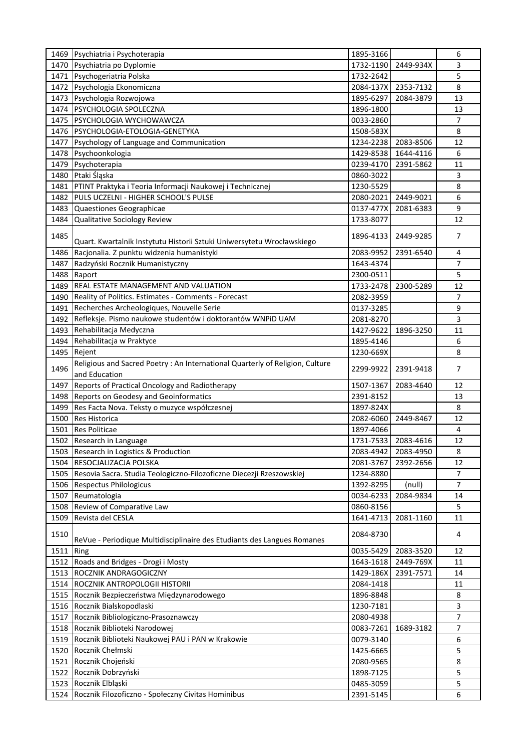| | | | | |
|---|---|---|---|---|
| 1469 | Psychiatria i Psychoterapia | 1895-3166 | | 6 |
| 1470 | Psychiatria po Dyplomie | 1732-1190 | 2449-934X | 3 |
| 1471 | Psychogeriatria Polska | 1732-2642 | | 5 |
| 1472 | Psychologia Ekonomiczna | 2084-137X | 2353-7132 | 8 |
| 1473 | Psychologia Rozwojowa | 1895-6297 | 2084-3879 | 13 |
| 1474 | PSYCHOLOGIA SPOLECZNA | 1896-1800 | | 13 |
| 1475 | PSYCHOLOGIA WYCHOWAWCZA | 0033-2860 | | 7 |
| 1476 | PSYCHOLOGIA-ETOLOGIA-GENETYKA | 1508-583X | | 8 |
| 1477 | Psychology of Language and Communication | 1234-2238 | 2083-8506 | 12 |
| 1478 | Psychoonkologia | 1429-8538 | 1644-4116 | 6 |
| 1479 | Psychoterapia | 0239-4170 | 2391-5862 | 11 |
| 1480 | Ptaki Śląska | 0860-3022 | | 3 |
| 1481 | PTINT Praktyka i Teoria Informacji Naukowej i Technicznej | 1230-5529 | | 8 |
| 1482 | PULS UCZELNI - HIGHER SCHOOL'S PULSE | 2080-2021 | 2449-9021 | 6 |
| 1483 | Quaestiones Geographicae | 0137-477X | 2081-6383 | 9 |
| 1484 | Qualitative Sociology Review | 1733-8077 | | 12 |
| 1485 | Quart. Kwartalnik Instytutu Historii Sztuki Uniwersytetu Wrocławskiego | 1896-4133 | 2449-9285 | 7 |
| 1486 | Racjonalia. Z punktu widzenia humanistyki | 2083-9952 | 2391-6540 | 4 |
| 1487 | Radzyński Rocznik Humanistyczny | 1643-4374 | | 7 |
| 1488 | Raport | 2300-0511 | | 5 |
| 1489 | REAL ESTATE MANAGEMENT AND VALUATION | 1733-2478 | 2300-5289 | 12 |
| 1490 | Reality of Politics. Estimates - Comments - Forecast | 2082-3959 | | 7 |
| 1491 | Recherches Archeologiques, Nouvelle Serie | 0137-3285 | | 9 |
| 1492 | Refleksje. Pismo naukowe studentów i doktorantów WNPiD UAM | 2081-8270 | | 3 |
| 1493 | Rehabilitacja Medyczna | 1427-9622 | 1896-3250 | 11 |
| 1494 | Rehabilitacja w Praktyce | 1895-4146 | | 6 |
| 1495 | Rejent | 1230-669X | | 8 |
| 1496 | Religious and Sacred Poetry : An International Quarterly of Religion, Culture and Education | 2299-9922 | 2391-9418 | 7 |
| 1497 | Reports of Practical Oncology and Radiotherapy | 1507-1367 | 2083-4640 | 12 |
| 1498 | Reports on Geodesy and Geoinformatics | 2391-8152 | | 13 |
| 1499 | Res Facta Nova. Teksty o muzyce współczesnej | 1897-824X | | 8 |
| 1500 | Res Historica | 2082-6060 | 2449-8467 | 12 |
| 1501 | Res Politicae | 1897-4066 | | 4 |
| 1502 | Research in Language | 1731-7533 | 2083-4616 | 12 |
| 1503 | Research in Logistics & Production | 2083-4942 | 2083-4950 | 8 |
| 1504 | RESOCJALIZACJA POLSKA | 2081-3767 | 2392-2656 | 12 |
| 1505 | Resovia Sacra. Studia Teologiczno-Filozoficzne Diecezji Rzeszowskiej | 1234-8880 | | 7 |
| 1506 | Respectus Philologicus | 1392-8295 | (null) | 7 |
| 1507 | Reumatologia | 0034-6233 | 2084-9834 | 14 |
| 1508 | Review of Comparative Law | 0860-8156 | | 5 |
| 1509 | Revista del CESLA | 1641-4713 | 2081-1160 | 11 |
| 1510 | ReVue - Periodique Multidisciplinaire des Etudiants des Langues Romanes | 2084-8730 | | 4 |
| 1511 | Ring | 0035-5429 | 2083-3520 | 12 |
| 1512 | Roads and Bridges - Drogi i Mosty | 1643-1618 | 2449-769X | 11 |
| 1513 | ROCZNIK ANDRAGOGICZNY | 1429-186X | 2391-7571 | 14 |
| 1514 | ROCZNIK ANTROPOLOGII HISTORII | 2084-1418 | | 11 |
| 1515 | Rocznik Bezpieczeństwa Międzynarodowego | 1896-8848 | | 8 |
| 1516 | Rocznik Bialskopodlaski | 1230-7181 | | 3 |
| 1517 | Rocznik Bibliologiczno-Prasoznawczy | 2080-4938 | | 7 |
| 1518 | Rocznik Biblioteki Narodowej | 0083-7261 | 1689-3182 | 7 |
| 1519 | Rocznik Biblioteki Naukowej PAU i PAN w Krakowie | 0079-3140 | | 6 |
| 1520 | Rocznik Chełmski | 1425-6665 | | 5 |
| 1521 | Rocznik Chojeński | 2080-9565 | | 8 |
| 1522 | Rocznik Dobrzyński | 1898-7125 | | 5 |
| 1523 | Rocznik Elbląski | 0485-3059 | | 5 |
| 1524 | Rocznik Filozoficzno - Społeczny Civitas Hominibus | 2391-5145 | | 6 |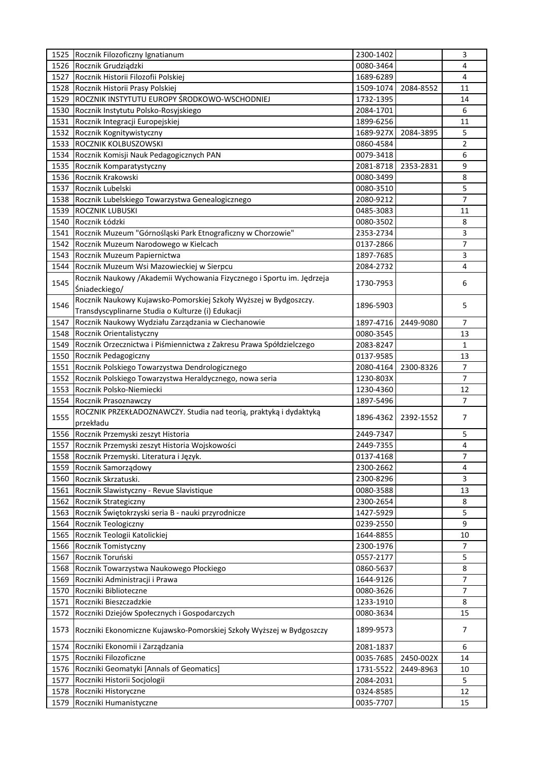| | | | | |
|---|---|---|---|---|
| 1525 | Rocznik Filozoficzny Ignatianum | 2300-1402 | | 3 |
| 1526 | Rocznik Grudziądzki | 0080-3464 | | 4 |
| 1527 | Rocznik Historii Filozofii Polskiej | 1689-6289 | | 4 |
| 1528 | Rocznik Historii Prasy Polskiej | 1509-1074 | 2084-8552 | 11 |
| 1529 | ROCZNIK INSTYTUTU EUROPY ŚRODKOWO-WSCHODNIEJ | 1732-1395 | | 14 |
| 1530 | Rocznik Instytutu Polsko-Rosyjskiego | 2084-1701 | | 6 |
| 1531 | Rocznik Integracji Europejskiej | 1899-6256 | | 11 |
| 1532 | Rocznik Kognitywistyczny | 1689-927X | 2084-3895 | 5 |
| 1533 | ROCZNIK KOLBUSZOWSKI | 0860-4584 | | 2 |
| 1534 | Rocznik Komisji Nauk Pedagogicznych PAN | 0079-3418 | | 6 |
| 1535 | Rocznik Komparatystyczny | 2081-8718 | 2353-2831 | 9 |
| 1536 | Rocznik Krakowski | 0080-3499 | | 8 |
| 1537 | Rocznik Lubelski | 0080-3510 | | 5 |
| 1538 | Rocznik Lubelskiego Towarzystwa Genealogicznego | 2080-9212 | | 7 |
| 1539 | ROCZNIK LUBUSKI | 0485-3083 | | 11 |
| 1540 | Rocznik Łódzki | 0080-3502 | | 8 |
| 1541 | Rocznik Muzeum "Górnośląski Park Etnograficzny w Chorzowie" | 2353-2734 | | 3 |
| 1542 | Rocznik Muzeum Narodowego w Kielcach | 0137-2866 | | 7 |
| 1543 | Rocznik Muzeum Papiernictwa | 1897-7685 | | 3 |
| 1544 | Rocznik Muzeum Wsi Mazowieckiej w Sierpcu | 2084-2732 | | 4 |
| 1545 | Rocznik Naukowy /Akademii Wychowania Fizycznego i Sportu im. Jędrzeja Śniadeckiego/ | 1730-7953 | | 6 |
| 1546 | Rocznik Naukowy Kujawsko-Pomorskiej Szkoły Wyższej w Bydgoszczy. Transdyscyplinarne Studia o Kulturze (i) Edukacji | 1896-5903 | | 5 |
| 1547 | Rocznik Naukowy Wydziału Zarządzania w Ciechanowie | 1897-4716 | 2449-9080 | 7 |
| 1548 | Rocznik Orientalistyczny | 0080-3545 | | 13 |
| 1549 | Rocznik Orzecznictwa i Piśmiennictwa z Zakresu Prawa Spółdzielczego | 2083-8247 | | 1 |
| 1550 | Rocznik Pedagogiczny | 0137-9585 | | 13 |
| 1551 | Rocznik Polskiego Towarzystwa Dendrologicznego | 2080-4164 | 2300-8326 | 7 |
| 1552 | Rocznik Polskiego Towarzystwa Heraldycznego, nowa seria | 1230-803X | | 7 |
| 1553 | Rocznik Polsko-Niemiecki | 1230-4360 | | 12 |
| 1554 | Rocznik Prasoznawczy | 1897-5496 | | 7 |
| 1555 | ROCZNIK PRZEKŁADOZNAWCZY. Studia nad teorią, praktyką i dydaktyką przekładu | 1896-4362 | 2392-1552 | 7 |
| 1556 | Rocznik Przemyski zeszyt Historia | 2449-7347 | | 5 |
| 1557 | Rocznik Przemyski zeszyt Historia Wojskowości | 2449-7355 | | 4 |
| 1558 | Rocznik Przemyski. Literatura i Język. | 0137-4168 | | 7 |
| 1559 | Rocznik Samorządowy | 2300-2662 | | 4 |
| 1560 | Rocznik Skrzatuski. | 2300-8296 | | 3 |
| 1561 | Rocznik Slawistyczny - Revue Slavistique | 0080-3588 | | 13 |
| 1562 | Rocznik Strategiczny | 2300-2654 | | 8 |
| 1563 | Rocznik Świętokrzyski seria B - nauki przyrodnicze | 1427-5929 | | 5 |
| 1564 | Rocznik Teologiczny | 0239-2550 | | 9 |
| 1565 | Rocznik Teologii Katolickiej | 1644-8855 | | 10 |
| 1566 | Rocznik Tomistyczny | 2300-1976 | | 7 |
| 1567 | Rocznik Toruński | 0557-2177 | | 5 |
| 1568 | Rocznik Towarzystwa Naukowego Płockiego | 0860-5637 | | 8 |
| 1569 | Roczniki Administracji i Prawa | 1644-9126 | | 7 |
| 1570 | Roczniki Biblioteczne | 0080-3626 | | 7 |
| 1571 | Roczniki Bieszczadzkie | 1233-1910 | | 8 |
| 1572 | Roczniki Dziejów Społecznych i Gospodarczych | 0080-3634 | | 15 |
| 1573 | Roczniki Ekonomiczne Kujawsko-Pomorskiej Szkoły Wyższej w Bydgoszczy | 1899-9573 | | 7 |
| 1574 | Roczniki Ekonomii i Zarządzania | 2081-1837 | | 6 |
| 1575 | Roczniki Filozoficzne | 0035-7685 | 2450-002X | 14 |
| 1576 | Roczniki Geomatyki [Annals of Geomatics] | 1731-5522 | 2449-8963 | 10 |
| 1577 | Roczniki Historii Socjologii | 2084-2031 | | 5 |
| 1578 | Roczniki Historyczne | 0324-8585 | | 12 |
| 1579 | Roczniki Humanistyczne | 0035-7707 | | 15 |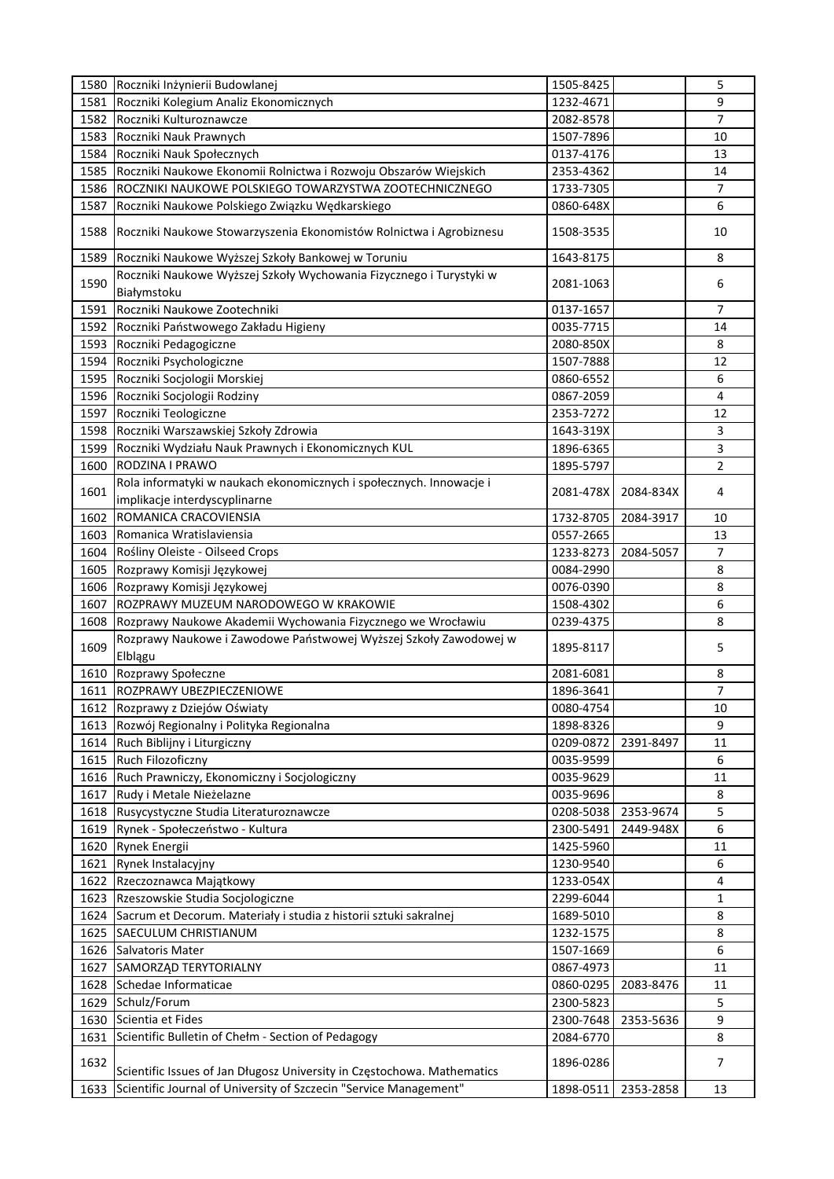| 1580 | Roczniki Inżynierii Budowlanej | 1505-8425 | | 5 |
|---|---|---|---|---|
| 1581 | Roczniki Kolegium Analiz Ekonomicznych | 1232-4671 | | 9 |
| 1582 | Roczniki Kulturoznawcze | 2082-8578 | | 7 |
| 1583 | Roczniki Nauk Prawnych | 1507-7896 | | 10 |
| 1584 | Roczniki Nauk Społecznych | 0137-4176 | | 13 |
| 1585 | Roczniki Naukowe Ekonomii Rolnictwa i Rozwoju Obszarów Wiejskich | 2353-4362 | | 14 |
| 1586 | ROCZNIKI NAUKOWE POLSKIEGO TOWARZYSTWA ZOOTECHNICZNEGO | 1733-7305 | | 7 |
| 1587 | Roczniki Naukowe Polskiego Związku Wędkarskiego | 0860-648X | | 6 |
| 1588 | Roczniki Naukowe Stowarzyszenia Ekonomistów Rolnictwa i Agrobiznesu | 1508-3535 | | 10 |
| 1589 | Roczniki Naukowe Wyższej Szkoły Bankowej w Toruniu | 1643-8175 | | 8 |
| 1590 | Roczniki Naukowe Wyższej Szkoły Wychowania Fizycznego i Turystyki w Białymstoku | 2081-1063 | | 6 |
| 1591 | Roczniki Naukowe Zootechniki | 0137-1657 | | 7 |
| 1592 | Roczniki Państwowego Zakładu Higieny | 0035-7715 | | 14 |
| 1593 | Roczniki Pedagogiczne | 2080-850X | | 8 |
| 1594 | Roczniki Psychologiczne | 1507-7888 | | 12 |
| 1595 | Roczniki Socjologii Morskiej | 0860-6552 | | 6 |
| 1596 | Roczniki Socjologii Rodziny | 0867-2059 | | 4 |
| 1597 | Roczniki Teologiczne | 2353-7272 | | 12 |
| 1598 | Roczniki Warszawskiej Szkoły Zdrowia | 1643-319X | | 3 |
| 1599 | Roczniki Wydziału Nauk Prawnych i Ekonomicznych KUL | 1896-6365 | | 3 |
| 1600 | RODZINA I PRAWO | 1895-5797 | | 2 |
| 1601 | Rola informatyki w naukach ekonomicznych i społecznych. Innowacje i implikacje interdyscyplinarne | 2081-478X | 2084-834X | 4 |
| 1602 | ROMANICA CRACOVIENSIA | 1732-8705 | 2084-3917 | 10 |
| 1603 | Romanica Wratislaviensia | 0557-2665 | | 13 |
| 1604 | Rośliny Oleiste - Oilseed Crops | 1233-8273 | 2084-5057 | 7 |
| 1605 | Rozprawy Komisji Językowej | 0084-2990 | | 8 |
| 1606 | Rozprawy Komisji Językowej | 0076-0390 | | 8 |
| 1607 | ROZPRAWY MUZEUM NARODOWEGO W KRAKOWIE | 1508-4302 | | 6 |
| 1608 | Rozprawy Naukowe Akademii Wychowania Fizycznego we Wrocławiu | 0239-4375 | | 8 |
| 1609 | Rozprawy Naukowe i Zawodowe Państwowej Wyższej Szkoły Zawodowej w Elblągu | 1895-8117 | | 5 |
| 1610 | Rozprawy Społeczne | 2081-6081 | | 8 |
| 1611 | ROZPRAWY UBEZPIECZENIOWE | 1896-3641 | | 7 |
| 1612 | Rozprawy z Dziejów Oświaty | 0080-4754 | | 10 |
| 1613 | Rozwój Regionalny i Polityka Regionalna | 1898-8326 | | 9 |
| 1614 | Ruch Biblijny i Liturgiczny | 0209-0872 | 2391-8497 | 11 |
| 1615 | Ruch Filozoficzny | 0035-9599 | | 6 |
| 1616 | Ruch Prawniczy, Ekonomiczny i Socjologiczny | 0035-9629 | | 11 |
| 1617 | Rudy i Metale Nieżelazne | 0035-9696 | | 8 |
| 1618 | Rusycystyczne Studia Literaturoznawcze | 0208-5038 | 2353-9674 | 5 |
| 1619 | Rynek - Społeczeństwo - Kultura | 2300-5491 | 2449-948X | 6 |
| 1620 | Rynek Energii | 1425-5960 | | 11 |
| 1621 | Rynek Instalacyjny | 1230-9540 | | 6 |
| 1622 | Rzeczoznawca Majątkowy | 1233-054X | | 4 |
| 1623 | Rzeszowskie Studia Socjologiczne | 2299-6044 | | 1 |
| 1624 | Sacrum et Decorum. Materiały i studia z historii sztuki sakralnej | 1689-5010 | | 8 |
| 1625 | SAECULUM CHRISTIANUM | 1232-1575 | | 8 |
| 1626 | Salvatoris Mater | 1507-1669 | | 6 |
| 1627 | SAMORZĄD TERYTORIALNY | 0867-4973 | | 11 |
| 1628 | Schedae Informaticae | 0860-0295 | 2083-8476 | 11 |
| 1629 | Schulz/Forum | 2300-5823 | | 5 |
| 1630 | Scientia et Fides | 2300-7648 | 2353-5636 | 9 |
| 1631 | Scientific Bulletin of Chełm - Section of Pedagogy | 2084-6770 | | 8 |
| 1632 | Scientific Issues of Jan Długosz University in Częstochowa. Mathematics | 1896-0286 | | 7 |
| 1633 | Scientific Journal of University of Szczecin "Service Management" | 1898-0511 | 2353-2858 | 13 |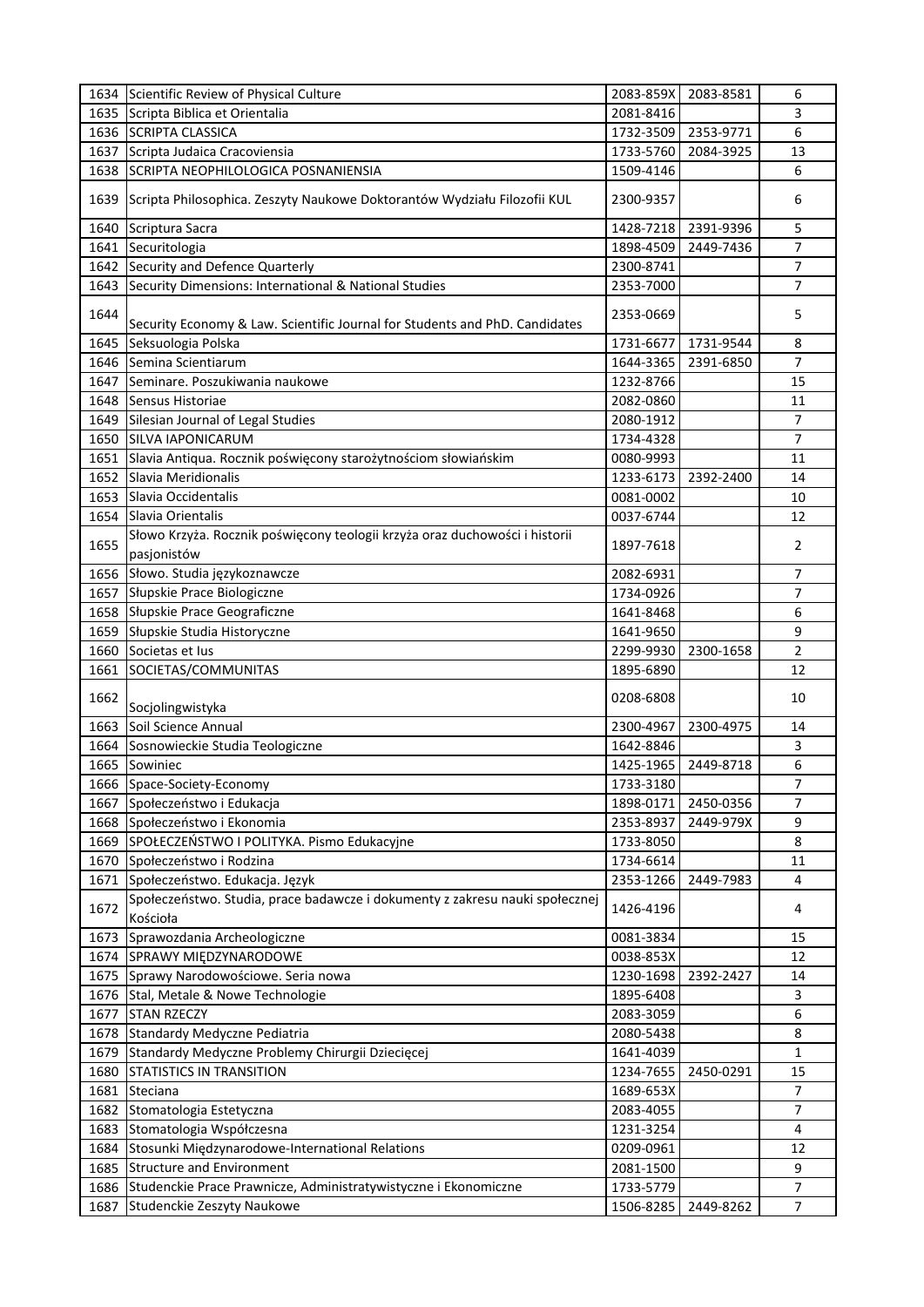| 1634 | Scientific Review of Physical Culture | 2083-859X | 2083-8581 | 6 |
|---|---|---|---|---|
| 1635 | Scripta Biblica et Orientalia | 2081-8416 | | 3 |
| 1636 | SCRIPTA CLASSICA | 1732-3509 | 2353-9771 | 6 |
| 1637 | Scripta Judaica Cracoviensia | 1733-5760 | 2084-3925 | 13 |
| 1638 | SCRIPTA NEOPHILOLOGICA POSNANIENSIA | 1509-4146 | | 6 |
| 1639 | Scripta Philosophica. Zeszyty Naukowe Doktorantów Wydziału Filozofii KUL | 2300-9357 | | 6 |
| 1640 | Scriptura Sacra | 1428-7218 | 2391-9396 | 5 |
| 1641 | Securitologia | 1898-4509 | 2449-7436 | 7 |
| 1642 | Security and Defence Quarterly | 2300-8741 | | 7 |
| 1643 | Security Dimensions: International & National Studies | 2353-7000 | | 7 |
| 1644 | Security Economy & Law. Scientific Journal for Students and PhD. Candidates | 2353-0669 | | 5 |
| 1645 | Seksuologia Polska | 1731-6677 | 1731-9544 | 8 |
| 1646 | Semina Scientiarum | 1644-3365 | 2391-6850 | 7 |
| 1647 | Seminare. Poszukiwania naukowe | 1232-8766 | | 15 |
| 1648 | Sensus Historiae | 2082-0860 | | 11 |
| 1649 | Silesian Journal of Legal Studies | 2080-1912 | | 7 |
| 1650 | SILVA IAPONICARUM | 1734-4328 | | 7 |
| 1651 | Slavia Antiqua. Rocznik poświęcony starożytnościom słowiańskim | 0080-9993 | | 11 |
| 1652 | Slavia Meridionalis | 1233-6173 | 2392-2400 | 14 |
| 1653 | Slavia Occidentalis | 0081-0002 | | 10 |
| 1654 | Slavia Orientalis | 0037-6744 | | 12 |
| 1655 | Słowo Krzyża. Rocznik poświęcony teologii krzyża oraz duchowości i historii pasjonistów | 1897-7618 | | 2 |
| 1656 | Słowo. Studia językoznawcze | 2082-6931 | | 7 |
| 1657 | Słupskie Prace Biologiczne | 1734-0926 | | 7 |
| 1658 | Słupskie Prace Geograficzne | 1641-8468 | | 6 |
| 1659 | Słupskie Studia Historyczne | 1641-9650 | | 9 |
| 1660 | Societas et Ius | 2299-9930 | 2300-1658 | 2 |
| 1661 | SOCIETAS/COMMUNITAS | 1895-6890 | | 12 |
| 1662 | Socjolingwistyka | 0208-6808 | | 10 |
| 1663 | Soil Science Annual | 2300-4967 | 2300-4975 | 14 |
| 1664 | Sosnowieckie Studia Teologiczne | 1642-8846 | | 3 |
| 1665 | Sowiniec | 1425-1965 | 2449-8718 | 6 |
| 1666 | Space-Society-Economy | 1733-3180 | | 7 |
| 1667 | Społeczeństwo i Edukacja | 1898-0171 | 2450-0356 | 7 |
| 1668 | Społeczeństwo i Ekonomia | 2353-8937 | 2449-979X | 9 |
| 1669 | SPOŁECZEŃSTWO I POLITYKA. Pismo Edukacyjne | 1733-8050 | | 8 |
| 1670 | Społeczeństwo i Rodzina | 1734-6614 | | 11 |
| 1671 | Społeczeństwo. Edukacja. Język | 2353-1266 | 2449-7983 | 4 |
| 1672 | Społeczeństwo. Studia, prace badawcze i dokumenty z zakresu nauki społecznej Kościoła | 1426-4196 | | 4 |
| 1673 | Sprawozdania Archeologiczne | 0081-3834 | | 15 |
| 1674 | SPRAWY MIĘDZYNARODOWE | 0038-853X | | 12 |
| 1675 | Sprawy Narodowościowe. Seria nowa | 1230-1698 | 2392-2427 | 14 |
| 1676 | Stal, Metale & Nowe Technologie | 1895-6408 | | 3 |
| 1677 | STAN RZECZY | 2083-3059 | | 6 |
| 1678 | Standardy Medyczne Pediatria | 2080-5438 | | 8 |
| 1679 | Standardy Medyczne Problemy Chirurgii Dziecięcej | 1641-4039 | | 1 |
| 1680 | STATISTICS IN TRANSITION | 1234-7655 | 2450-0291 | 15 |
| 1681 | Steciana | 1689-653X | | 7 |
| 1682 | Stomatologia Estetyczna | 2083-4055 | | 7 |
| 1683 | Stomatologia Współczesna | 1231-3254 | | 4 |
| 1684 | Stosunki Międzynarodowe-International Relations | 0209-0961 | | 12 |
| 1685 | Structure and Environment | 2081-1500 | | 9 |
| 1686 | Studenckie Prace Prawnicze, Administratywistyczne i Ekonomiczne | 1733-5779 | | 7 |
| 1687 | Studenckie Zeszyty Naukowe | 1506-8285 | 2449-8262 | 7 |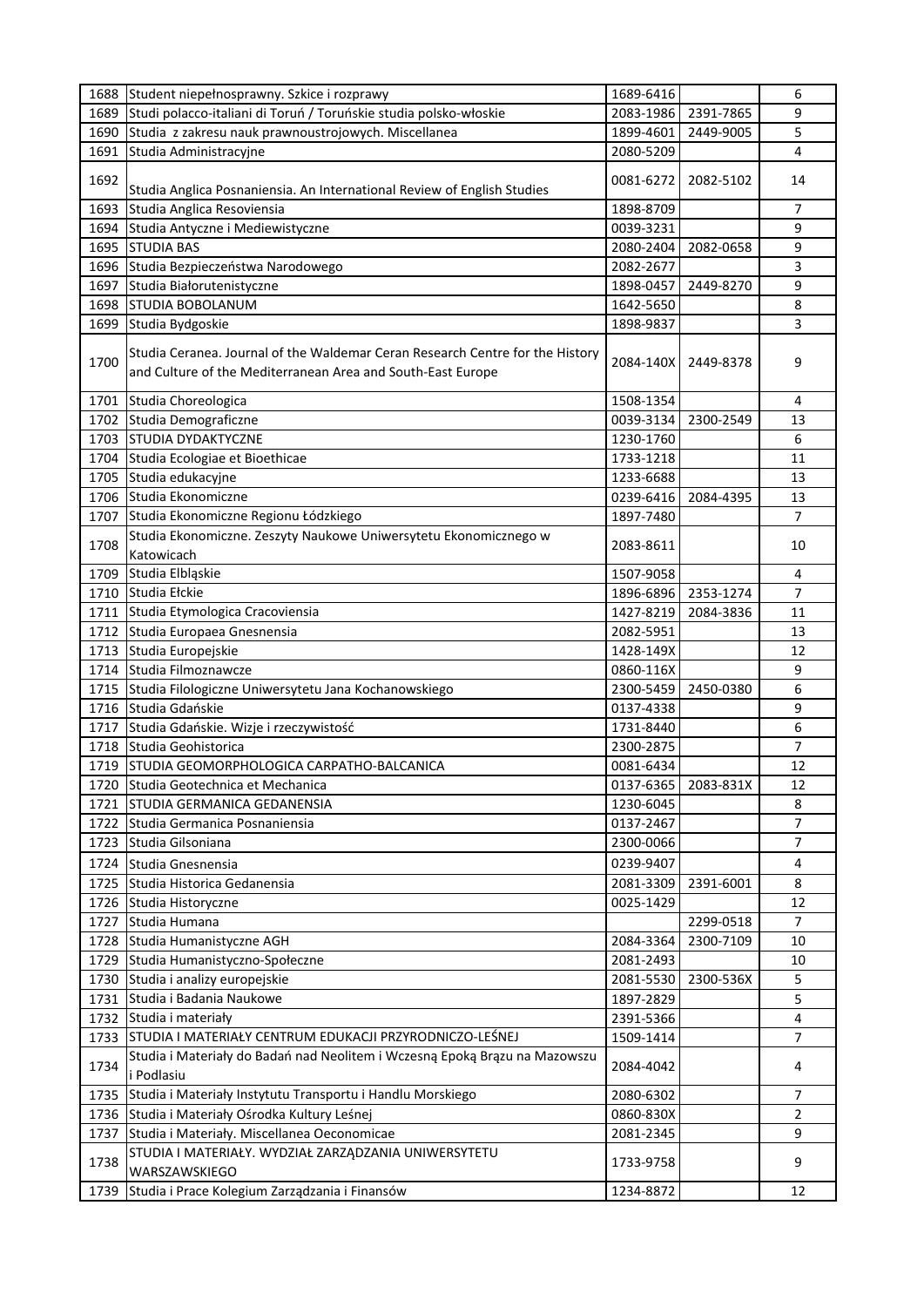| 1688 | Student niepełnosprawny. Szkice i rozprawy | 1689-6416 | | 6 |
|---|---|---|---|---|
| 1689 | Studi polacco-italiani di Toruń / Toruńskie studia polsko-włoskie | 2083-1986 | 2391-7865 | 9 |
| 1690 | Studia z zakresu nauk prawnoustrojowych. Miscellanea | 1899-4601 | 2449-9005 | 5 |
| 1691 | Studia Administracyjne | 2080-5209 | | 4 |
| 1692 | Studia Anglica Posnaniensia. An International Review of English Studies | 0081-6272 | 2082-5102 | 14 |
| 1693 | Studia Anglica Resoviensia | 1898-8709 | | 7 |
| 1694 | Studia Antyczne i Mediewistyczne | 0039-3231 | | 9 |
| 1695 | STUDIA BAS | 2080-2404 | 2082-0658 | 9 |
| 1696 | Studia Bezpieczeństwa Narodowego | 2082-2677 | | 3 |
| 1697 | Studia Białorutenistyczne | 1898-0457 | 2449-8270 | 9 |
| 1698 | STUDIA BOBOLANUM | 1642-5650 | | 8 |
| 1699 | Studia Bydgoskie | 1898-9837 | | 3 |
| 1700 | Studia Ceranea. Journal of the Waldemar Ceran Research Centre for the History and Culture of the Mediterranean Area and South-East Europe | 2084-140X | 2449-8378 | 9 |
| 1701 | Studia Choreologica | 1508-1354 | | 4 |
| 1702 | Studia Demograficzne | 0039-3134 | 2300-2549 | 13 |
| 1703 | STUDIA DYDAKTYCZNE | 1230-1760 | | 6 |
| 1704 | Studia Ecologiae et Bioethicae | 1733-1218 | | 11 |
| 1705 | Studia edukacyjne | 1233-6688 | | 13 |
| 1706 | Studia Ekonomiczne | 0239-6416 | 2084-4395 | 13 |
| 1707 | Studia Ekonomiczne Regionu Łódzkiego | 1897-7480 | | 7 |
| 1708 | Studia Ekonomiczne. Zeszyty Naukowe Uniwersytetu Ekonomicznego w Katowicach | 2083-8611 | | 10 |
| 1709 | Studia Elbląskie | 1507-9058 | | 4 |
| 1710 | Studia Ełckie | 1896-6896 | 2353-1274 | 7 |
| 1711 | Studia Etymologica Cracoviensia | 1427-8219 | 2084-3836 | 11 |
| 1712 | Studia Europaea Gnesnensia | 2082-5951 | | 13 |
| 1713 | Studia Europejskie | 1428-149X | | 12 |
| 1714 | Studia Filmoznawcze | 0860-116X | | 9 |
| 1715 | Studia Filologiczne Uniwersytetu Jana Kochanowskiego | 2300-5459 | 2450-0380 | 6 |
| 1716 | Studia Gdańskie | 0137-4338 | | 9 |
| 1717 | Studia Gdańskie. Wizje i rzeczywistość | 1731-8440 | | 6 |
| 1718 | Studia Geohistorica | 2300-2875 | | 7 |
| 1719 | STUDIA GEOMORPHOLOGICA CARPATHO-BALCANICA | 0081-6434 | | 12 |
| 1720 | Studia Geotechnica et Mechanica | 0137-6365 | 2083-831X | 12 |
| 1721 | STUDIA GERMANICA GEDANENSIA | 1230-6045 | | 8 |
| 1722 | Studia Germanica Posnaniensia | 0137-2467 | | 7 |
| 1723 | Studia Gilsoniana | 2300-0066 | | 7 |
| 1724 | Studia Gnesnensia | 0239-9407 | | 4 |
| 1725 | Studia Historica Gedanensia | 2081-3309 | 2391-6001 | 8 |
| 1726 | Studia Historyczne | 0025-1429 | | 12 |
| 1727 | Studia Humana | | 2299-0518 | 7 |
| 1728 | Studia Humanistyczne AGH | 2084-3364 | 2300-7109 | 10 |
| 1729 | Studia Humanistyczno-Społeczne | 2081-2493 | | 10 |
| 1730 | Studia i analizy europejskie | 2081-5530 | 2300-536X | 5 |
| 1731 | Studia i Badania Naukowe | 1897-2829 | | 5 |
| 1732 | Studia i materiały | 2391-5366 | | 4 |
| 1733 | STUDIA I MATERIAŁY CENTRUM EDUKACJI PRZYRODNICZO-LEŚNEJ | 1509-1414 | | 7 |
| 1734 | Studia i Materiały do Badań nad Neolitem i Wczesną Epoką Brązu na Mazowszu i Podlasiu | 2084-4042 | | 4 |
| 1735 | Studia i Materiały Instytutu Transportu i Handlu Morskiego | 2080-6302 | | 7 |
| 1736 | Studia i Materiały Ośrodka Kultury Leśnej | 0860-830X | | 2 |
| 1737 | Studia i Materiały. Miscellanea Oeconomicae | 2081-2345 | | 9 |
| 1738 | STUDIA I MATERIAŁY. WYDZIAŁ ZARZĄDZANIA UNIWERSYTETU WARSZAWSKIEGO | 1733-9758 | | 9 |
| 1739 | Studia i Prace Kolegium Zarządzania i Finansów | 1234-8872 | | 12 |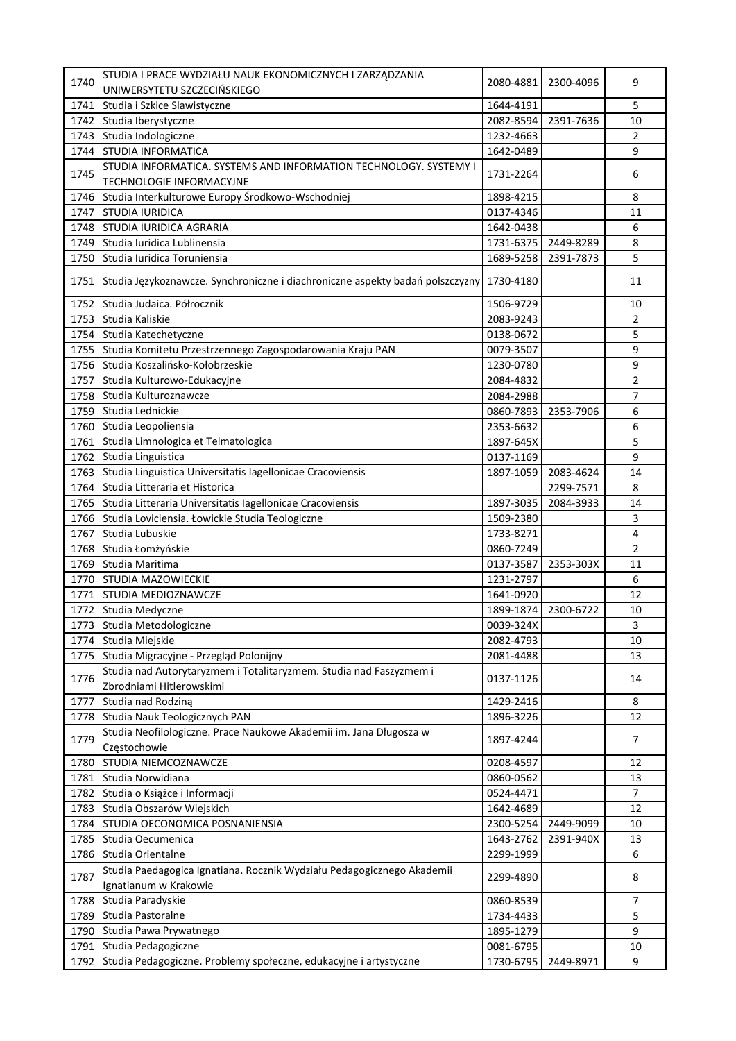| | | | | |
|---|---|---|---|---|
| 1740 | STUDIA I PRACE WYDZIAŁU NAUK EKONOMICZNYCH I ZARZĄDZANIA UNIWERSYTETU SZCZECIŃSKIEGO | 2080-4881 | 2300-4096 | 9 |
| 1741 | Studia i Szkice Slawistyczne | 1644-4191 | | 5 |
| 1742 | Studia Iberystyczne | 2082-8594 | 2391-7636 | 10 |
| 1743 | Studia Indologiczne | 1232-4663 | | 2 |
| 1744 | STUDIA INFORMATICA | 1642-0489 | | 9 |
| 1745 | STUDIA INFORMATICA. SYSTEMS AND INFORMATION TECHNOLOGY. SYSTEMY I TECHNOLOGIE INFORMACYJNE | 1731-2264 | | 6 |
| 1746 | Studia Interkulturowe Europy Środkowo-Wschodniej | 1898-4215 | | 8 |
| 1747 | STUDIA IURIDICA | 0137-4346 | | 11 |
| 1748 | STUDIA IURIDICA AGRARIA | 1642-0438 | | 6 |
| 1749 | Studia Iuridica Lublinensia | 1731-6375 | 2449-8289 | 8 |
| 1750 | Studia Iuridica Toruniensia | 1689-5258 | 2391-7873 | 5 |
| 1751 | Studia Językoznawcze. Synchroniczne i diachroniczne aspekty badań polszczyzny | 1730-4180 | | 11 |
| 1752 | Studia Judaica. Półrocznik | 1506-9729 | | 10 |
| 1753 | Studia Kaliskie | 2083-9243 | | 2 |
| 1754 | Studia Katechetyczne | 0138-0672 | | 5 |
| 1755 | Studia Komitetu Przestrzennego Zagospodarowania Kraju PAN | 0079-3507 | | 9 |
| 1756 | Studia Koszalińsko-Kołobrzeskie | 1230-0780 | | 9 |
| 1757 | Studia Kulturowo-Edukacyjne | 2084-4832 | | 2 |
| 1758 | Studia Kulturoznawcze | 2084-2988 | | 7 |
| 1759 | Studia Lednickie | 0860-7893 | 2353-7906 | 6 |
| 1760 | Studia Leopoliensia | 2353-6632 | | 6 |
| 1761 | Studia Limnologica et Telmatologica | 1897-645X | | 5 |
| 1762 | Studia Linguistica | 0137-1169 | | 9 |
| 1763 | Studia Linguistica Universitatis Iagellonicae Cracoviensis | 1897-1059 | 2083-4624 | 14 |
| 1764 | Studia Litteraria et Historica | | 2299-7571 | 8 |
| 1765 | Studia Litteraria Universitatis Iagellonicae Cracoviensis | 1897-3035 | 2084-3933 | 14 |
| 1766 | Studia Loviciensia. Łowickie Studia Teologiczne | 1509-2380 | | 3 |
| 1767 | Studia Lubuskie | 1733-8271 | | 4 |
| 1768 | Studia Łomżyńskie | 0860-7249 | | 2 |
| 1769 | Studia Maritima | 0137-3587 | 2353-303X | 11 |
| 1770 | STUDIA MAZOWIECKIE | 1231-2797 | | 6 |
| 1771 | STUDIA MEDIOZNAWCZE | 1641-0920 | | 12 |
| 1772 | Studia Medyczne | 1899-1874 | 2300-6722 | 10 |
| 1773 | Studia Metodologiczne | 0039-324X | | 3 |
| 1774 | Studia Miejskie | 2082-4793 | | 10 |
| 1775 | Studia Migracyjne - Przegląd Polonijny | 2081-4488 | | 13 |
| 1776 | Studia nad Autorytaryzmem i Totalitaryzmem. Studia nad Faszyzmem i Zbrodniami Hitlerowskimi | 0137-1126 | | 14 |
| 1777 | Studia nad Rodziną | 1429-2416 | | 8 |
| 1778 | Studia Nauk Teologicznych PAN | 1896-3226 | | 12 |
| 1779 | Studia Neofilologiczne. Prace Naukowe Akademii im. Jana Długosza w Częstochowie | 1897-4244 | | 7 |
| 1780 | STUDIA NIEMCOZNAWCZE | 0208-4597 | | 12 |
| 1781 | Studia Norwidiana | 0860-0562 | | 13 |
| 1782 | Studia o Książce i Informacji | 0524-4471 | | 7 |
| 1783 | Studia Obszarów Wiejskich | 1642-4689 | | 12 |
| 1784 | STUDIA OECONOMICA POSNANIENSIA | 2300-5254 | 2449-9099 | 10 |
| 1785 | Studia Oecumenica | 1643-2762 | 2391-940X | 13 |
| 1786 | Studia Orientalne | 2299-1999 | | 6 |
| 1787 | Studia Paedagogica Ignatiana. Rocznik Wydziału Pedagogicznego Akademii Ignatianum w Krakowie | 2299-4890 | | 8 |
| 1788 | Studia Paradyskie | 0860-8539 | | 7 |
| 1789 | Studia Pastoralne | 1734-4433 | | 5 |
| 1790 | Studia Pawa Prywatnego | 1895-1279 | | 9 |
| 1791 | Studia Pedagogiczne | 0081-6795 | | 10 |
| 1792 | Studia Pedagogiczne. Problemy społeczne, edukacyjne i artystyczne | 1730-6795 | 2449-8971 | 9 |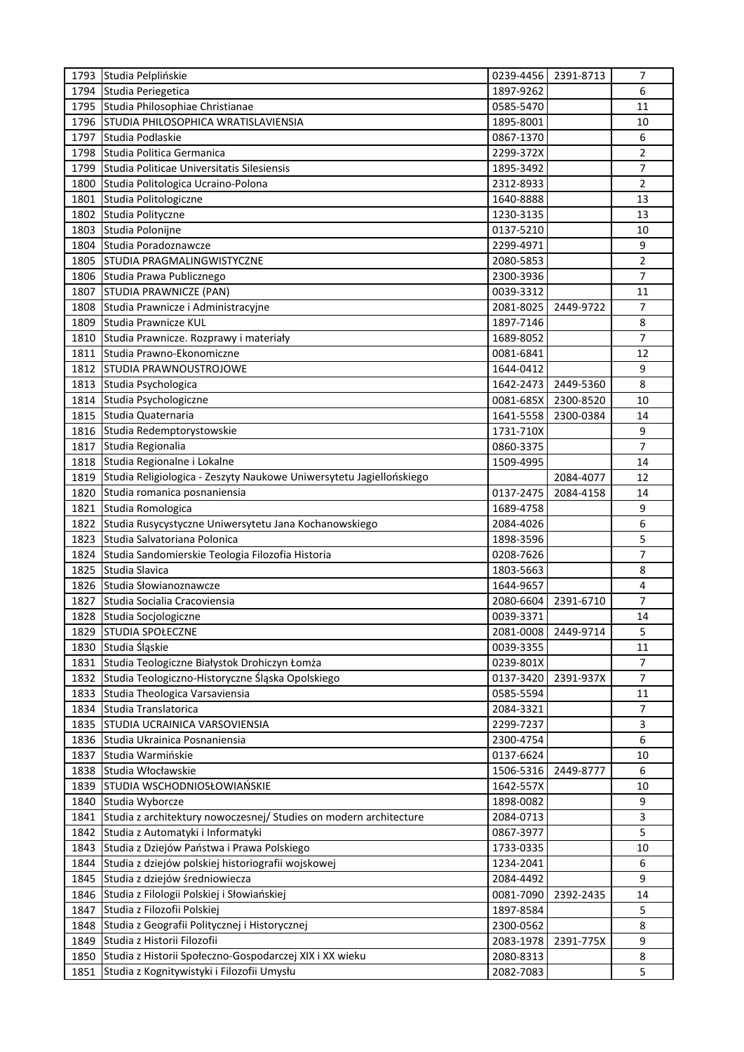| | | | | |
|---|---|---|---|---|
| 1793 | Studia Pelplińskie | 0239-4456 | 2391-8713 | 7 |
| 1794 | Studia Periegetica | 1897-9262 | | 6 |
| 1795 | Studia Philosophiae Christianae | 0585-5470 | | 11 |
| 1796 | STUDIA PHILOSOPHICA WRATISLAVIENSIA | 1895-8001 | | 10 |
| 1797 | Studia Podlaskie | 0867-1370 | | 6 |
| 1798 | Studia Politica Germanica | 2299-372X | | 2 |
| 1799 | Studia Politicae Universitatis Silesiensis | 1895-3492 | | 7 |
| 1800 | Studia Politologica Ucraino-Polona | 2312-8933 | | 2 |
| 1801 | Studia Politologiczne | 1640-8888 | | 13 |
| 1802 | Studia Polityczne | 1230-3135 | | 13 |
| 1803 | Studia Polonijne | 0137-5210 | | 10 |
| 1804 | Studia Poradoznawcze | 2299-4971 | | 9 |
| 1805 | STUDIA PRAGMALINGWISTYCZNE | 2080-5853 | | 2 |
| 1806 | Studia Prawa Publicznego | 2300-3936 | | 7 |
| 1807 | STUDIA PRAWNICZE (PAN) | 0039-3312 | | 11 |
| 1808 | Studia Prawnicze i Administracyjne | 2081-8025 | 2449-9722 | 7 |
| 1809 | Studia Prawnicze KUL | 1897-7146 | | 8 |
| 1810 | Studia Prawnicze. Rozprawy i materiały | 1689-8052 | | 7 |
| 1811 | Studia Prawno-Ekonomiczne | 0081-6841 | | 12 |
| 1812 | STUDIA PRAWNOUSTROJOWE | 1644-0412 | | 9 |
| 1813 | Studia Psychologica | 1642-2473 | 2449-5360 | 8 |
| 1814 | Studia Psychologiczne | 0081-685X | 2300-8520 | 10 |
| 1815 | Studia Quaternaria | 1641-5558 | 2300-0384 | 14 |
| 1816 | Studia Redemptorystowskie | 1731-710X | | 9 |
| 1817 | Studia Regionalia | 0860-3375 | | 7 |
| 1818 | Studia Regionalne i Lokalne | 1509-4995 | | 14 |
| 1819 | Studia Religiologica - Zeszyty Naukowe Uniwersytetu Jagiellońskiego | | 2084-4077 | 12 |
| 1820 | Studia romanica posnaniensia | 0137-2475 | 2084-4158 | 14 |
| 1821 | Studia Romologica | 1689-4758 | | 9 |
| 1822 | Studia Rusycystyczne Uniwersytetu Jana Kochanowskiego | 2084-4026 | | 6 |
| 1823 | Studia Salvatoriana Polonica | 1898-3596 | | 5 |
| 1824 | Studia Sandomierskie Teologia Filozofia Historia | 0208-7626 | | 7 |
| 1825 | Studia Slavica | 1803-5663 | | 8 |
| 1826 | Studia Słowianoznawcze | 1644-9657 | | 4 |
| 1827 | Studia Socialia Cracoviensia | 2080-6604 | 2391-6710 | 7 |
| 1828 | Studia Socjologiczne | 0039-3371 | | 14 |
| 1829 | STUDIA SPOŁECZNE | 2081-0008 | 2449-9714 | 5 |
| 1830 | Studia Śląskie | 0039-3355 | | 11 |
| 1831 | Studia Teologiczne Białystok Drohiczyn Łomża | 0239-801X | | 7 |
| 1832 | Studia Teologiczno-Historyczne Śląska Opolskiego | 0137-3420 | 2391-937X | 7 |
| 1833 | Studia Theologica Varsaviensia | 0585-5594 | | 11 |
| 1834 | Studia Translatorica | 2084-3321 | | 7 |
| 1835 | STUDIA UCRAINICA VARSOVIENSIA | 2299-7237 | | 3 |
| 1836 | Studia Ukrainica Posnaniensia | 2300-4754 | | 6 |
| 1837 | Studia Warmińskie | 0137-6624 | | 10 |
| 1838 | Studia Włocławskie | 1506-5316 | 2449-8777 | 6 |
| 1839 | STUDIA WSCHODNIOSŁOWIAŃSKIE | 1642-557X | | 10 |
| 1840 | Studia Wyborcze | 1898-0082 | | 9 |
| 1841 | Studia z architektury nowoczesnej/ Studies on modern architecture | 2084-0713 | | 3 |
| 1842 | Studia z Automatyki i Informatyki | 0867-3977 | | 5 |
| 1843 | Studia z Dziejów Państwa i Prawa Polskiego | 1733-0335 | | 10 |
| 1844 | Studia z dziejów polskiej historiografii wojskowej | 1234-2041 | | 6 |
| 1845 | Studia z dziejów średniowiecza | 2084-4492 | | 9 |
| 1846 | Studia z Filologii Polskiej i Słowiańskiej | 0081-7090 | 2392-2435 | 14 |
| 1847 | Studia z Filozofii Polskiej | 1897-8584 | | 5 |
| 1848 | Studia z Geografii Politycznej i Historycznej | 2300-0562 | | 8 |
| 1849 | Studia z Historii Filozofii | 2083-1978 | 2391-775X | 9 |
| 1850 | Studia z Historii Społeczno-Gospodarczej XIX i XX wieku | 2080-8313 | | 8 |
| 1851 | Studia z Kognitywistyki i Filozofii Umysłu | 2082-7083 | | 5 |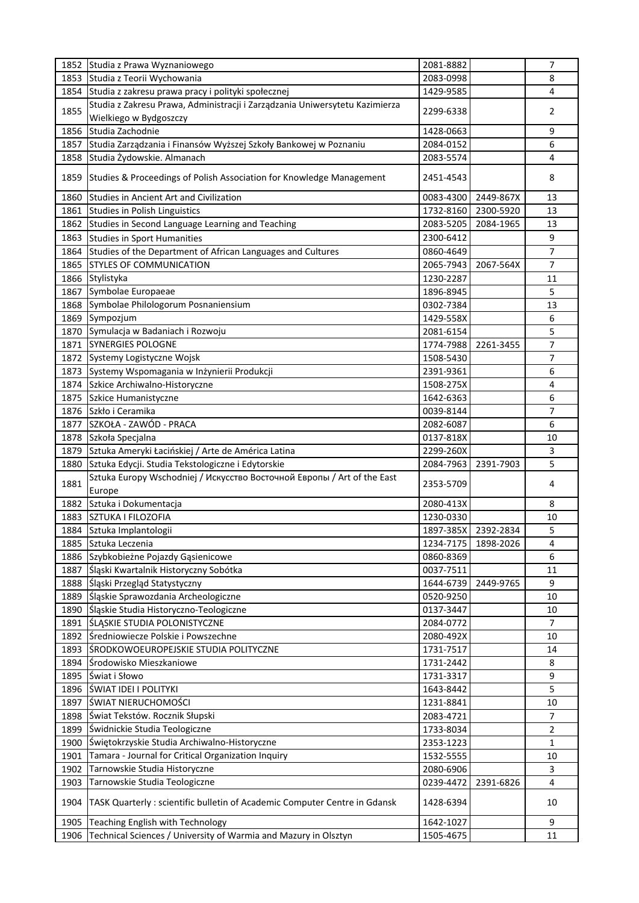| | | | | |
|---|---|---|---|---|
| 1852 | Studia z Prawa Wyznaniowego | 2081-8882 | | 7 |
| 1853 | Studia z Teorii Wychowania | 2083-0998 | | 8 |
| 1854 | Studia z zakresu prawa pracy i polityki społecznej | 1429-9585 | | 4 |
| 1855 | Studia z Zakresu Prawa, Administracji i Zarządzania Uniwersytetu Kazimierza Wielkiego w Bydgoszczy | 2299-6338 | | 2 |
| 1856 | Studia Zachodnie | 1428-0663 | | 9 |
| 1857 | Studia Zarządzania i Finansów Wyższej Szkoły Bankowej w Poznaniu | 2084-0152 | | 6 |
| 1858 | Studia Żydowskie. Almanach | 2083-5574 | | 4 |
| 1859 | Studies & Proceedings of Polish Association for Knowledge Management | 2451-4543 | | 8 |
| 1860 | Studies in Ancient Art and Civilization | 0083-4300 | 2449-867X | 13 |
| 1861 | Studies in Polish Linguistics | 1732-8160 | 2300-5920 | 13 |
| 1862 | Studies in Second Language Learning and Teaching | 2083-5205 | 2084-1965 | 13 |
| 1863 | Studies in Sport Humanities | 2300-6412 | | 9 |
| 1864 | Studies of the Department of African Languages and Cultures | 0860-4649 | | 7 |
| 1865 | STYLES OF COMMUNICATION | 2065-7943 | 2067-564X | 7 |
| 1866 | Stylistyka | 1230-2287 | | 11 |
| 1867 | Symbolae Europaeae | 1896-8945 | | 5 |
| 1868 | Symbolae Philologorum Posnaniensium | 0302-7384 | | 13 |
| 1869 | Sympozjum | 1429-558X | | 6 |
| 1870 | Symulacja w Badaniach i Rozwoju | 2081-6154 | | 5 |
| 1871 | SYNERGIES POLOGNE | 1774-7988 | 2261-3455 | 7 |
| 1872 | Systemy Logistyczne Wojsk | 1508-5430 | | 7 |
| 1873 | Systemy Wspomagania w Inżynierii Produkcji | 2391-9361 | | 6 |
| 1874 | Szkice Archiwalno-Historyczne | 1508-275X | | 4 |
| 1875 | Szkice Humanistyczne | 1642-6363 | | 6 |
| 1876 | Szkło i Ceramika | 0039-8144 | | 7 |
| 1877 | SZKOŁA - ZAWÓD - PRACA | 2082-6087 | | 6 |
| 1878 | Szkoła Specjalna | 0137-818X | | 10 |
| 1879 | Sztuka Ameryki Łacińskiej / Arte de América Latina | 2299-260X | | 3 |
| 1880 | Sztuka Edycji. Studia Tekstologiczne i Edytorskie | 2084-7963 | 2391-7903 | 5 |
| 1881 | Sztuka Europy Wschodniej / Искусство Восточной Европы / Art of the East Europe | 2353-5709 | | 4 |
| 1882 | Sztuka i Dokumentacja | 2080-413X | | 8 |
| 1883 | SZTUKA I FILOZOFIA | 1230-0330 | | 10 |
| 1884 | Sztuka Implantologii | 1897-385X | 2392-2834 | 5 |
| 1885 | Sztuka Leczenia | 1234-7175 | 1898-2026 | 4 |
| 1886 | Szybkobieżne Pojazdy Gąsienicowe | 0860-8369 | | 6 |
| 1887 | Śląski Kwartalnik Historyczny Sobótka | 0037-7511 | | 11 |
| 1888 | Śląski Przegląd Statystyczny | 1644-6739 | 2449-9765 | 9 |
| 1889 | Śląskie Sprawozdania Archeologiczne | 0520-9250 | | 10 |
| 1890 | Śląskie Studia Historyczno-Teologiczne | 0137-3447 | | 10 |
| 1891 | ŚLĄSKIE STUDIA POLONISTYCZNE | 2084-0772 | | 7 |
| 1892 | Średniowiecze Polskie i Powszechne | 2080-492X | | 10 |
| 1893 | ŚRODKOWOEUROPEJSKIE STUDIA POLITYCZNE | 1731-7517 | | 14 |
| 1894 | Środowisko Mieszkaniowe | 1731-2442 | | 8 |
| 1895 | Świat i Słowo | 1731-3317 | | 9 |
| 1896 | ŚWIAT IDEI I POLITYKI | 1643-8442 | | 5 |
| 1897 | ŚWIAT NIERUCHOMOŚCI | 1231-8841 | | 10 |
| 1898 | Świat Tekstów. Rocznik Słupski | 2083-4721 | | 7 |
| 1899 | Świdnickie Studia Teologiczne | 1733-8034 | | 2 |
| 1900 | Świętokrzyskie Studia Archiwalno-Historyczne | 2353-1223 | | 1 |
| 1901 | Tamara - Journal for Critical Organization Inquiry | 1532-5555 | | 10 |
| 1902 | Tarnowskie Studia Historyczne | 2080-6906 | | 3 |
| 1903 | Tarnowskie Studia Teologiczne | 0239-4472 | 2391-6826 | 4 |
| 1904 | TASK Quarterly : scientific bulletin of Academic Computer Centre in Gdansk | 1428-6394 | | 10 |
| 1905 | Teaching English with Technology | 1642-1027 | | 9 |
| 1906 | Technical Sciences / University of Warmia and Mazury in Olsztyn | 1505-4675 | | 11 |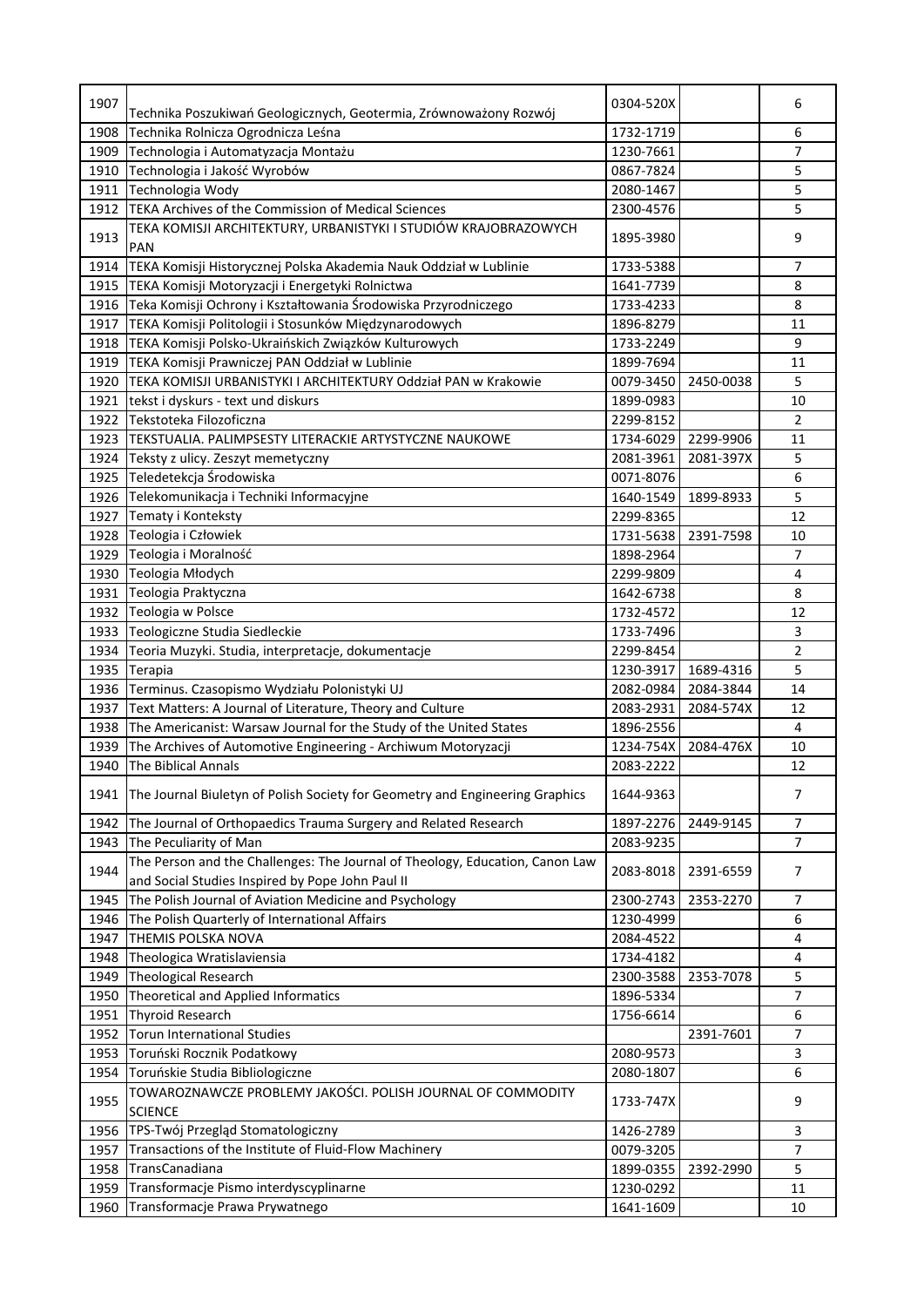| 1907 | Technika Poszukiwań Geologicznych, Geotermia, Zrównoważony Rozwój | 0304-520X | | 6 |
|---|---|---|---|---|
| 1908 | Technika Rolnicza Ogrodnicza Leśna | 1732-1719 | | 6 |
| 1909 | Technologia i Automatyzacja Montażu | 1230-7661 | | 7 |
| 1910 | Technologia i Jakość Wyrobów | 0867-7824 | | 5 |
| 1911 | Technologia Wody | 2080-1467 | | 5 |
| 1912 | TEKA Archives of the Commission of Medical Sciences | 2300-4576 | | 5 |
| 1913 | TEKA KOMISJI ARCHITEKTURY, URBANISTYKI I STUDIÓW KRAJOBRAZOWYCH PAN | 1895-3980 | | 9 |
| 1914 | TEKA Komisji Historycznej Polska Akademia Nauk Oddział w Lublinie | 1733-5388 | | 7 |
| 1915 | TEKA Komisji Motoryzacji i Energetyki Rolnictwa | 1641-7739 | | 8 |
| 1916 | Teka Komisji Ochrony i Kształtowania Środowiska Przyrodniczego | 1733-4233 | | 8 |
| 1917 | TEKA Komisji Politologii i Stosunków Międzynarodowych | 1896-8279 | | 11 |
| 1918 | TEKA Komisji Polsko-Ukraińskich Związków Kulturowych | 1733-2249 | | 9 |
| 1919 | TEKA Komisji Prawniczej PAN Oddział w Lublinie | 1899-7694 | | 11 |
| 1920 | TEKA KOMISJI URBANISTYKI I ARCHITEKTURY Oddział PAN w Krakowie | 0079-3450 | 2450-0038 | 5 |
| 1921 | tekst i dyskurs - text und diskurs | 1899-0983 | | 10 |
| 1922 | Tekstoteka Filozoficzna | 2299-8152 | | 2 |
| 1923 | TEKSTUALIA. PALIMPSESTY LITERACKIE ARTYSTYCZNE NAUKOWE | 1734-6029 | 2299-9906 | 11 |
| 1924 | Teksty z ulicy. Zeszyt memetyczny | 2081-3961 | 2081-397X | 5 |
| 1925 | Teledetekcja Środowiska | 0071-8076 | | 6 |
| 1926 | Telekomunikacja i Techniki Informacyjne | 1640-1549 | 1899-8933 | 5 |
| 1927 | Tematy i Konteksty | 2299-8365 | | 12 |
| 1928 | Teologia i Człowiek | 1731-5638 | 2391-7598 | 10 |
| 1929 | Teologia i Moralność | 1898-2964 | | 7 |
| 1930 | Teologia Młodych | 2299-9809 | | 4 |
| 1931 | Teologia Praktyczna | 1642-6738 | | 8 |
| 1932 | Teologia w Polsce | 1732-4572 | | 12 |
| 1933 | Teologiczne Studia Siedleckie | 1733-7496 | | 3 |
| 1934 | Teoria Muzyki. Studia, interpretacje, dokumentacje | 2299-8454 | | 2 |
| 1935 | Terapia | 1230-3917 | 1689-4316 | 5 |
| 1936 | Terminus. Czasopismo Wydziału Polonistyki UJ | 2082-0984 | 2084-3844 | 14 |
| 1937 | Text Matters: A Journal of Literature, Theory and Culture | 2083-2931 | 2084-574X | 12 |
| 1938 | The Americanist: Warsaw Journal for the Study of the United States | 1896-2556 | | 4 |
| 1939 | The Archives of Automotive Engineering - Archiwum Motoryzacji | 1234-754X | 2084-476X | 10 |
| 1940 | The Biblical Annals | 2083-2222 | | 12 |
| 1941 | The Journal Biuletyn of Polish Society for Geometry and Engineering Graphics | 1644-9363 | | 7 |
| 1942 | The Journal of Orthopaedics Trauma Surgery and Related Research | 1897-2276 | 2449-9145 | 7 |
| 1943 | The Peculiarity of Man | 2083-9235 | | 7 |
| 1944 | The Person and the Challenges: The Journal of Theology, Education, Canon Law and Social Studies Inspired by Pope John Paul II | 2083-8018 | 2391-6559 | 7 |
| 1945 | The Polish Journal of Aviation Medicine and Psychology | 2300-2743 | 2353-2270 | 7 |
| 1946 | The Polish Quarterly of International Affairs | 1230-4999 | | 6 |
| 1947 | THEMIS POLSKA NOVA | 2084-4522 | | 4 |
| 1948 | Theologica Wratislaviensia | 1734-4182 | | 4 |
| 1949 | Theological Research | 2300-3588 | 2353-7078 | 5 |
| 1950 | Theoretical and Applied Informatics | 1896-5334 | | 7 |
| 1951 | Thyroid Research | 1756-6614 | | 6 |
| 1952 | Torun International Studies | | 2391-7601 | 7 |
| 1953 | Toruński Rocznik Podatkowy | 2080-9573 | | 3 |
| 1954 | Toruńskie Studia Bibliologiczne | 2080-1807 | | 6 |
| 1955 | TOWAROZNAWCZE PROBLEMY JAKOŚCI. POLISH JOURNAL OF COMMODITY SCIENCE | 1733-747X | | 9 |
| 1956 | TPS-Twój Przegląd Stomatologiczny | 1426-2789 | | 3 |
| 1957 | Transactions of the Institute of Fluid-Flow Machinery | 0079-3205 | | 7 |
| 1958 | TransCanadiana | 1899-0355 | 2392-2990 | 5 |
| 1959 | Transformacje Pismo interdyscyplinarne | 1230-0292 | | 11 |
| 1960 | Transformacje Prawa Prywatnego | 1641-1609 | | 10 |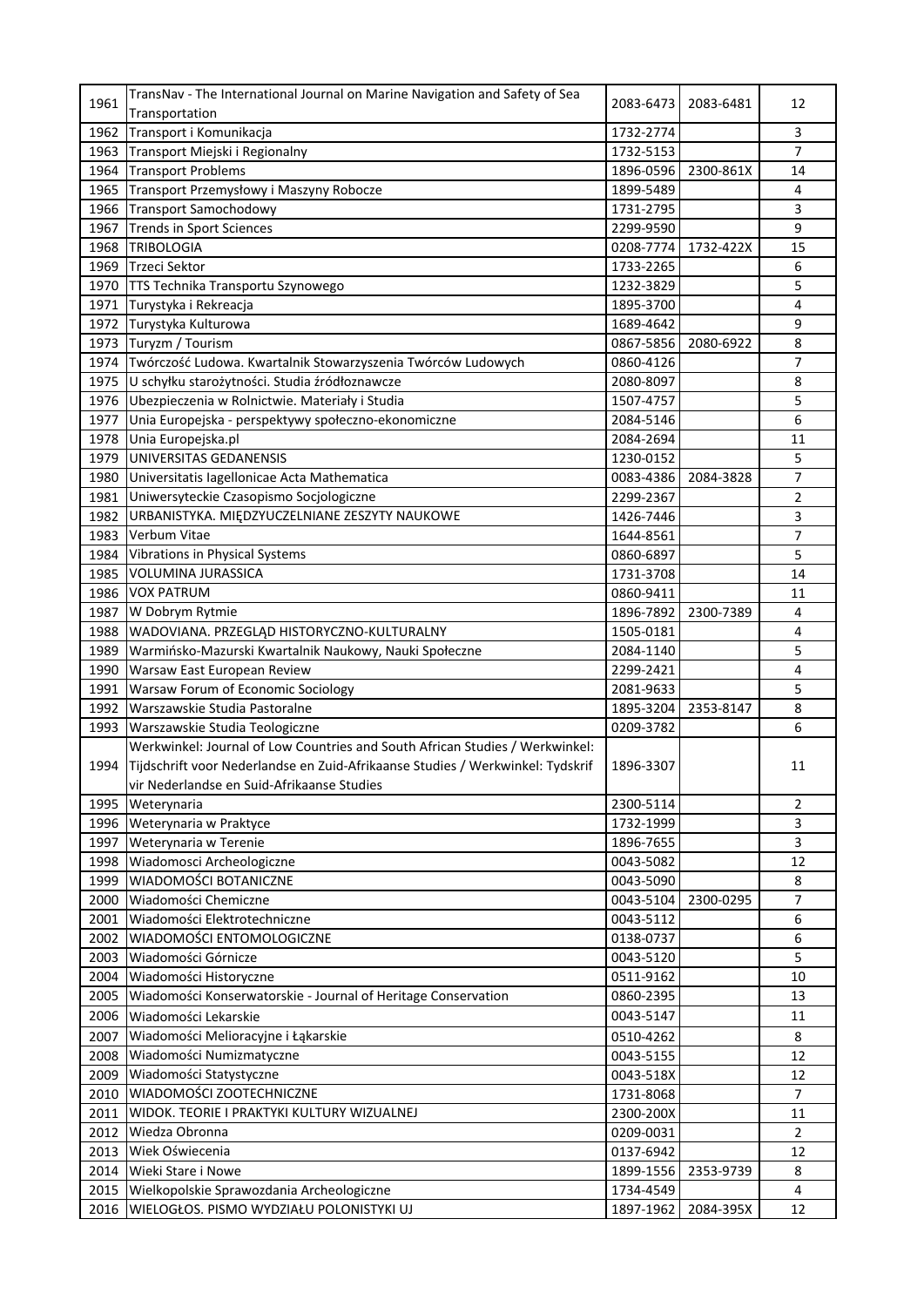| 1961 | TransNav - The International Journal on Marine Navigation and Safety of Sea Transportation | 2083-6473 | 2083-6481 | 12 |
|---|---|---|---|---|
| 1962 | Transport i Komunikacja | 1732-2774 | | 3 |
| 1963 | Transport Miejski i Regionalny | 1732-5153 | | 7 |
| 1964 | Transport Problems | 1896-0596 | 2300-861X | 14 |
| 1965 | Transport Przemysłowy i Maszyny Robocze | 1899-5489 | | 4 |
| 1966 | Transport Samochodowy | 1731-2795 | | 3 |
| 1967 | Trends in Sport Sciences | 2299-9590 | | 9 |
| 1968 | TRIBOLOGIA | 0208-7774 | 1732-422X | 15 |
| 1969 | Trzeci Sektor | 1733-2265 | | 6 |
| 1970 | TTS Technika Transportu Szynowego | 1232-3829 | | 5 |
| 1971 | Turystyka i Rekreacja | 1895-3700 | | 4 |
| 1972 | Turystyka Kulturowa | 1689-4642 | | 9 |
| 1973 | Turyzm / Tourism | 0867-5856 | 2080-6922 | 8 |
| 1974 | Twórczość Ludowa. Kwartalnik Stowarzyszenia Twórców Ludowych | 0860-4126 | | 7 |
| 1975 | U schyłku starożytności. Studia źródłoznawcze | 2080-8097 | | 8 |
| 1976 | Ubezpieczenia w Rolnictwie. Materiały i Studia | 1507-4757 | | 5 |
| 1977 | Unia Europejska - perspektywy społeczno-ekonomiczne | 2084-5146 | | 6 |
| 1978 | Unia Europejska.pl | 2084-2694 | | 11 |
| 1979 | UNIVERSITAS GEDANENSIS | 1230-0152 | | 5 |
| 1980 | Universitatis Iagellonicae Acta Mathematica | 0083-4386 | 2084-3828 | 7 |
| 1981 | Uniwersyteckie Czasopismo Socjologiczne | 2299-2367 | | 2 |
| 1982 | URBANISTYKA. MIĘDZYUCZELNIANE ZESZYTY NAUKOWE | 1426-7446 | | 3 |
| 1983 | Verbum Vitae | 1644-8561 | | 7 |
| 1984 | Vibrations in Physical Systems | 0860-6897 | | 5 |
| 1985 | VOLUMINA JURASSICA | 1731-3708 | | 14 |
| 1986 | VOX PATRUM | 0860-9411 | | 11 |
| 1987 | W Dobrym Rytmie | 1896-7892 | 2300-7389 | 4 |
| 1988 | WADOVIANA. PRZEGLĄD HISTORYCZNO-KULTURALNY | 1505-0181 | | 4 |
| 1989 | Warmińsko-Mazurski Kwartalnik Naukowy, Nauki Społeczne | 2084-1140 | | 5 |
| 1990 | Warsaw East European Review | 2299-2421 | | 4 |
| 1991 | Warsaw Forum of Economic Sociology | 2081-9633 | | 5 |
| 1992 | Warszawskie Studia Pastoralne | 1895-3204 | 2353-8147 | 8 |
| 1993 | Warszawskie Studia Teologiczne | 0209-3782 | | 6 |
| 1994 | Werkwinkel: Journal of Low Countries and South African Studies / Werkwinkel: Tijdschrift voor Nederlandse en Zuid-Afrikaanse Studies / Werkwinkel: Tydskrif vir Nederlandse en Suid-Afrikaanse Studies | 1896-3307 | | 11 |
| 1995 | Weterynaria | 2300-5114 | | 2 |
| 1996 | Weterynaria w Praktyce | 1732-1999 | | 3 |
| 1997 | Weterynaria w Terenie | 1896-7655 | | 3 |
| 1998 | Wiadomosci Archeologiczne | 0043-5082 | | 12 |
| 1999 | WIADOMOŚCI BOTANICZNE | 0043-5090 | | 8 |
| 2000 | Wiadomości Chemiczne | 0043-5104 | 2300-0295 | 7 |
| 2001 | Wiadomości Elektrotechniczne | 0043-5112 | | 6 |
| 2002 | WIADOMOŚCI ENTOMOLOGICZNE | 0138-0737 | | 6 |
| 2003 | Wiadomości Górnicze | 0043-5120 | | 5 |
| 2004 | Wiadomości Historyczne | 0511-9162 | | 10 |
| 2005 | Wiadomości Konserwatorskie - Journal of Heritage Conservation | 0860-2395 | | 13 |
| 2006 | Wiadomości Lekarskie | 0043-5147 | | 11 |
| 2007 | Wiadomości Melioracyjne i Łąkarskie | 0510-4262 | | 8 |
| 2008 | Wiadomości Numizmatyczne | 0043-5155 | | 12 |
| 2009 | Wiadomości Statystyczne | 0043-518X | | 12 |
| 2010 | WIADOMOŚCI ZOOTECHNICZNE | 1731-8068 | | 7 |
| 2011 | WIDOK. TEORIE I PRAKTYKI KULTURY WIZUALNEJ | 2300-200X | | 11 |
| 2012 | Wiedza Obronna | 0209-0031 | | 2 |
| 2013 | Wiek Oświecenia | 0137-6942 | | 12 |
| 2014 | Wieki Stare i Nowe | 1899-1556 | 2353-9739 | 8 |
| 2015 | Wielkopolskie Sprawozdania Archeologiczne | 1734-4549 | | 4 |
| 2016 | WIELOGŁOS. PISMO WYDZIAŁU POLONISTYKI UJ | 1897-1962 | 2084-395X | 12 |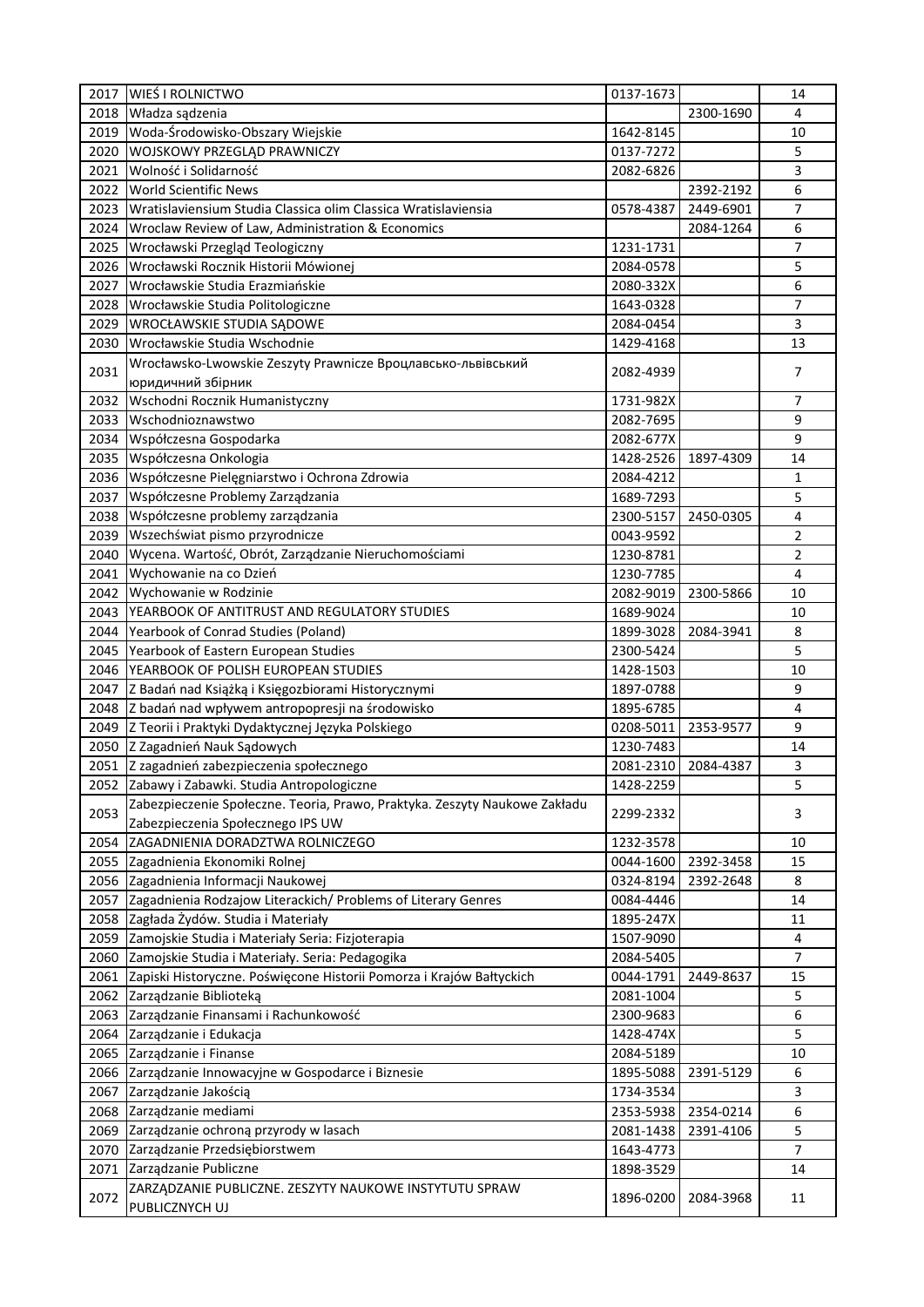| | | | | |
|---|---|---|---|---|
| 2017 | WIEŚ I ROLNICTWO | 0137-1673 | | 14 |
| 2018 | Władza sądzenia | | 2300-1690 | 4 |
| 2019 | Woda-Środowisko-Obszary Wiejskie | 1642-8145 | | 10 |
| 2020 | WOJSKOWY PRZEGLĄD PRAWNICZY | 0137-7272 | | 5 |
| 2021 | Wolność i Solidarność | 2082-6826 | | 3 |
| 2022 | World Scientific News | | 2392-2192 | 6 |
| 2023 | Wratislaviensium Studia Classica olim Classica Wratislaviensia | 0578-4387 | 2449-6901 | 7 |
| 2024 | Wroclaw Review of Law, Administration & Economics | | 2084-1264 | 6 |
| 2025 | Wrocławski Przegląd Teologiczny | 1231-1731 | | 7 |
| 2026 | Wrocławski Rocznik Historii Mówionej | 2084-0578 | | 5 |
| 2027 | Wrocławskie Studia Erazmiańskie | 2080-332X | | 6 |
| 2028 | Wrocławskie Studia Politologiczne | 1643-0328 | | 7 |
| 2029 | WROCŁAWSKIE STUDIA SĄDOWE | 2084-0454 | | 3 |
| 2030 | Wrocławskie Studia Wschodnie | 1429-4168 | | 13 |
| 2031 | Wrocławsko-Lwowskie Zeszyty Prawnicze Вроцлавсько-львівський юридичний збірник | 2082-4939 | | 7 |
| 2032 | Wschodni Rocznik Humanistyczny | 1731-982X | | 7 |
| 2033 | Wschodnioznawstwo | 2082-7695 | | 9 |
| 2034 | Współczesna Gospodarka | 2082-677X | | 9 |
| 2035 | Współczesna Onkologia | 1428-2526 | 1897-4309 | 14 |
| 2036 | Współczesne Pielęgniarstwo i Ochrona Zdrowia | 2084-4212 | | 1 |
| 2037 | Współczesne Problemy Zarządzania | 1689-7293 | | 5 |
| 2038 | Współczesne problemy zarządzania | 2300-5157 | 2450-0305 | 4 |
| 2039 | Wszechświat pismo przyrodnicze | 0043-9592 | | 2 |
| 2040 | Wycena. Wartość, Obrót, Zarządzanie Nieruchomościami | 1230-8781 | | 2 |
| 2041 | Wychowanie na co Dzień | 1230-7785 | | 4 |
| 2042 | Wychowanie w Rodzinie | 2082-9019 | 2300-5866 | 10 |
| 2043 | YEARBOOK OF ANTITRUST AND REGULATORY STUDIES | 1689-9024 | | 10 |
| 2044 | Yearbook of Conrad Studies (Poland) | 1899-3028 | 2084-3941 | 8 |
| 2045 | Yearbook of Eastern European Studies | 2300-5424 | | 5 |
| 2046 | YEARBOOK OF POLISH EUROPEAN STUDIES | 1428-1503 | | 10 |
| 2047 | Z Badań nad Książką i Księgozbiorami Historycznymi | 1897-0788 | | 9 |
| 2048 | Z badań nad wpływem antropopresji na środowisko | 1895-6785 | | 4 |
| 2049 | Z Teorii i Praktyki Dydaktycznej Języka Polskiego | 0208-5011 | 2353-9577 | 9 |
| 2050 | Z Zagadnień Nauk Sądowych | 1230-7483 | | 14 |
| 2051 | Z zagadnień zabezpieczenia społecznego | 2081-2310 | 2084-4387 | 3 |
| 2052 | Zabawy i Zabawki. Studia Antropologiczne | 1428-2259 | | 5 |
| 2053 | Zabezpieczenie Społeczne. Teoria, Prawo, Praktyka. Zeszyty Naukowe Zakładu Zabezpieczenia Społecznego IPS UW | 2299-2332 | | 3 |
| 2054 | ZAGADNIENIA DORADZTWA ROLNICZEGO | 1232-3578 | | 10 |
| 2055 | Zagadnienia Ekonomiki Rolnej | 0044-1600 | 2392-3458 | 15 |
| 2056 | Zagadnienia Informacji Naukowej | 0324-8194 | 2392-2648 | 8 |
| 2057 | Zagadnienia Rodzajow Literackich/ Problems of Literary Genres | 0084-4446 | | 14 |
| 2058 | Zagłada Żydów. Studia i Materiały | 1895-247X | | 11 |
| 2059 | Zamojskie Studia i Materiały Seria: Fizjoterapia | 1507-9090 | | 4 |
| 2060 | Zamojskie Studia i Materiały. Seria: Pedagogika | 2084-5405 | | 7 |
| 2061 | Zapiski Historyczne. Poświęcone Historii Pomorza i Krajów Bałtyckich | 0044-1791 | 2449-8637 | 15 |
| 2062 | Zarządzanie Biblioteką | 2081-1004 | | 5 |
| 2063 | Zarządzanie Finansami i Rachunkowość | 2300-9683 | | 6 |
| 2064 | Zarządzanie i Edukacja | 1428-474X | | 5 |
| 2065 | Zarządzanie i Finanse | 2084-5189 | | 10 |
| 2066 | Zarządzanie Innowacyjne w Gospodarce i Biznesie | 1895-5088 | 2391-5129 | 6 |
| 2067 | Zarządzanie Jakością | 1734-3534 | | 3 |
| 2068 | Zarządzanie mediami | 2353-5938 | 2354-0214 | 6 |
| 2069 | Zarządzanie ochroną przyrody w lasach | 2081-1438 | 2391-4106 | 5 |
| 2070 | Zarządzanie Przedsiębiorstwem | 1643-4773 | | 7 |
| 2071 | Zarządzanie Publiczne | 1898-3529 | | 14 |
| 2072 | ZARZĄDZANIE PUBLICZNE. ZESZYTY NAUKOWE INSTYTUTU SPRAW PUBLICZNYCH UJ | 1896-0200 | 2084-3968 | 11 |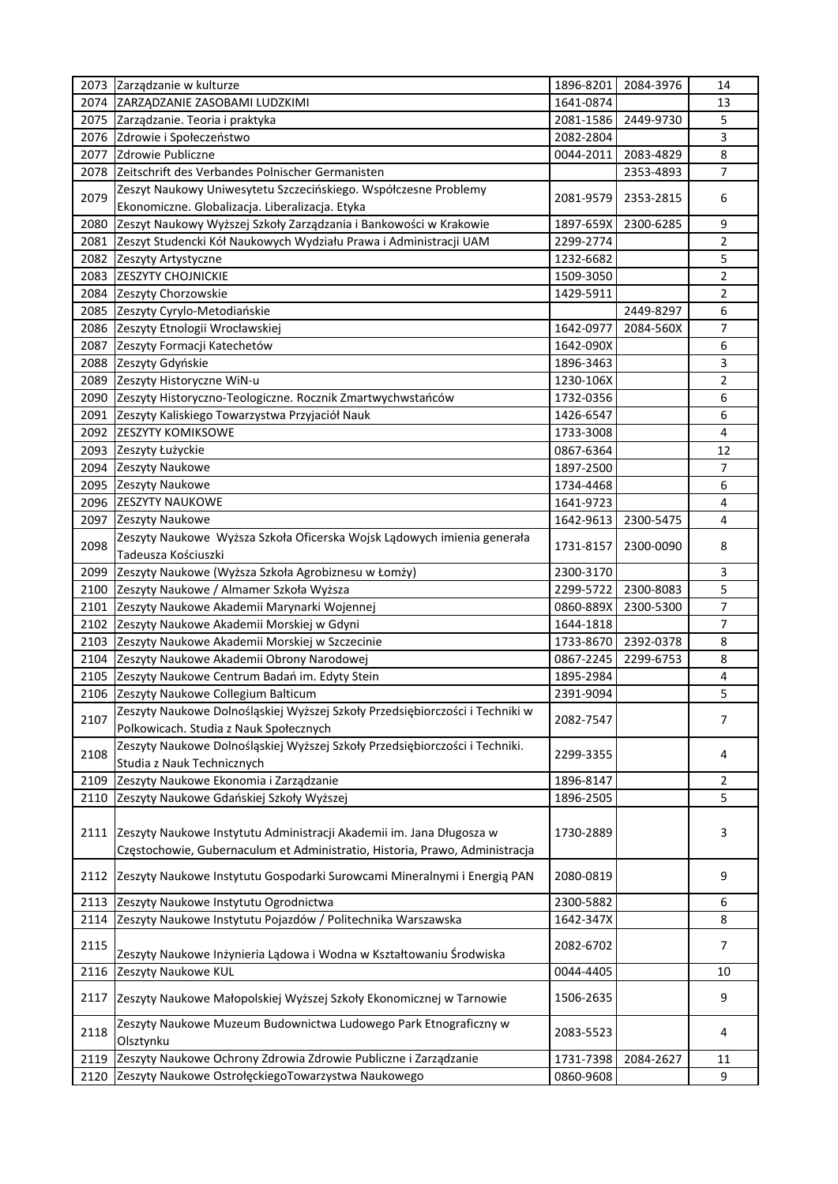| | | | | |
|---|---|---|---|---|
| 2073 | Zarządzanie w kulturze | 1896-8201 | 2084-3976 | 14 |
| 2074 | ZARZĄDZANIE ZASOBAMI LUDZKIMI | 1641-0874 | | 13 |
| 2075 | Zarządzanie. Teoria i praktyka | 2081-1586 | 2449-9730 | 5 |
| 2076 | Zdrowie i Społeczeństwo | 2082-2804 | | 3 |
| 2077 | Zdrowie Publiczne | 0044-2011 | 2083-4829 | 8 |
| 2078 | Zeitschrift des Verbandes Polnischer Germanisten | | 2353-4893 | 7 |
| 2079 | Zeszyt Naukowy Uniwesytetu Szczecińskiego. Współczesne Problemy Ekonomiczne. Globalizacja. Liberalizacja. Etyka | 2081-9579 | 2353-2815 | 6 |
| 2080 | Zeszyt Naukowy Wyższej Szkoły Zarządzania i Bankowości w Krakowie | 1897-659X | 2300-6285 | 9 |
| 2081 | Zeszyt Studencki Kół Naukowych Wydziału Prawa i Administracji UAM | 2299-2774 | | 2 |
| 2082 | Zeszyty Artystyczne | 1232-6682 | | 5 |
| 2083 | ZESZYTY CHOJNICKIE | 1509-3050 | | 2 |
| 2084 | Zeszyty Chorzowskie | 1429-5911 | | 2 |
| 2085 | Zeszyty Cyrylo-Metodiańskie | | 2449-8297 | 6 |
| 2086 | Zeszyty Etnologii Wrocławskiej | 1642-0977 | 2084-560X | 7 |
| 2087 | Zeszyty Formacji Katechetów | 1642-090X | | 6 |
| 2088 | Zeszyty Gdyńskie | 1896-3463 | | 3 |
| 2089 | Zeszyty Historyczne WiN-u | 1230-106X | | 2 |
| 2090 | Zeszyty Historyczno-Teologiczne. Rocznik Zmartwychwstańców | 1732-0356 | | 6 |
| 2091 | Zeszyty Kaliskiego Towarzystwa Przyjaciół Nauk | 1426-6547 | | 6 |
| 2092 | ZESZYTY KOMIKSOWE | 1733-3008 | | 4 |
| 2093 | Zeszyty Łużyckie | 0867-6364 | | 12 |
| 2094 | Zeszyty Naukowe | 1897-2500 | | 7 |
| 2095 | Zeszyty Naukowe | 1734-4468 | | 6 |
| 2096 | ZESZYTY NAUKOWE | 1641-9723 | | 4 |
| 2097 | Zeszyty Naukowe | 1642-9613 | 2300-5475 | 4 |
| 2098 | Zeszyty Naukowe Wyższa Szkoła Oficerska Wojsk Lądowych imienia generała Tadeusza Kościuszki | 1731-8157 | 2300-0090 | 8 |
| 2099 | Zeszyty Naukowe (Wyższa Szkoła Agrobiznesu w Łomży) | 2300-3170 | | 3 |
| 2100 | Zeszyty Naukowe / Almamer Szkoła Wyższa | 2299-5722 | 2300-8083 | 5 |
| 2101 | Zeszyty Naukowe Akademii Marynarki Wojennej | 0860-889X | 2300-5300 | 7 |
| 2102 | Zeszyty Naukowe Akademii Morskiej w Gdyni | 1644-1818 | | 7 |
| 2103 | Zeszyty Naukowe Akademii Morskiej w Szczecinie | 1733-8670 | 2392-0378 | 8 |
| 2104 | Zeszyty Naukowe Akademii Obrony Narodowej | 0867-2245 | 2299-6753 | 8 |
| 2105 | Zeszyty Naukowe Centrum Badań im. Edyty Stein | 1895-2984 | | 4 |
| 2106 | Zeszyty Naukowe Collegium Balticum | 2391-9094 | | 5 |
| 2107 | Zeszyty Naukowe Dolnośląskiej Wyższej Szkoły Przedsiębiorczości i Techniki w Polkowicach. Studia z Nauk Społecznych | 2082-7547 | | 7 |
| 2108 | Zeszyty Naukowe Dolnośląskiej Wyższej Szkoły Przedsiębiorczości i Techniki. Studia z Nauk Technicznych | 2299-3355 | | 4 |
| 2109 | Zeszyty Naukowe Ekonomia i Zarządzanie | 1896-8147 | | 2 |
| 2110 | Zeszyty Naukowe Gdańskiej Szkoły Wyższej | 1896-2505 | | 5 |
| 2111 | Zeszyty Naukowe Instytutu Administracji Akademii im. Jana Długosza w Częstochowie, Gubernaculum et Administratio, Historia, Prawo, Administracja | 1730-2889 | | 3 |
| 2112 | Zeszyty Naukowe Instytutu Gospodarki Surowcami Mineralnymi i Energią PAN | 2080-0819 | | 9 |
| 2113 | Zeszyty Naukowe Instytutu Ogrodnictwa | 2300-5882 | | 6 |
| 2114 | Zeszyty Naukowe Instytutu Pojazdów / Politechnika Warszawska | 1642-347X | | 8 |
| 2115 | Zeszyty Naukowe Inżynieria Lądowa i Wodna w Kształtowaniu Środwiska | 2082-6702 | | 7 |
| 2116 | Zeszyty Naukowe KUL | 0044-4405 | | 10 |
| 2117 | Zeszyty Naukowe Małopolskiej Wyższej Szkoły Ekonomicznej w Tarnowie | 1506-2635 | | 9 |
| 2118 | Zeszyty Naukowe Muzeum Budownictwa Ludowego Park Etnograficzny w Olsztynku | 2083-5523 | | 4 |
| 2119 | Zeszyty Naukowe Ochrony Zdrowia Zdrowie Publiczne i Zarządzanie | 1731-7398 | 2084-2627 | 11 |
| 2120 | Zeszyty Naukowe OstrołęckiegoTowarzystwa Naukowego | 0860-9608 | | 9 |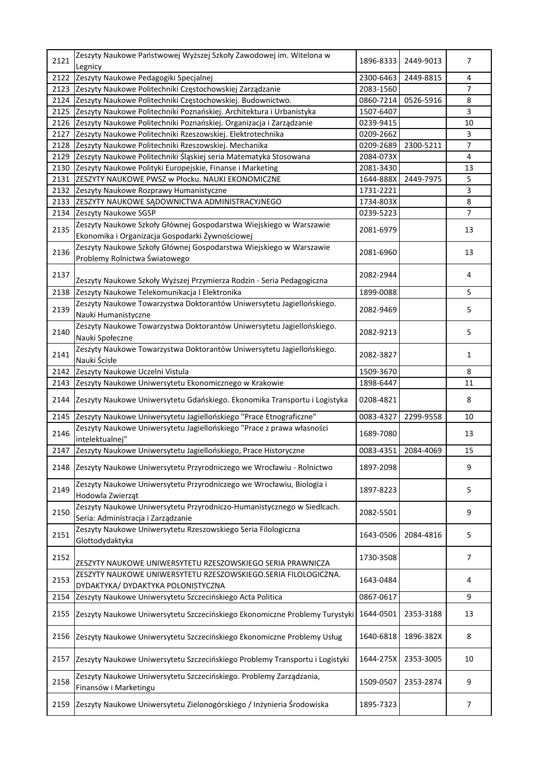| | | | | |
|---|---|---|---|---|
| 2121 | Zeszyty Naukowe Państwowej Wyższej Szkoły Zawodowej im. Witelona w Legnicy | 1896-8333 | 2449-9013 | 7 |
| 2122 | Zeszyty Naukowe Pedagogiki Specjalnej | 2300-6463 | 2449-8815 | 4 |
| 2123 | Zeszyty Naukowe Politechniki Częstochowskiej Zarządzanie | 2083-1560 | | 7 |
| 2124 | Zeszyty Naukowe Politechniki Częstochowskiej. Budownictwo. | 0860-7214 | 0526-5916 | 8 |
| 2125 | Zeszyty Naukowe Politechniki Poznańskiej. Architektura i Urbanistyka | 1507-6407 | | 3 |
| 2126 | Zeszyty Naukowe Politechniki Poznańskiej. Organizacja i Zarządzanie | 0239-9415 | | 10 |
| 2127 | Zeszyty Naukowe Politechniki Rzeszowskiej. Elektrotechnika | 0209-2662 | | 3 |
| 2128 | Zeszyty Naukowe Politechniki Rzeszowskiej. Mechanika | 0209-2689 | 2300-5211 | 7 |
| 2129 | Zeszyty Naukowe Politechniki Śląskiej seria Matematyka Stosowana | 2084-073X | | 4 |
| 2130 | Zeszyty Naukowe Polityki Europejskie, Finanse i Marketing | 2081-3430 | | 13 |
| 2131 | ZESZYTY NAUKOWE PWSZ w Płocku. NAUKI EKONOMICZNE | 1644-888X | 2449-7975 | 5 |
| 2132 | Zeszyty Naukowe Rozprawy Humanistyczne | 1731-2221 | | 3 |
| 2133 | ZESZYTY NAUKOWE SĄDOWNICTWA ADMINISTRACYJNEGO | 1734-803X | | 8 |
| 2134 | Zeszyty Naukowe SGSP | 0239-5223 | | 7 |
| 2135 | Zeszyty Naukowe Szkoły Głównej Gospodarstwa Wiejskiego w Warszawie Ekonomika i Organizacja Gospodarki Żywnościowej | 2081-6979 | | 13 |
| 2136 | Zeszyty Naukowe Szkoły Głównej Gospodarstwa Wiejskiego w Warszawie Problemy Rolnictwa Światowego | 2081-6960 | | 13 |
| 2137 | Zeszyty Naukowe Szkoły Wyższej Przymierza Rodzin - Seria Pedagogiczna | 2082-2944 | | 4 |
| 2138 | Zeszyty Naukowe Telekomunikacja I Elektronika | 1899-0088 | | 5 |
| 2139 | Zeszyty Naukowe Towarzystwa Doktorantów Uniwersytetu Jagiellońskiego. Nauki Humanistyczne | 2082-9469 | | 5 |
| 2140 | Zeszyty Naukowe Towarzystwa Doktorantów Uniwersytetu Jagiellońskiego. Nauki Społeczne | 2082-9213 | | 5 |
| 2141 | Zeszyty Naukowe Towarzystwa Doktorantów Uniwersytetu Jagiellońskiego. Nauki Ścisłe | 2082-3827 | | 1 |
| 2142 | Zeszyty Naukowe Uczelni Vistula | 1509-3670 | | 8 |
| 2143 | Zeszyty Naukowe Uniwersytetu Ekonomicznego w Krakowie | 1898-6447 | | 11 |
| 2144 | Zeszyty Naukowe Uniwersytetu Gdańskiego. Ekonomika Transportu i Logistyka | 0208-4821 | | 8 |
| 2145 | Zeszyty Naukowe Uniwersytetu Jagiellońskiego "Prace Etnograficzne" | 0083-4327 | 2299-9558 | 10 |
| 2146 | Zeszyty Naukowe Uniwersytetu Jagiellońskiego "Prace z prawa własności intelektualnej" | 1689-7080 | | 13 |
| 2147 | Zeszyty Naukowe Uniwersytetu Jagiellońskiego, Prace Historyczne | 0083-4351 | 2084-4069 | 15 |
| 2148 | Zeszyty Naukowe Uniwersytetu Przyrodniczego we Wrocławiu - Rolnictwo | 1897-2098 | | 9 |
| 2149 | Zeszyty Naukowe Uniwersytetu Przyrodniczego we Wrocławiu, Biologia i Hodowla Zwierząt | 1897-8223 | | 5 |
| 2150 | Zeszyty Naukowe Uniwersytetu Przyrodniczo-Humanistycznego w Siedlcach. Seria: Administracja i Zarządzanie | 2082-5501 | | 9 |
| 2151 | Zeszyty Naukowe Uniwersytetu Rzeszowskiego Seria Filologiczna Glottodydaktyka | 1643-0506 | 2084-4816 | 5 |
| 2152 | ZESZYTY NAUKOWE UNIWERSYTETU RZESZOWSKIEGO SERIA PRAWNICZA | 1730-3508 | | 7 |
| 2153 | ZESZYTY NAUKOWE UNIWERSYTETU RZESZOWSKIEGO.SERIA FILOLOGICZNA. DYDAKTYKA/ DYDAKTYKA POLONISTYCZNA | 1643-0484 | | 4 |
| 2154 | Zeszyty Naukowe Uniwersytetu Szczecińskiego Acta Politica | 0867-0617 | | 9 |
| 2155 | Zeszyty Naukowe Uniwersytetu Szczecińskiego Ekonomiczne Problemy Turystyki | 1644-0501 | 2353-3188 | 13 |
| 2156 | Zeszyty Naukowe Uniwersytetu Szczecińskiego Ekonomiczne Problemy Usług | 1640-6818 | 1896-382X | 8 |
| 2157 | Zeszyty Naukowe Uniwersytetu Szczecińskiego Problemy Transportu i Logistyki | 1644-275X | 2353-3005 | 10 |
| 2158 | Zeszyty Naukowe Uniwersytetu Szczecińskiego. Problemy Zarządzania, Finansów i Marketingu | 1509-0507 | 2353-2874 | 9 |
| 2159 | Zeszyty Naukowe Uniwersytetu Zielonogórskiego / Inżynieria Środowiska | 1895-7323 | | 7 |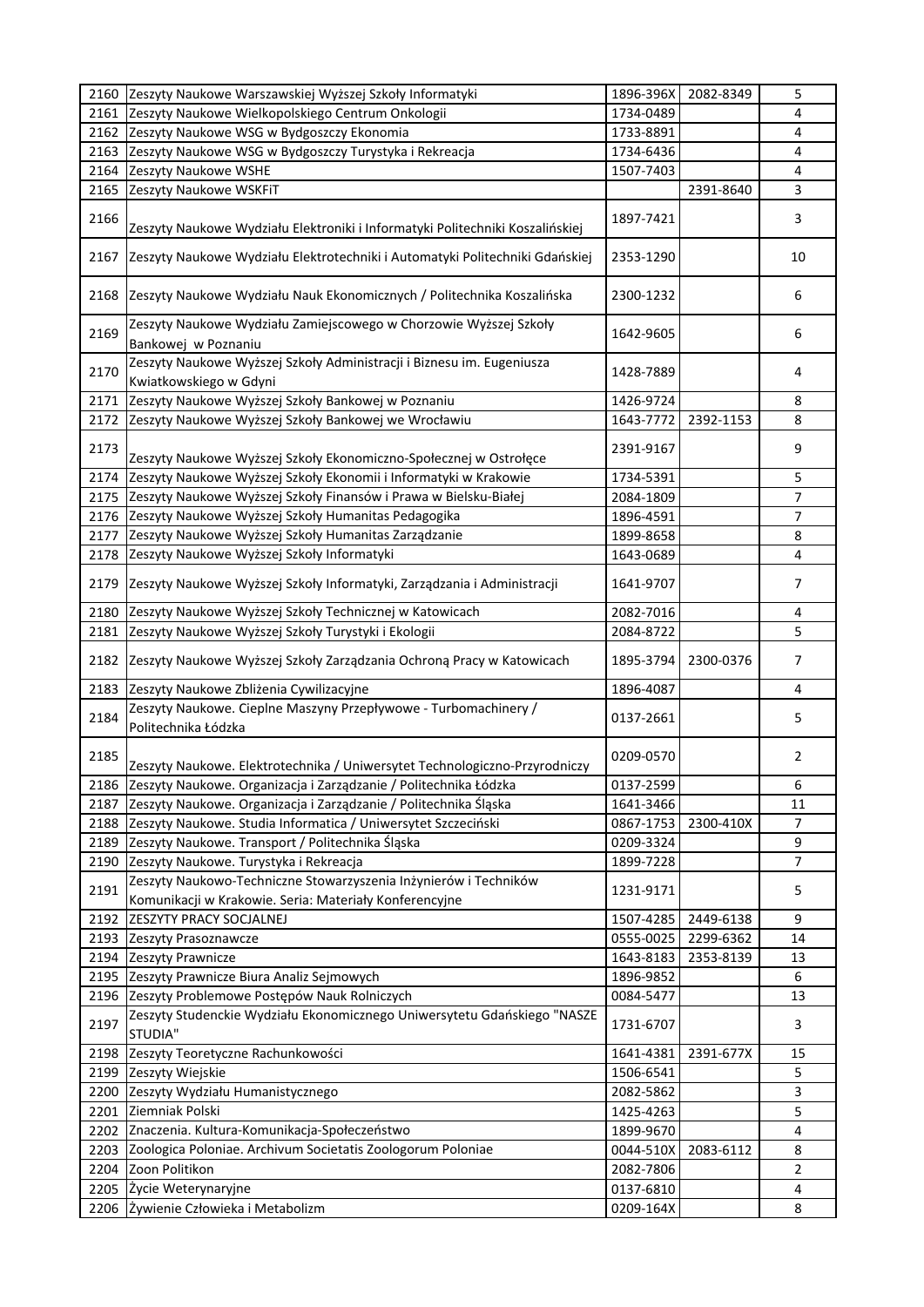| | | | | |
|---|---|---|---|---|
| 2160 | Zeszyty Naukowe Warszawskiej Wyższej Szkoły Informatyki | 1896-396X | 2082-8349 | 5 |
| 2161 | Zeszyty Naukowe Wielkopolskiego Centrum Onkologii | 1734-0489 | | 4 |
| 2162 | Zeszyty Naukowe WSG w Bydgoszczy Ekonomia | 1733-8891 | | 4 |
| 2163 | Zeszyty Naukowe WSG w Bydgoszczy Turystyka i Rekreacja | 1734-6436 | | 4 |
| 2164 | Zeszyty Naukowe WSHE | 1507-7403 | | 4 |
| 2165 | Zeszyty Naukowe WSKFiT | | 2391-8640 | 3 |
| 2166 | Zeszyty Naukowe Wydziału Elektroniki i Informatyki Politechniki Koszalińskiej | 1897-7421 | | 3 |
| 2167 | Zeszyty Naukowe Wydziału Elektrotechniki i Automatyki Politechniki Gdańskiej | 2353-1290 | | 10 |
| 2168 | Zeszyty Naukowe Wydziału Nauk Ekonomicznych / Politechnika Koszalińska | 2300-1232 | | 6 |
| 2169 | Zeszyty Naukowe Wydziału Zamiejscowego w Chorzowie Wyższej Szkoły Bankowej w Poznaniu | 1642-9605 | | 6 |
| 2170 | Zeszyty Naukowe Wyższej Szkoły Administracji i Biznesu im. Eugeniusza Kwiatkowskiego w Gdyni | 1428-7889 | | 4 |
| 2171 | Zeszyty Naukowe Wyższej Szkoły Bankowej w Poznaniu | 1426-9724 | | 8 |
| 2172 | Zeszyty Naukowe Wyższej Szkoły Bankowej we Wrocławiu | 1643-7772 | 2392-1153 | 8 |
| 2173 | Zeszyty Naukowe Wyższej Szkoły Ekonomiczno-Społecznej w Ostrołęce | 2391-9167 | | 9 |
| 2174 | Zeszyty Naukowe Wyższej Szkoły Ekonomii i Informatyki w Krakowie | 1734-5391 | | 5 |
| 2175 | Zeszyty Naukowe Wyższej Szkoły Finansów i Prawa w Bielsku-Białej | 2084-1809 | | 7 |
| 2176 | Zeszyty Naukowe Wyższej Szkoły Humanitas Pedagogika | 1896-4591 | | 7 |
| 2177 | Zeszyty Naukowe Wyższej Szkoły Humanitas Zarządzanie | 1899-8658 | | 8 |
| 2178 | Zeszyty Naukowe Wyższej Szkoły Informatyki | 1643-0689 | | 4 |
| 2179 | Zeszyty Naukowe Wyższej Szkoły Informatyki, Zarządzania i Administracji | 1641-9707 | | 7 |
| 2180 | Zeszyty Naukowe Wyższej Szkoły Technicznej w Katowicach | 2082-7016 | | 4 |
| 2181 | Zeszyty Naukowe Wyższej Szkoły Turystyki i Ekologii | 2084-8722 | | 5 |
| 2182 | Zeszyty Naukowe Wyższej Szkoły Zarządzania Ochroną Pracy w Katowicach | 1895-3794 | 2300-0376 | 7 |
| 2183 | Zeszyty Naukowe Zbliżenia Cywilizacyjne | 1896-4087 | | 4 |
| 2184 | Zeszyty Naukowe. Cieplne Maszyny Przepływowe - Turbomachinery / Politechnika Łódzka | 0137-2661 | | 5 |
| 2185 | Zeszyty Naukowe. Elektrotechnika / Uniwersytet Technologiczno-Przyrodniczy | 0209-0570 | | 2 |
| 2186 | Zeszyty Naukowe. Organizacja i Zarządzanie / Politechnika Łódzka | 0137-2599 | | 6 |
| 2187 | Zeszyty Naukowe. Organizacja i Zarządzanie / Politechnika Śląska | 1641-3466 | | 11 |
| 2188 | Zeszyty Naukowe. Studia Informatica / Uniwersytet Szczeciński | 0867-1753 | 2300-410X | 7 |
| 2189 | Zeszyty Naukowe. Transport / Politechnika Śląska | 0209-3324 | | 9 |
| 2190 | Zeszyty Naukowe. Turystyka i Rekreacja | 1899-7228 | | 7 |
| 2191 | Zeszyty Naukowo-Techniczne Stowarzyszenia Inżynierów i Techników Komunikacji w Krakowie. Seria: Materiały Konferencyjne | 1231-9171 | | 5 |
| 2192 | ZESZYTY PRACY SOCJALNEJ | 1507-4285 | 2449-6138 | 9 |
| 2193 | Zeszyty Prasoznawcze | 0555-0025 | 2299-6362 | 14 |
| 2194 | Zeszyty Prawnicze | 1643-8183 | 2353-8139 | 13 |
| 2195 | Zeszyty Prawnicze Biura Analiz Sejmowych | 1896-9852 | | 6 |
| 2196 | Zeszyty Problemowe Postępów Nauk Rolniczych | 0084-5477 | | 13 |
| 2197 | Zeszyty Studenckie Wydziału Ekonomicznego Uniwersytetu Gdańskiego "NASZE STUDIA" | 1731-6707 | | 3 |
| 2198 | Zeszyty Teoretyczne Rachunkowości | 1641-4381 | 2391-677X | 15 |
| 2199 | Zeszyty Wiejskie | 1506-6541 | | 5 |
| 2200 | Zeszyty Wydziału Humanistycznego | 2082-5862 | | 3 |
| 2201 | Ziemniak Polski | 1425-4263 | | 5 |
| 2202 | Znaczenia. Kultura-Komunikacja-Społeczeństwo | 1899-9670 | | 4 |
| 2203 | Zoologica Poloniae. Archivum Societatis Zoologorum Poloniae | 0044-510X | 2083-6112 | 8 |
| 2204 | Zoon Politikon | 2082-7806 | | 2 |
| 2205 | Życie Weterynaryjne | 0137-6810 | | 4 |
| 2206 | Żywienie Człowieka i Metabolizm | 0209-164X | | 8 |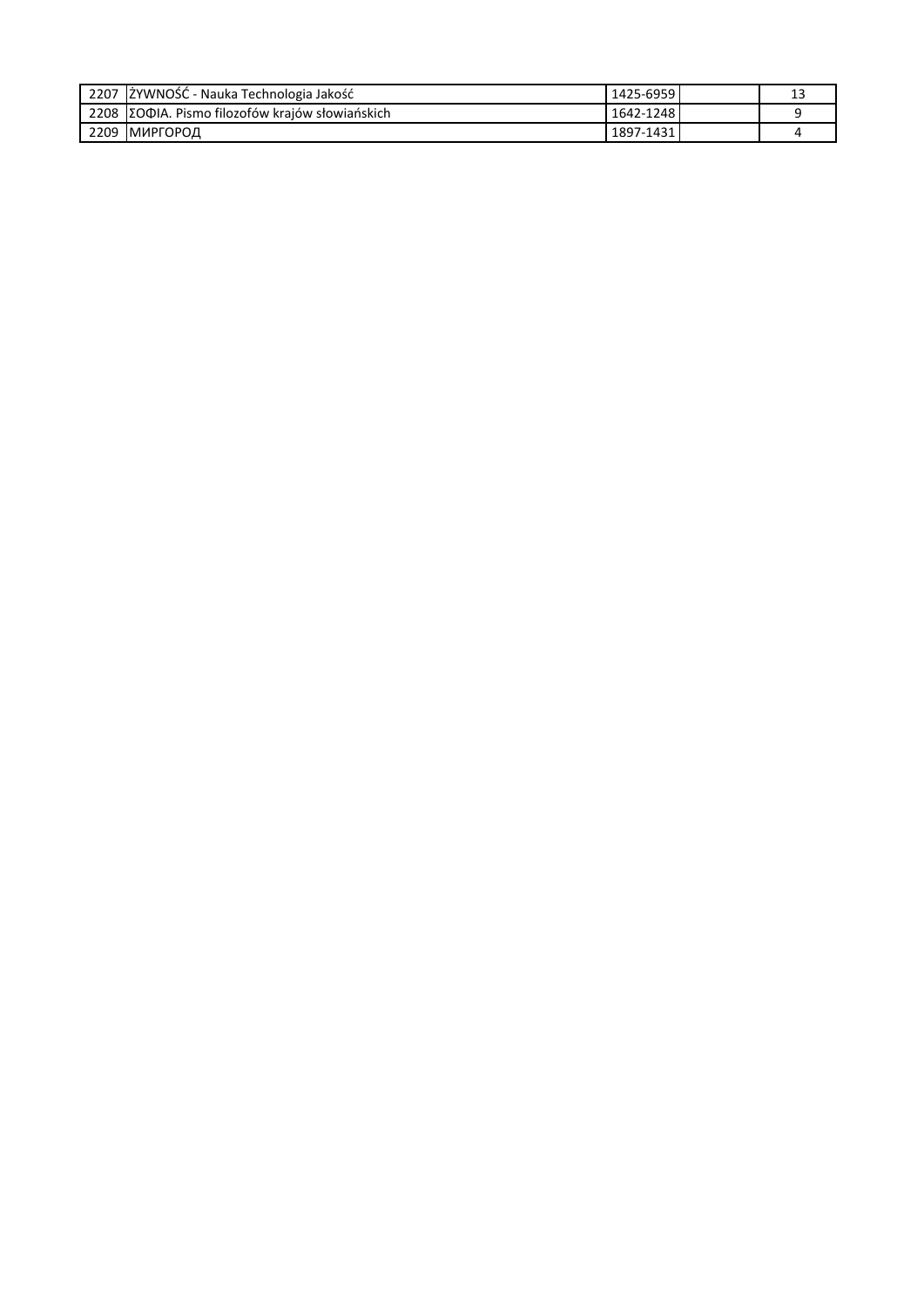| | | | | |
|---|---|---|---|---|
| 2207 | ŻYWNOŚĆ - Nauka Technologia Jakość | 1425-6959 | | 13 |
| 2208 | ΣΟΦΙΑ. Pismo filozofów krajów słowiańskich | 1642-1248 | | 9 |
| 2209 | МИРГОРОД | 1897-1431 | | 4 |